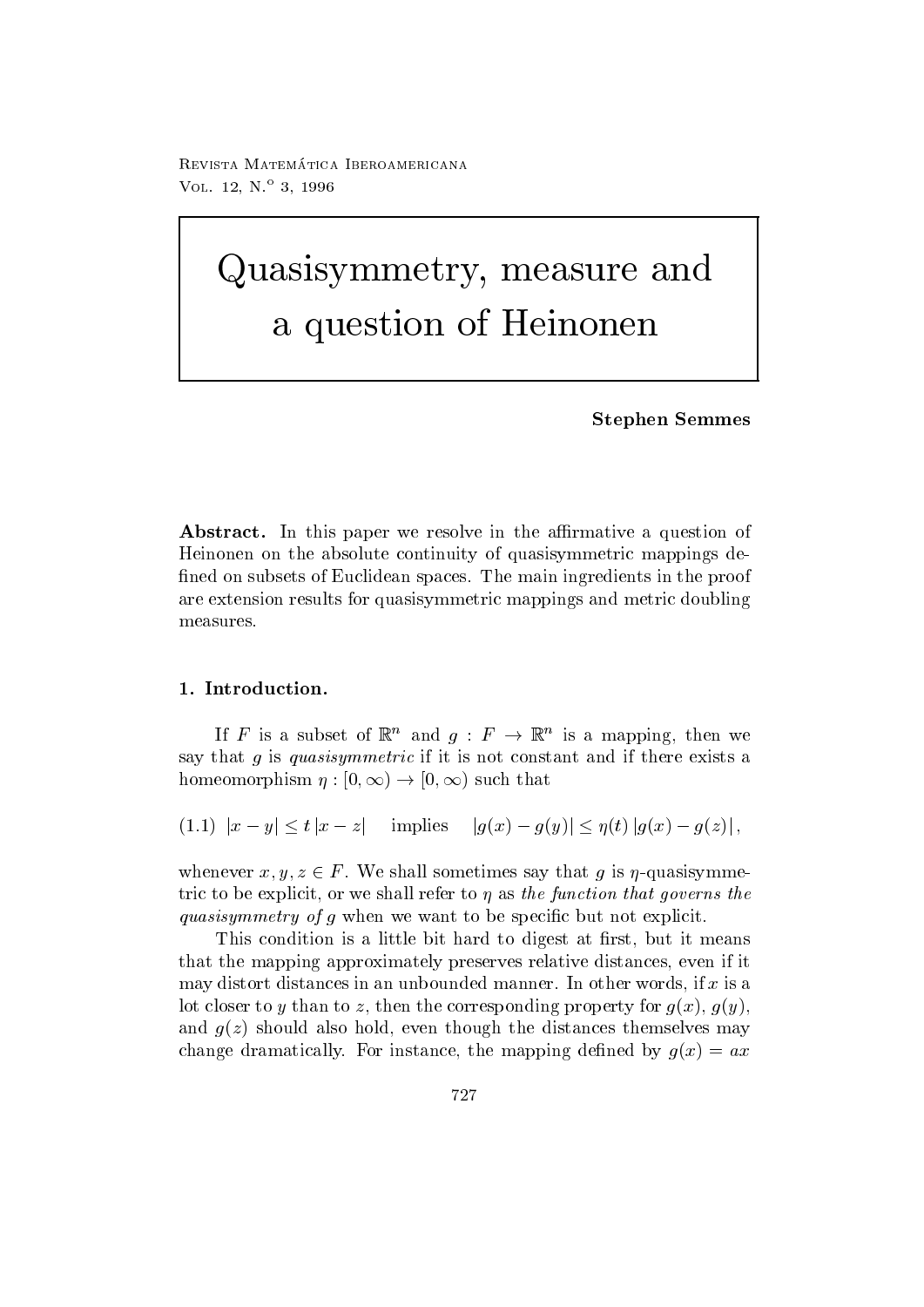# Quasisymmetry, measure and a question of Heinonen

**Stephen Semmes**

**Abstract.** In this paper we resolve in the affirmative a question of Heinonen on the absolute continuity of quasisymmetric mappings defined on subsets of Euclidean spaces. The main ingredients in the proof are extension results for quasisymmetric mappings and metric doubling measures.

## 1. Introduction.

If $F$ is a subset of $\mathbb{R}^n$ and $g : F \to \mathbb{R}^n$ is a mapping, then we say that $g$ is *quasisymmetric* if it is not constant and if there exists a homeomorphism $\eta : [0, \infty) \to [0, \infty)$ such that

$$(1.1) \quad |x - y| \le t\,|x - z| \quad \text{implies} \quad |g(x) - g(y)| \le \eta(t)\,|g(x) - g(z)|,$$

whenever $x, y, z \in F$. We shall sometimes say that $g$ is $\eta$-quasisymmetric to be explicit, or we shall refer to $\eta$ as *the function that governs the quasisymmetry of* $g$ when we want to be specific but not explicit.

This condition is a little bit hard to digest at first, but it means that the mapping approximately preserves relative distances, even if it may distort distances in an unbounded manner. In other words, if $x$ is a lot closer to $y$ than to $z$, then the corresponding property for $g(x)$, $g(y)$, and $g(z)$ should also hold, even though the distances themselves may change dramatically. For instance, the mapping defined by $g(x) = ax$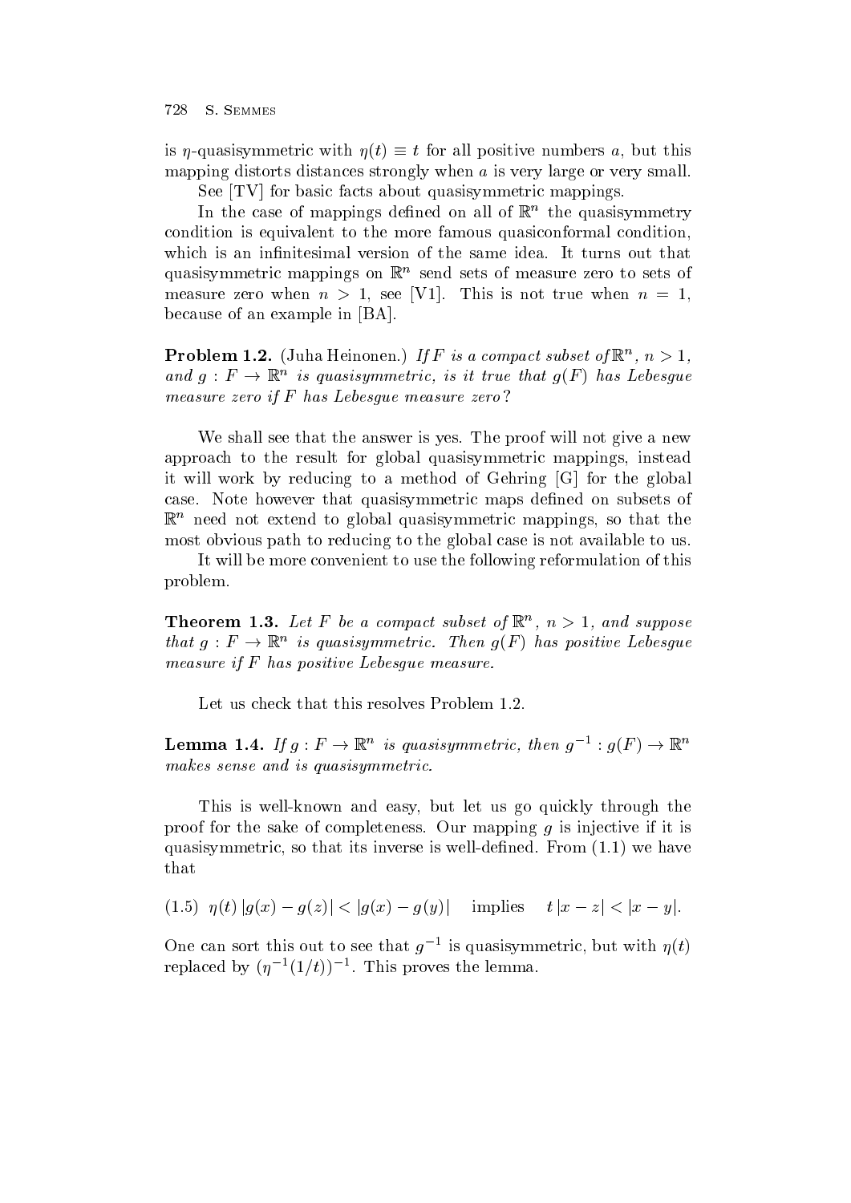is $\eta$-quasisymmetric with $\eta(t) \equiv t$ for all positive numbers $a$, but this mapping distorts distances strongly when $a$ is very large or very small.

See [TV] for basic facts about quasisymmetric mappings.

In the case of mappings defined on all of $\mathbb{R}^n$ the quasisymmetry condition is equivalent to the more famous quasiconformal condition, which is an infinitesimal version of the same idea. It turns out that quasisymmetric mappings on $\mathbb{R}^n$ send sets of measure zero to sets of measure zero when $n > 1$, see [V1]. This is not true when $n = 1$, because of an example in [BA].

**Problem 1.2.** (Juha Heinonen.) *If $F$ is a compact subset of $\mathbb{R}^n$, $n > 1$, and $g : F \to \mathbb{R}^n$ is quasisymmetric, is it true that $g(F)$ has Lebesgue measure zero if $F$ has Lebesgue measure zero?*

We shall see that the answer is yes. The proof will not give a new approach to the result for global quasisymmetric mappings, instead it will work by reducing to a method of Gehring [G] for the global case. Note however that quasisymmetric maps defined on subsets of $\mathbb{R}^n$ need not extend to global quasisymmetric mappings, so that the most obvious path to reducing to the global case is not available to us.

It will be more convenient to use the following reformulation of this problem.

**Theorem 1.3.** *Let $F$ be a compact subset of $\mathbb{R}^n$, $n > 1$, and suppose that $g : F \to \mathbb{R}^n$ is quasisymmetric. Then $g(F)$ has positive Lebesgue measure if $F$ has positive Lebesgue measure.*

Let us check that this resolves Problem 1.2.

**Lemma 1.4.** *If $g : F \to \mathbb{R}^n$ is quasisymmetric, then $g^{-1} : g(F) \to \mathbb{R}^n$ makes sense and is quasisymmetric.*

This is well-known and easy, but let us go quickly through the proof for the sake of completeness. Our mapping $g$ is injective if it is quasisymmetric, so that its inverse is well-defined. From (1.1) we have that

$$(1.5) \quad \eta(t)\, |g(x) - g(z)| < |g(x) - g(y)| \quad \text{implies} \quad t\, |x - z| < |x - y|.$$

One can sort this out to see that $g^{-1}$ is quasisymmetric, but with $\eta(t)$ replaced by $(\eta^{-1}(1/t))^{-1}$. This proves the lemma.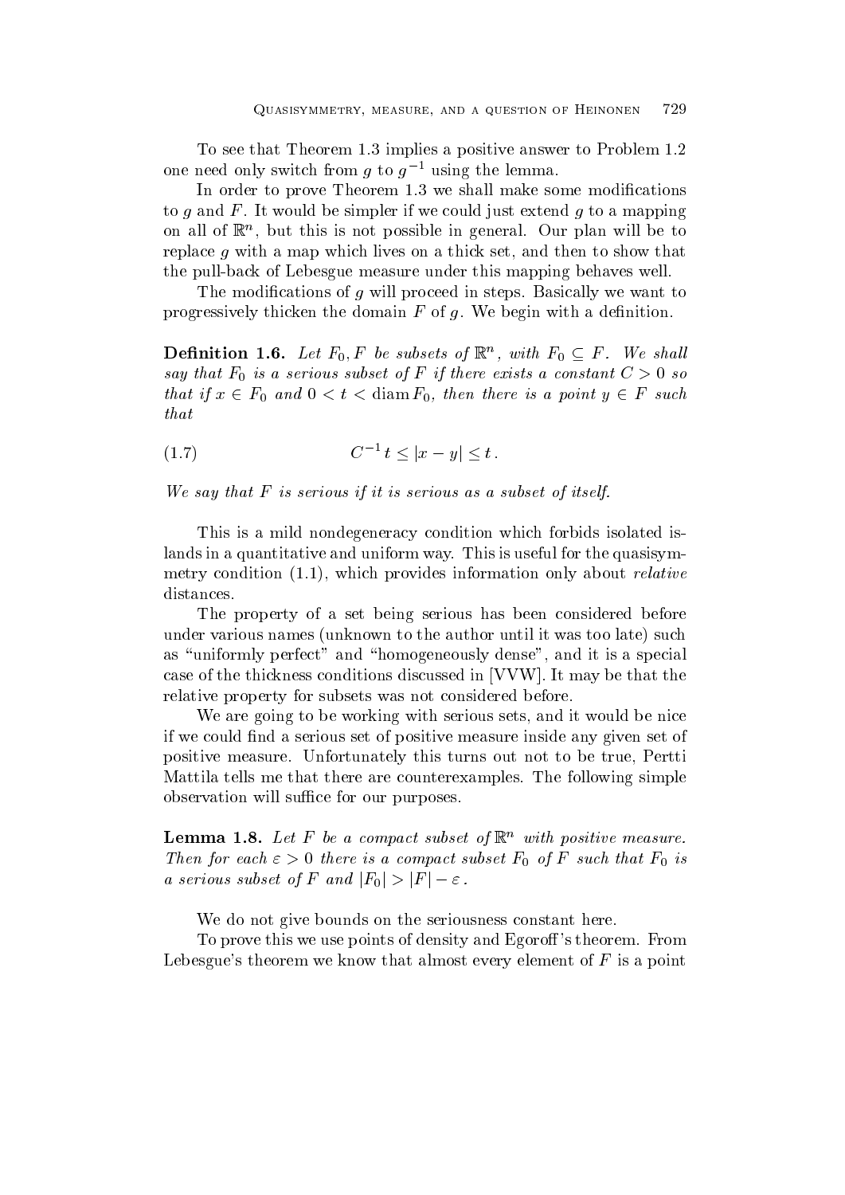To see that Theorem 1.3 implies a positive answer to Problem 1.2 one need only switch from $g$ to $g^{-1}$ using the lemma.

In order to prove Theorem 1.3 we shall make some modifications to $g$ and $F$. It would be simpler if we could just extend $g$ to a mapping on all of $\mathbb{R}^n$, but this is not possible in general. Our plan will be to replace $g$ with a map which lives on a thick set, and then to show that the pull-back of Lebesgue measure under this mapping behaves well.

The modifications of $g$ will proceed in steps. Basically we want to progressively thicken the domain $F$ of $g$. We begin with a definition.

**Definition 1.6.** *Let $F_0, F$ be subsets of $\mathbb{R}^n$, with $F_0 \subseteq F$. We shall say that $F_0$ is a serious subset of $F$ if there exists a constant $C > 0$ so that if $x \in F_0$ and $0 < t < \operatorname{diam} F_0$, then there is a point $y \in F$ such that*

$$C^{-1} t \leq |x - y| \leq t \,. \tag{1.7}$$

*We say that $F$ is serious if it is serious as a subset of itself.*

This is a mild nondegeneracy condition which forbids isolated islands in a quantitative and uniform way. This is useful for the quasisymmetry condition (1.1), which provides information only about *relative* distances.

The property of a set being serious has been considered before under various names (unknown to the author until it was too late) such as "uniformly perfect" and "homogeneously dense", and it is a special case of the thickness conditions discussed in [VVW]. It may be that the relative property for subsets was not considered before.

We are going to be working with serious sets, and it would be nice if we could find a serious set of positive measure inside any given set of positive measure. Unfortunately this turns out not to be true, Pertti Mattila tells me that there are counterexamples. The following simple observation will suffice for our purposes.

**Lemma 1.8.** *Let $F$ be a compact subset of $\mathbb{R}^n$ with positive measure. Then for each $\varepsilon > 0$ there is a compact subset $F_0$ of $F$ such that $F_0$ is a serious subset of $F$ and $|F_0| > |F| - \varepsilon$.*

We do not give bounds on the seriousness constant here.

To prove this we use points of density and Egoroff's theorem. From Lebesgue's theorem we know that almost every element of $F$ is a point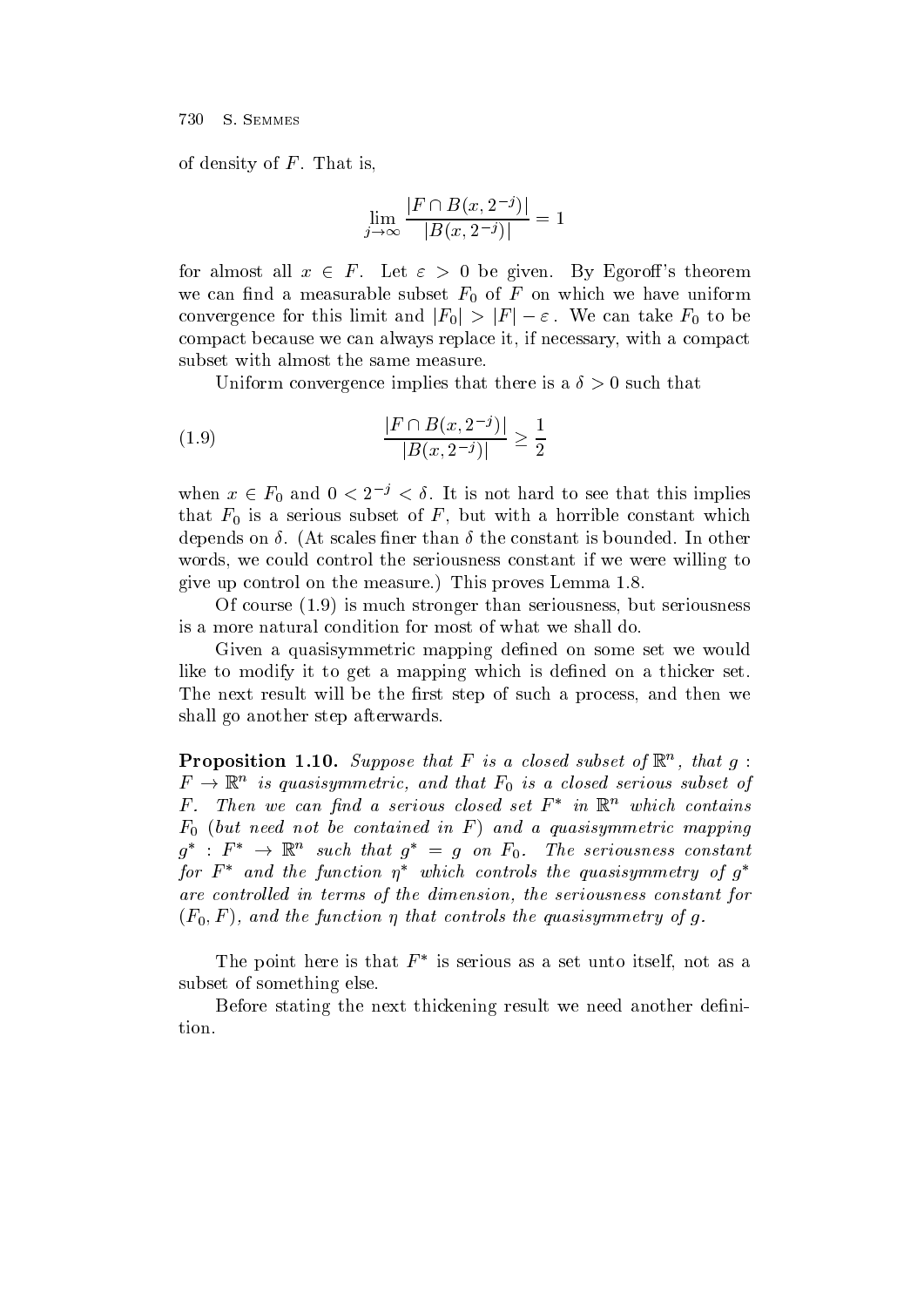of density of $F$. That is,

$$\lim_{j\to\infty} \frac{|F \cap B(x, 2^{-j})|}{|B(x, 2^{-j})|} = 1$$

for almost all $x \in F$. Let $\varepsilon > 0$ be given. By Egoroff's theorem we can find a measurable subset $F_0$ of $F$ on which we have uniform convergence for this limit and $|F_0| > |F| - \varepsilon$. We can take $F_0$ to be compact because we can always replace it, if necessary, with a compact subset with almost the same measure.

Uniform convergence implies that there is a $\delta > 0$ such that

$$\frac{|F \cap B(x, 2^{-j})|}{|B(x, 2^{-j})|} \geq \frac{1}{2} \tag{1.9}$$

when $x \in F_0$ and $0 < 2^{-j} < \delta$. It is not hard to see that this implies that $F_0$ is a serious subset of $F$, but with a horrible constant which depends on $\delta$. (At scales finer than $\delta$ the constant is bounded. In other words, we could control the seriousness constant if we were willing to give up control on the measure.) This proves Lemma 1.8.

Of course (1.9) is much stronger than seriousness, but seriousness is a more natural condition for most of what we shall do.

Given a quasisymmetric mapping defined on some set we would like to modify it to get a mapping which is defined on a thicker set. The next result will be the first step of such a process, and then we shall go another step afterwards.

**Proposition 1.10.** *Suppose that $F$ is a closed subset of $\mathbb{R}^n$, that $g : F \to \mathbb{R}^n$ is quasisymmetric, and that $F_0$ is a closed serious subset of $F$. Then we can find a serious closed set $F^*$ in $\mathbb{R}^n$ which contains $F_0$ (but need not be contained in $F$) and a quasisymmetric mapping $g^* : F^* \to \mathbb{R}^n$ such that $g^* = g$ on $F_0$. The seriousness constant for $F^*$ and the function $\eta^*$ which controls the quasisymmetry of $g^*$ are controlled in terms of the dimension, the seriousness constant for $(F_0, F)$, and the function $\eta$ that controls the quasisymmetry of $g$.*

The point here is that $F^*$ is serious as a set unto itself, not as a subset of something else.

Before stating the next thickening result we need another definition.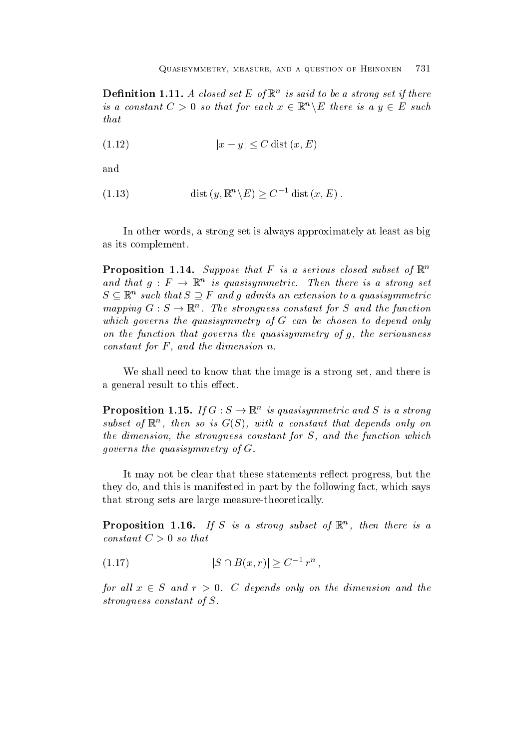**Definition 1.11.** *A closed set $E$ of $\mathbb{R}^n$ is said to be a strong set if there is a constant $C > 0$ so that for each $x \in \mathbb{R}^n \backslash E$ there is a $y \in E$ such that*

$$|x - y| \leq C \operatorname{dist}(x, E) \tag{1.12}$$

and

$$\operatorname{dist}(y, \mathbb{R}^n \backslash E) \geq C^{-1} \operatorname{dist}(x, E)\,. \tag{1.13}$$

In other words, a strong set is always approximately at least as big as its complement.

**Proposition 1.14.** *Suppose that $F$ is a serious closed subset of $\mathbb{R}^n$ and that $g : F \to \mathbb{R}^n$ is quasisymmetric. Then there is a strong set $S \subseteq \mathbb{R}^n$ such that $S \supseteq F$ and $g$ admits an extension to a quasisymmetric mapping $G : S \to \mathbb{R}^n$. The strongness constant for $S$ and the function which governs the quasisymmetry of $G$ can be chosen to depend only on the function that governs the quasisymmetry of $g$, the seriousness constant for $F$, and the dimension $n$.*

We shall need to know that the image is a strong set, and there is a general result to this effect.

**Proposition 1.15.** *If $G : S \to \mathbb{R}^n$ is quasisymmetric and $S$ is a strong subset of $\mathbb{R}^n$, then so is $G(S)$, with a constant that depends only on the dimension, the strongness constant for $S$, and the function which governs the quasisymmetry of $G$.*

It may not be clear that these statements reflect progress, but the they do, and this is manifested in part by the following fact, which says that strong sets are large measure-theoretically.

**Proposition 1.16.** *If $S$ is a strong subset of $\mathbb{R}^n$, then there is a constant $C > 0$ so that*

$$|S \cap B(x, r)| \geq C^{-1}\, r^n\,, \tag{1.17}$$

*for all $x \in S$ and $r > 0$. $C$ depends only on the dimension and the strongness constant of $S$.*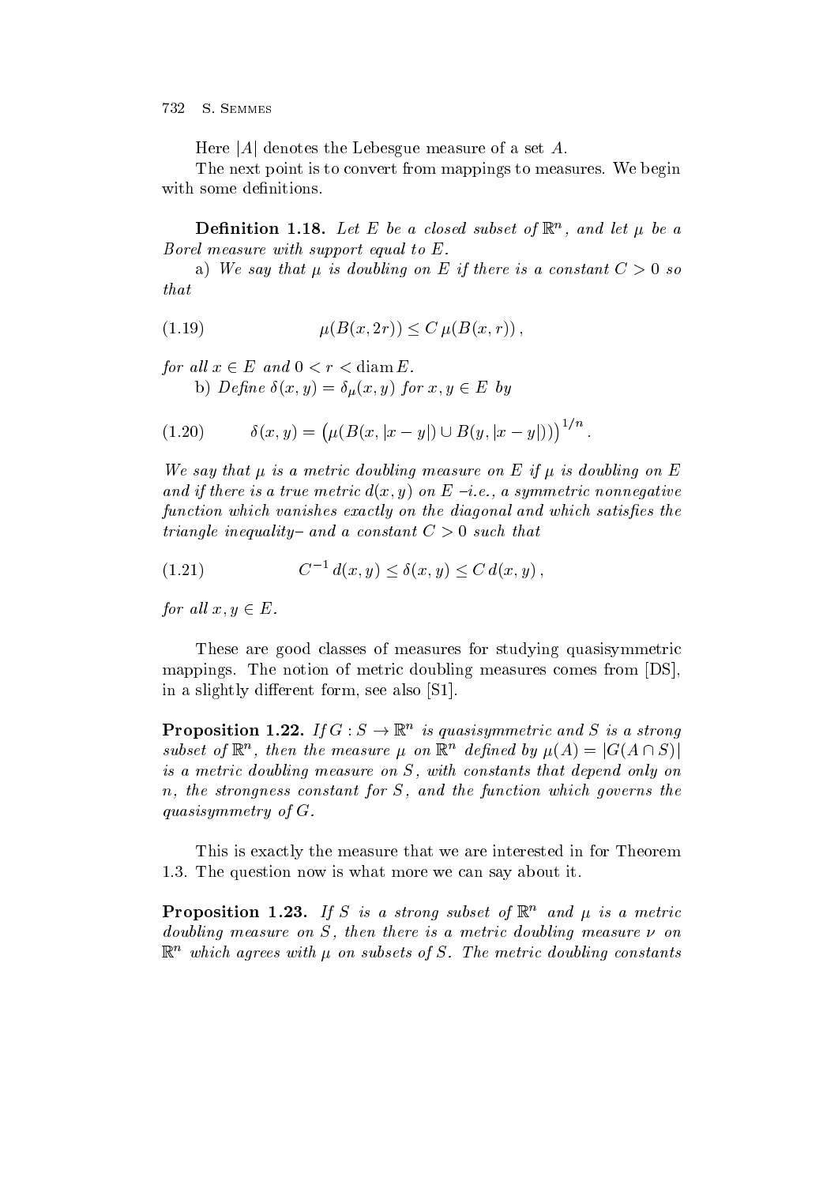Here $|A|$ denotes the Lebesgue measure of a set $A$.

The next point is to convert from mappings to measures. We begin with some definitions.

**Definition 1.18.** *Let $E$ be a closed subset of $\mathbb{R}^n$, and let $\mu$ be a Borel measure with support equal to $E$.*

*a) We say that $\mu$ is doubling on $E$ if there is a constant $C > 0$ so that*

$$\mu(B(x, 2r)) \le C\, \mu(B(x, r))\,, \tag{1.19}$$

*for all $x \in E$ and $0 < r < \operatorname{diam} E$.*

*b) Define $\delta(x, y) = \delta_\mu(x, y)$ for $x, y \in E$ by*

$$\delta(x, y) = \big(\mu(B(x, |x - y|) \cup B(y, |x - y|))\big)^{1/n}\,. \tag{1.20}$$

*We say that $\mu$ is a metric doubling measure on $E$ if $\mu$ is doubling on $E$ and if there is a true metric $d(x, y)$ on $E$ –i.e., a symmetric nonnegative function which vanishes exactly on the diagonal and which satisfies the triangle inequality– and a constant $C > 0$ such that*

$$C^{-1}\, d(x, y) \le \delta(x, y) \le C\, d(x, y)\,, \tag{1.21}$$

*for all $x, y \in E$.*

These are good classes of measures for studying quasisymmetric mappings. The notion of metric doubling measures comes from [DS], in a slightly different form, see also [S1].

**Proposition 1.22.** *If $G : S \to \mathbb{R}^n$ is quasisymmetric and $S$ is a strong subset of $\mathbb{R}^n$, then the measure $\mu$ on $\mathbb{R}^n$ defined by $\mu(A) = |G(A \cap S)|$ is a metric doubling measure on $S$, with constants that depend only on $n$, the strongness constant for $S$, and the function which governs the quasisymmetry of $G$.*

This is exactly the measure that we are interested in for Theorem 1.3. The question now is what more we can say about it.

**Proposition 1.23.** *If $S$ is a strong subset of $\mathbb{R}^n$ and $\mu$ is a metric doubling measure on $S$, then there is a metric doubling measure $\nu$ on $\mathbb{R}^n$ which agrees with $\mu$ on subsets of $S$. The metric doubling constants*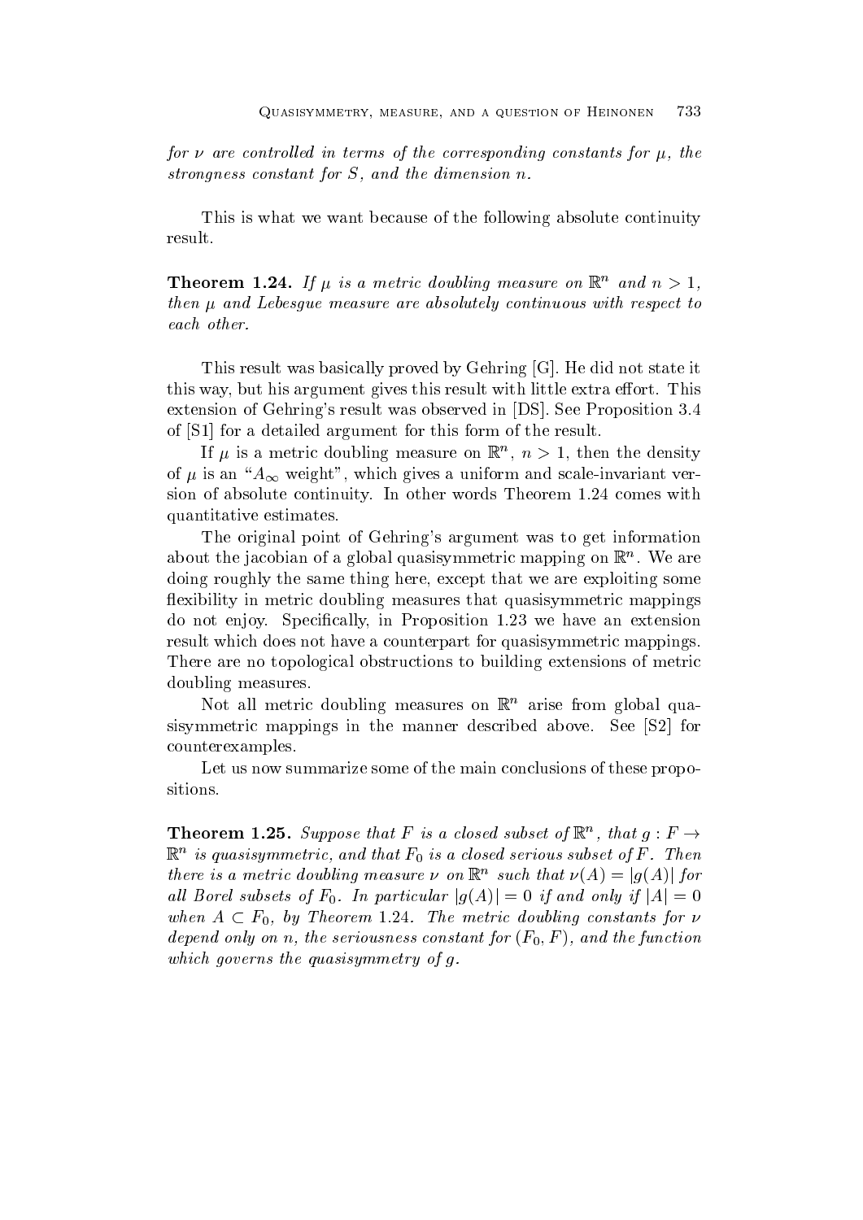*for $\nu$ are controlled in terms of the corresponding constants for $\mu$, the strongness constant for $S$, and the dimension $n$.*

This is what we want because of the following absolute continuity result.

**Theorem 1.24.** *If $\mu$ is a metric doubling measure on $\mathbb{R}^n$ and $n > 1$, then $\mu$ and Lebesgue measure are absolutely continuous with respect to each other.*

This result was basically proved by Gehring [G]. He did not state it this way, but his argument gives this result with little extra effort. This extension of Gehring's result was observed in [DS]. See Proposition 3.4 of [S1] for a detailed argument for this form of the result.

If $\mu$ is a metric doubling measure on $\mathbb{R}^n$, $n > 1$, then the density of $\mu$ is an "$A_\infty$ weight", which gives a uniform and scale-invariant version of absolute continuity. In other words Theorem 1.24 comes with quantitative estimates.

The original point of Gehring's argument was to get information about the jacobian of a global quasisymmetric mapping on $\mathbb{R}^n$. We are doing roughly the same thing here, except that we are exploiting some flexibility in metric doubling measures that quasisymmetric mappings do not enjoy. Specifically, in Proposition 1.23 we have an extension result which does not have a counterpart for quasisymmetric mappings. There are no topological obstructions to building extensions of metric doubling measures.

Not all metric doubling measures on $\mathbb{R}^n$ arise from global quasisymmetric mappings in the manner described above. See [S2] for counterexamples.

Let us now summarize some of the main conclusions of these propositions.

**Theorem 1.25.** *Suppose that $F$ is a closed subset of $\mathbb{R}^n$, that $g : F \to \mathbb{R}^n$ is quasisymmetric, and that $F_0$ is a closed serious subset of $F$. Then there is a metric doubling measure $\nu$ on $\mathbb{R}^n$ such that $\nu(A) = |g(A)|$ for all Borel subsets of $F_0$. In particular $|g(A)| = 0$ if and only if $|A| = 0$ when $A \subset F_0$, by Theorem 1.24. The metric doubling constants for $\nu$ depend only on $n$, the seriousness constant for $(F_0, F)$, and the function which governs the quasisymmetry of $g$.*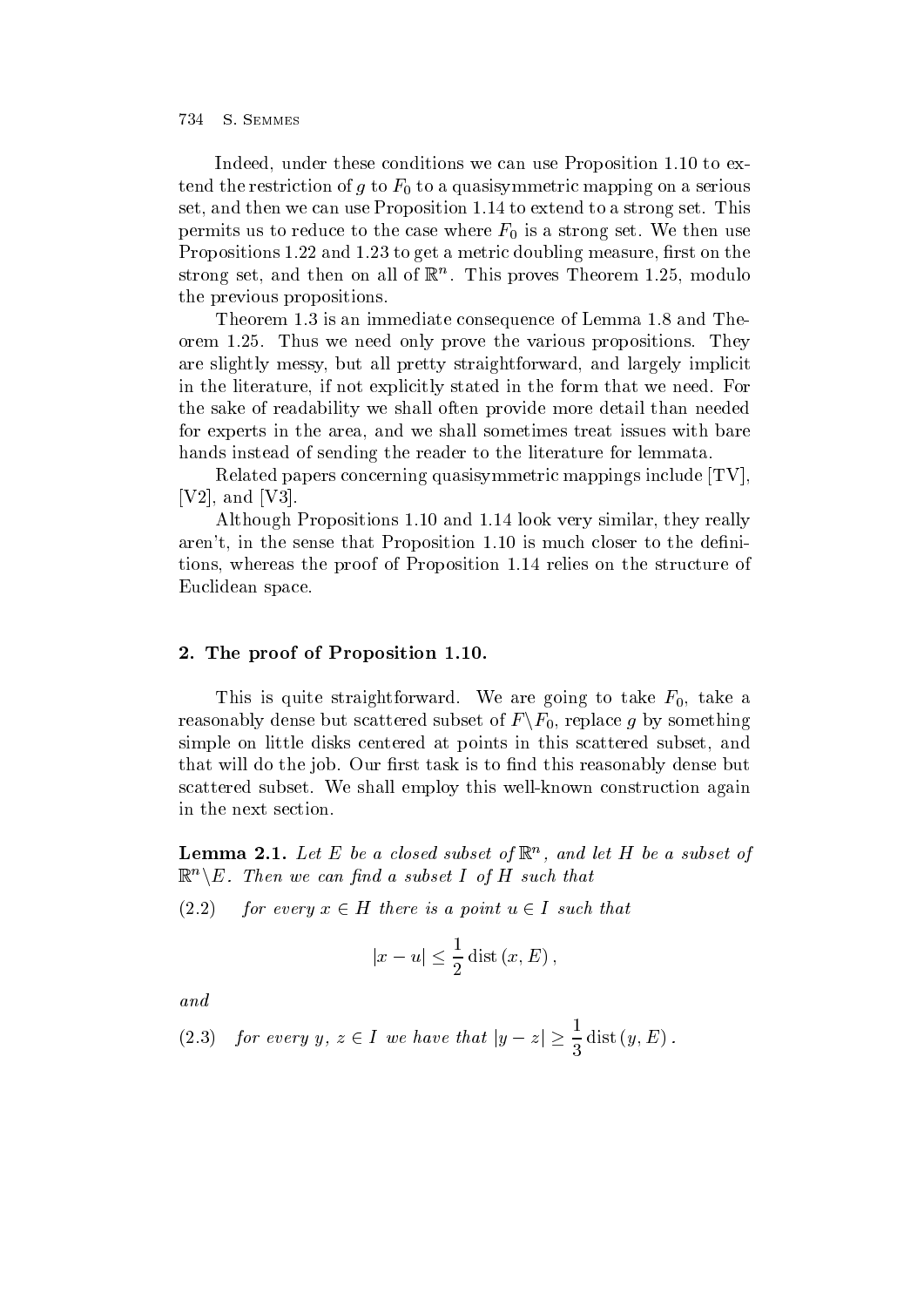Indeed, under these conditions we can use Proposition 1.10 to extend the restriction of $g$ to $F_0$ to a quasisymmetric mapping on a serious set, and then we can use Proposition 1.14 to extend to a strong set. This permits us to reduce to the case where $F_0$ is a strong set. We then use Propositions 1.22 and 1.23 to get a metric doubling measure, first on the strong set, and then on all of $\mathbb{R}^n$. This proves Theorem 1.25, modulo the previous propositions.

Theorem 1.3 is an immediate consequence of Lemma 1.8 and Theorem 1.25. Thus we need only prove the various propositions. They are slightly messy, but all pretty straightforward, and largely implicit in the literature, if not explicitly stated in the form that we need. For the sake of readability we shall often provide more detail than needed for experts in the area, and we shall sometimes treat issues with bare hands instead of sending the reader to the literature for lemmata.

Related papers concerning quasisymmetric mappings include [TV], [V2], and [V3].

Although Propositions 1.10 and 1.14 look very similar, they really aren't, in the sense that Proposition 1.10 is much closer to the definitions, whereas the proof of Proposition 1.14 relies on the structure of Euclidean space.

## 2. The proof of Proposition 1.10.

This is quite straightforward. We are going to take $F_0$, take a reasonably dense but scattered subset of $F \backslash F_0$, replace $g$ by something simple on little disks centered at points in this scattered subset, and that will do the job. Our first task is to find this reasonably dense but scattered subset. We shall employ this well-known construction again in the next section.

**Lemma 2.1.** *Let $E$ be a closed subset of $\mathbb{R}^n$, and let $H$ be a subset of $\mathbb{R}^n \backslash E$. Then we can find a subset $I$ of $H$ such that*

(2.2) *for every $x \in H$ there is a point $u \in I$ such that*

$$|x - u| \leq \frac{1}{2} \operatorname{dist}(x, E),$$

*and*

(2.3) *for every $y$, $z \in I$ we have that* $|y - z| \geq \dfrac{1}{3} \operatorname{dist}(y, E)$.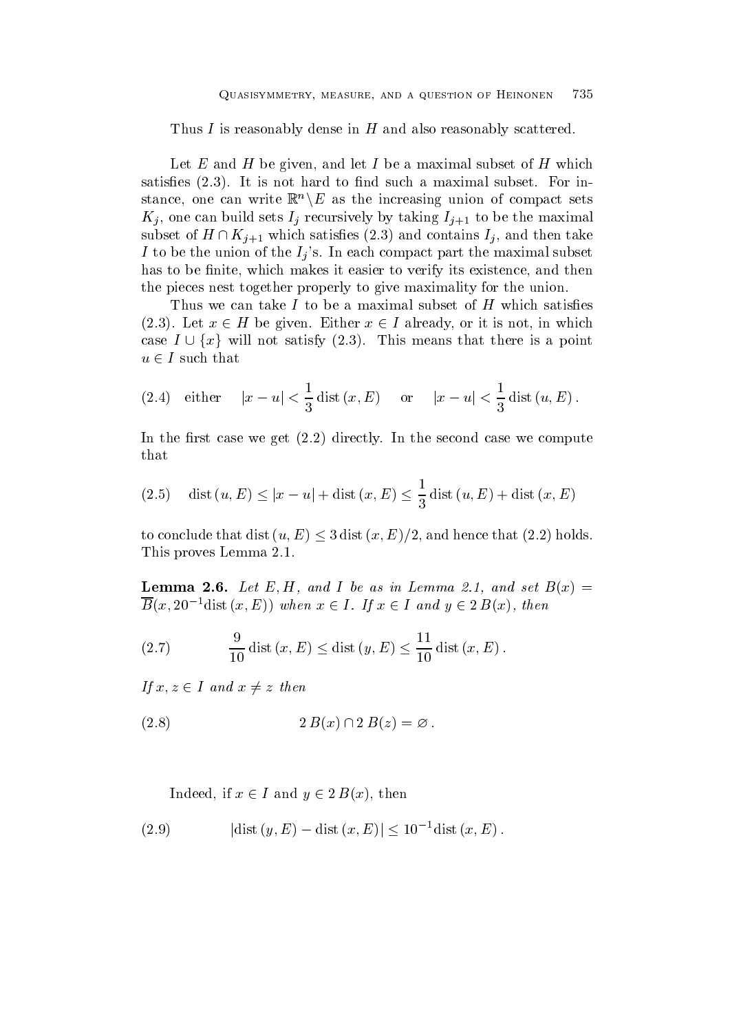Thus $I$ is reasonably dense in $H$ and also reasonably scattered.

Let $E$ and $H$ be given, and let $I$ be a maximal subset of $H$ which satisfies (2.3). It is not hard to find such a maximal subset. For instance, one can write $\mathbb{R}^n \backslash E$ as the increasing union of compact sets $K_j$, one can build sets $I_j$ recursively by taking $I_{j+1}$ to be the maximal subset of $H \cap K_{j+1}$ which satisfies (2.3) and contains $I_j$, and then take $I$ to be the union of the $I_j$'s. In each compact part the maximal subset has to be finite, which makes it easier to verify its existence, and then the pieces nest together properly to give maximality for the union.

Thus we can take $I$ to be a maximal subset of $H$ which satisfies (2.3). Let $x \in H$ be given. Either $x \in I$ already, or it is not, in which case $I \cup \{x\}$ will not satisfy (2.3). This means that there is a point $u \in I$ such that

$$\text{(2.4)} \quad \text{either} \quad |x-u| < \frac{1}{3}\,\mathrm{dist}\,(x,E) \quad \text{or} \quad |x-u| < \frac{1}{3}\,\mathrm{dist}\,(u,E)\,.$$

In the first case we get (2.2) directly. In the second case we compute that

$$\text{(2.5)} \quad \mathrm{dist}\,(u,E) \le |x-u| + \mathrm{dist}\,(x,E) \le \frac{1}{3}\,\mathrm{dist}\,(u,E) + \mathrm{dist}\,(x,E)$$

to conclude that $\mathrm{dist}\,(u,E) \le 3\,\mathrm{dist}\,(x,E)/2$, and hence that (2.2) holds. This proves Lemma 2.1.

**Lemma 2.6.** *Let $E, H$, and $I$ be as in Lemma 2.1, and set $B(x) = \overline{B}(x, 20^{-1}\mathrm{dist}\,(x,E))$ when $x \in I$. If $x \in I$ and $y \in 2\,B(x)$, then*

$$\text{(2.7)} \qquad \frac{9}{10}\,\mathrm{dist}\,(x,E) \le \mathrm{dist}\,(y,E) \le \frac{11}{10}\,\mathrm{dist}\,(x,E)\,.$$

*If $x, z \in I$ and $x \neq z$ then*

$$\text{(2.8)} \qquad 2\,B(x) \cap 2\,B(z) = \varnothing\,.$$

Indeed, if $x \in I$ and $y \in 2\,B(x)$, then

$$\text{(2.9)} \qquad |\mathrm{dist}\,(y,E) - \mathrm{dist}\,(x,E)| \le 10^{-1}\mathrm{dist}\,(x,E)\,.$$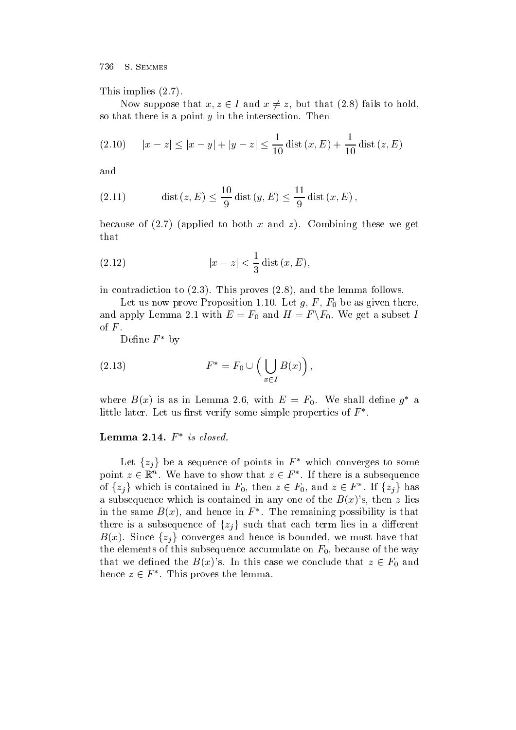This implies (2.7).

Now suppose that $x, z \in I$ and $x \neq z$, but that (2.8) fails to hold, so that there is a point $y$ in the intersection. Then

$$
|x - z| \leq |x - y| + |y - z| \leq \frac{1}{10} \operatorname{dist}(x, E) + \frac{1}{10} \operatorname{dist}(z, E) \tag{2.10}
$$

and

$$
\operatorname{dist}(z, E) \leq \frac{10}{9} \operatorname{dist}(y, E) \leq \frac{11}{9} \operatorname{dist}(x, E), \tag{2.11}
$$

because of (2.7) (applied to both $x$ and $z$). Combining these we get that

$$
|x - z| < \frac{1}{3} \operatorname{dist}(x, E), \tag{2.12}
$$

in contradiction to (2.3). This proves (2.8), and the lemma follows.

Let us now prove Proposition 1.10. Let $g$, $F$, $F_0$ be as given there, and apply Lemma 2.1 with $E = F_0$ and $H = F \backslash F_0$. We get a subset $I$ of $F$.

Define $F^*$ by

$$
F^* = F_0 \cup \Big( \bigcup_{x \in I} B(x) \Big), \tag{2.13}
$$

where $B(x)$ is as in Lemma 2.6, with $E = F_0$. We shall define $g^*$ a little later. Let us first verify some simple properties of $F^*$.

**Lemma 2.14.** *$F^*$ is closed.*

Let $\{z_j\}$ be a sequence of points in $F^*$ which converges to some point $z \in \mathbb{R}^n$. We have to show that $z \in F^*$. If there is a subsequence of $\{z_j\}$ which is contained in $F_0$, then $z \in F_0$, and $z \in F^*$. If $\{z_j\}$ has a subsequence which is contained in any one of the $B(x)$'s, then $z$ lies in the same $B(x)$, and hence in $F^*$. The remaining possibility is that there is a subsequence of $\{z_j\}$ such that each term lies in a different $B(x)$. Since $\{z_j\}$ converges and hence is bounded, we must have that the elements of this subsequence accumulate on $F_0$, because of the way that we defined the $B(x)$'s. In this case we conclude that $z \in F_0$ and hence $z \in F^*$. This proves the lemma.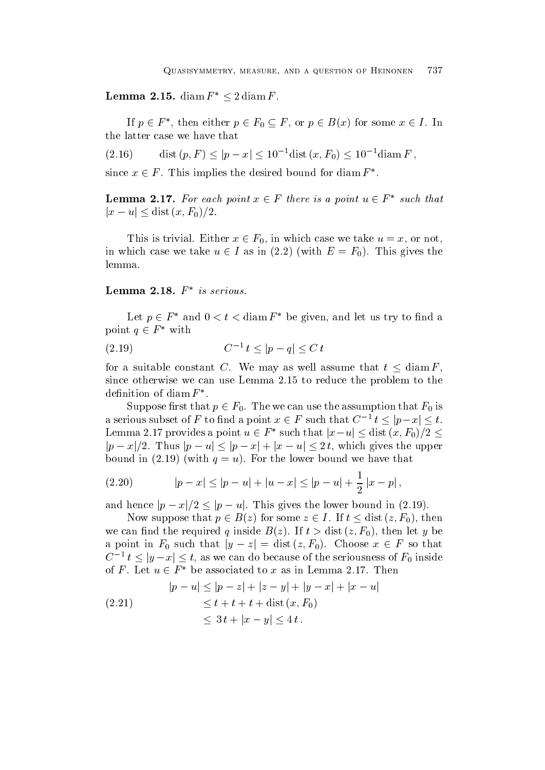**Lemma 2.15.** $\operatorname{diam} F^* \le 2 \operatorname{diam} F$.

If $p \in F^*$, then either $p \in F_0 \subseteq F$, or $p \in B(x)$ for some $x \in I$. In the latter case we have that

$$\operatorname{dist}(p, F) \le |p - x| \le 10^{-1} \operatorname{dist}(x, F_0) \le 10^{-1} \operatorname{diam} F\,, \tag{2.16}$$

since $x \in F$. This implies the desired bound for $\operatorname{diam} F^*$.

**Lemma 2.17.** *For each point $x \in F$ there is a point $u \in F^*$ such that $|x - u| \le \operatorname{dist}(x, F_0)/2$.*

This is trivial. Either $x \in F_0$, in which case we take $u = x$, or not, in which case we take $u \in I$ as in (2.2) (with $E = F_0$). This gives the lemma.

**Lemma 2.18.** *$F^*$ is serious.*

Let $p \in F^*$ and $0 < t < \operatorname{diam} F^*$ be given, and let us try to find a point $q \in F^*$ with

$$C^{-1}\, t \le |p - q| \le C\, t \tag{2.19}$$

for a suitable constant $C$. We may as well assume that $t \le \operatorname{diam} F$, since otherwise we can use Lemma 2.15 to reduce the problem to the definition of $\operatorname{diam} F^*$.

Suppose first that $p \in F_0$. The we can use the assumption that $F_0$ is a serious subset of $F$ to find a point $x \in F$ such that $C^{-1}\, t \le |p - x| \le t$. Lemma 2.17 provides a point $u \in F^*$ such that $|x - u| \le \operatorname{dist}(x, F_0)/2 \le |p - x|/2$. Thus $|p - u| \le |p - x| + |x - u| \le 2\, t$, which gives the upper bound in (2.19) (with $q = u$). For the lower bound we have that

$$|p - x| \le |p - u| + |u - x| \le |p - u| + \frac{1}{2}\, |x - p|\,, \tag{2.20}$$

and hence $|p - x|/2 \le |p - u|$. This gives the lower bound in (2.19).

Now suppose that $p \in B(z)$ for some $z \in I$. If $t \le \operatorname{dist}(z, F_0)$, then we can find the required $q$ inside $B(z)$. If $t > \operatorname{dist}(z, F_0)$, then let $y$ be a point in $F_0$ such that $|y - z| = \operatorname{dist}(z, F_0)$. Choose $x \in F$ so that $C^{-1}\, t \le |y - x| \le t$, as we can do because of the seriousness of $F_0$ inside of $F$. Let $u \in F^*$ be associated to $x$ as in Lemma 2.17. Then

$$\begin{aligned} |p - u| &\le |p - z| + |z - y| + |y - x| + |x - u| \\ &\le t + t + t + \operatorname{dist}(x, F_0) \\ &\le 3\, t + |x - y| \le 4\, t\,. \end{aligned} \tag{2.21}$$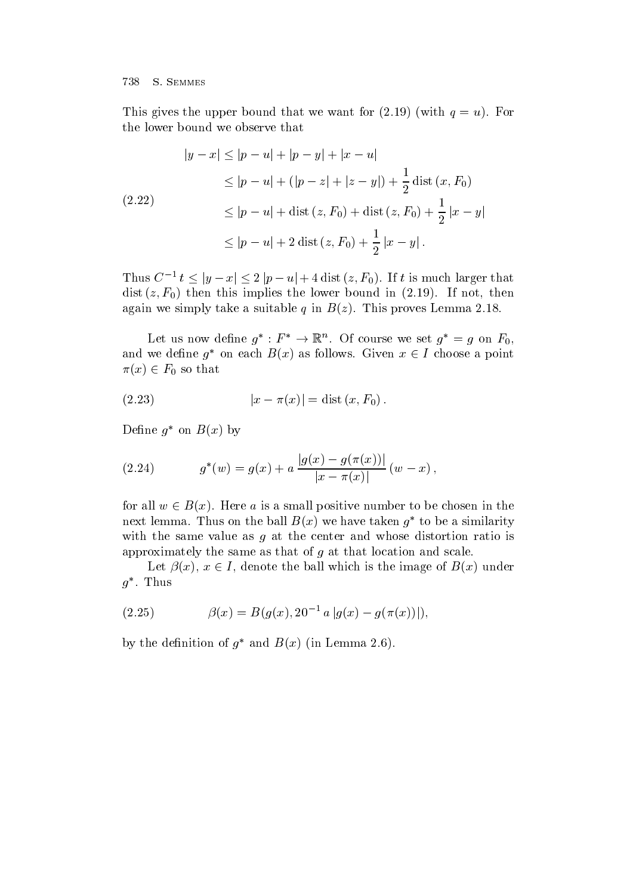This gives the upper bound that we want for (2.19) (with $q = u$). For the lower bound we observe that

$$
\begin{aligned}
|y - x| &\le |p - u| + |p - y| + |x - u| \\
&\le |p - u| + (|p - z| + |z - y|) + \frac{1}{2}\,\mathrm{dist}\,(x, F_0) \\
&\le |p - u| + \mathrm{dist}\,(z, F_0) + \mathrm{dist}\,(z, F_0) + \frac{1}{2}\,|x - y| \\
&\le |p - u| + 2\,\mathrm{dist}\,(z, F_0) + \frac{1}{2}\,|x - y|\,.
\end{aligned}
\tag{2.22}
$$

Thus $C^{-1}\,t \le |y - x| \le 2\,|p - u| + 4\,\mathrm{dist}\,(z, F_0)$. If $t$ is much larger that $\mathrm{dist}\,(z, F_0)$ then this implies the lower bound in (2.19). If not, then again we simply take a suitable $q$ in $B(z)$. This proves Lemma 2.18.

Let us now define $g^* : F^* \to \mathbb{R}^n$. Of course we set $g^* = g$ on $F_0$, and we define $g^*$ on each $B(x)$ as follows. Given $x \in I$ choose a point $\pi(x) \in F_0$ so that

$$
|x - \pi(x)| = \mathrm{dist}\,(x, F_0)\,. \tag{2.23}
$$

Define $g^*$ on $B(x)$ by

$$
g^*(w) = g(x) + a\,\frac{|g(x) - g(\pi(x))|}{|x - \pi(x)|}\,(w - x)\,, \tag{2.24}
$$

for all $w \in B(x)$. Here $a$ is a small positive number to be chosen in the next lemma. Thus on the ball $B(x)$ we have taken $g^*$ to be a similarity with the same value as $g$ at the center and whose distortion ratio is approximately the same as that of $g$ at that location and scale.

Let $\beta(x)$, $x \in I$, denote the ball which is the image of $B(x)$ under $g^*$. Thus

$$
\beta(x) = B(g(x), 20^{-1}\,a\,|g(x) - g(\pi(x))|), \tag{2.25}
$$

by the definition of $g^*$ and $B(x)$ (in Lemma 2.6).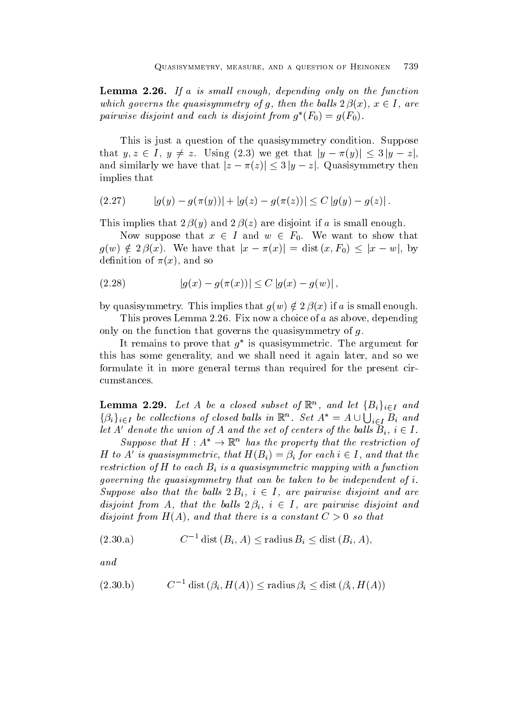**Lemma 2.26.** *If $a$ is small enough, depending only on the function which governs the quasisymmetry of $g$, then the balls $2\,\beta(x)$, $x \in I$, are pairwise disjoint and each is disjoint from $g^*(F_0) = g(F_0)$.*

This is just a question of the quasisymmetry condition. Suppose that $y, z \in I$, $y \neq z$. Using (2.3) we get that $|y - \pi(y)| \leq 3\,|y - z|$, and similarly we have that $|z - \pi(z)| \leq 3\,|y - z|$. Quasisymmetry then implies that

$$|g(y) - g(\pi(y))| + |g(z) - g(\pi(z))| \leq C\,|g(y) - g(z)|\,. \tag{2.27}$$

This implies that $2\,\beta(y)$ and $2\,\beta(z)$ are disjoint if $a$ is small enough.

Now suppose that $x \in I$ and $w \in F_0$. We want to show that $g(w) \notin 2\,\beta(x)$. We have that $|x - \pi(x)| = \operatorname{dist}(x, F_0) \leq |x - w|$, by definition of $\pi(x)$, and so

$$|g(x) - g(\pi(x))| \leq C\,|g(x) - g(w)|\,, \tag{2.28}$$

by quasisymmetry. This implies that $g(w) \notin 2\,\beta(x)$ if $a$ is small enough.

This proves Lemma 2.26. Fix now a choice of $a$ as above, depending only on the function that governs the quasisymmetry of $g$.

It remains to prove that $g^*$ is quasisymmetric. The argument for this has some generality, and we shall need it again later, and so we formulate it in more general terms than required for the present circumstances.

**Lemma 2.29.** *Let $A$ be a closed subset of $\mathbb{R}^n$, and let $\{B_i\}_{i \in I}$ and $\{\beta_i\}_{i \in I}$ be collections of closed balls in $\mathbb{R}^n$. Set $A^* = A \cup \bigcup_{i \in I} B_i$ and let $A'$ denote the union of $A$ and the set of centers of the balls $B_i$, $i \in I$.*

*Suppose that $H : A^* \to \mathbb{R}^n$ has the property that the restriction of $H$ to $A'$ is quasisymmetric, that $H(B_i) = \beta_i$ for each $i \in I$, and that the restriction of $H$ to each $B_i$ is a quasisymmetric mapping with a function governing the quasisymmetry that can be taken to be independent of $i$. Suppose also that the balls $2\,B_i$, $i \in I$, are pairwise disjoint and are disjoint from $A$, that the balls $2\,\beta_i$, $i \in I$, are pairwise disjoint and disjoint from $H(A)$, and that there is a constant $C > 0$ so that*

$$C^{-1} \operatorname{dist}(B_i, A) \leq \operatorname{radius} B_i \leq \operatorname{dist}(B_i, A), \tag{2.30.a}$$

*and*

$$C^{-1} \operatorname{dist}(\beta_i, H(A)) \leq \operatorname{radius} \beta_i \leq \operatorname{dist}(\beta_i, H(A)) \tag{2.30.b}$$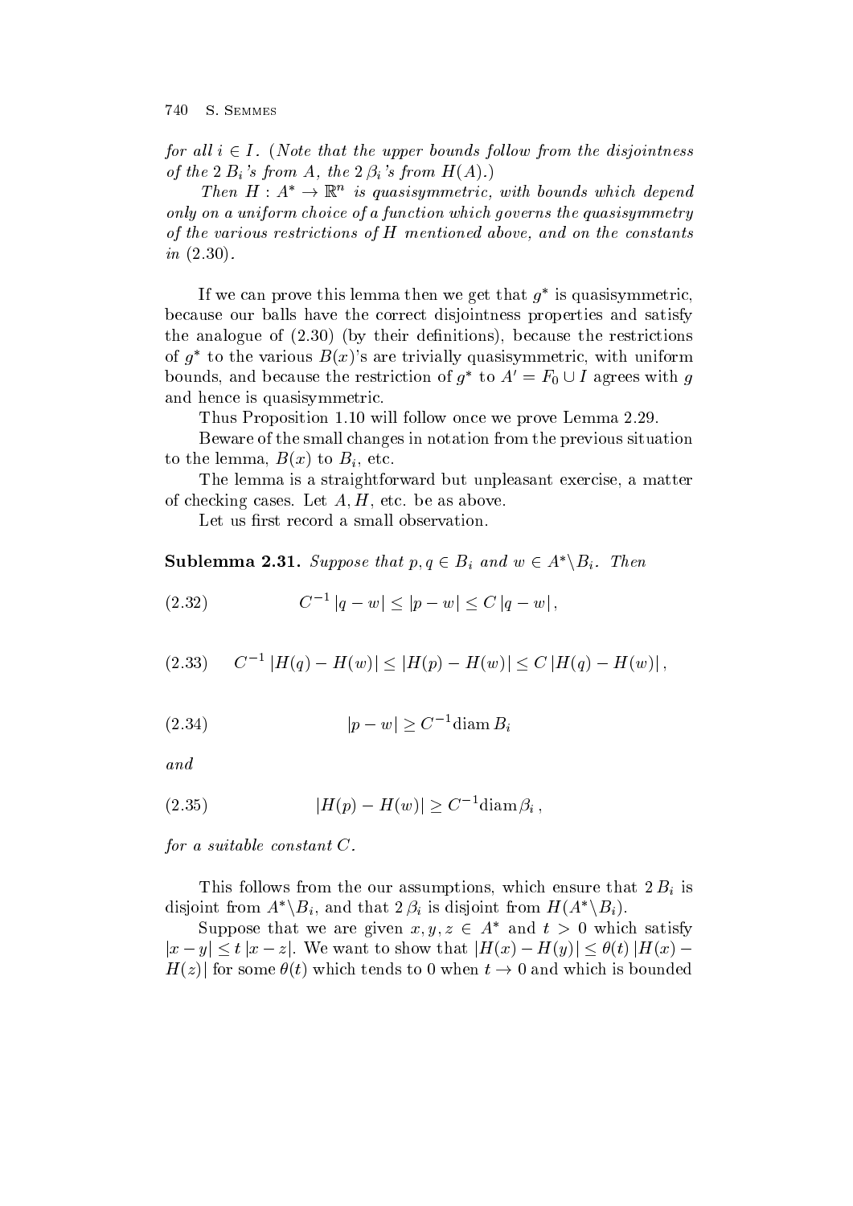*for all $i \in I$. (Note that the upper bounds follow from the disjointness of the $2\,B_i$'s from $A$, the $2\,\beta_i$'s from $H(A)$.)*

*Then $H : A^* \to \mathbb{R}^n$ is quasisymmetric, with bounds which depend only on a uniform choice of a function which governs the quasisymmetry of the various restrictions of $H$ mentioned above, and on the constants in (2.30).*

If we can prove this lemma then we get that $g^*$ is quasisymmetric, because our balls have the correct disjointness properties and satisfy the analogue of (2.30) (by their definitions), because the restrictions of $g^*$ to the various $B(x)$'s are trivially quasisymmetric, with uniform bounds, and because the restriction of $g^*$ to $A' = F_0 \cup I$ agrees with $g$ and hence is quasisymmetric.

Thus Proposition 1.10 will follow once we prove Lemma 2.29.

Beware of the small changes in notation from the previous situation to the lemma, $B(x)$ to $B_i$, etc.

The lemma is a straightforward but unpleasant exercise, a matter of checking cases. Let $A, H$, etc. be as above.

Let us first record a small observation.

**Sublemma 2.31.** *Suppose that $p, q \in B_i$ and $w \in A^* \backslash B_i$. Then*

$$C^{-1}\,|q - w| \leq |p - w| \leq C\,|q - w|\,, \tag{2.32}$$

$$C^{-1}\,|H(q) - H(w)| \leq |H(p) - H(w)| \leq C\,|H(q) - H(w)|\,, \tag{2.33}$$

$$|p - w| \geq C^{-1} \operatorname{diam} B_i \tag{2.34}$$

*and*

$$|H(p) - H(w)| \geq C^{-1} \operatorname{diam} \beta_i\,, \tag{2.35}$$

*for a suitable constant $C$.*

This follows from the our assumptions, which ensure that $2\,B_i$ is disjoint from $A^* \backslash B_i$, and that $2\,\beta_i$ is disjoint from $H(A^* \backslash B_i)$.

Suppose that we are given $x, y, z \in A^*$ and $t > 0$ which satisfy $|x - y| \leq t\,|x - z|$. We want to show that $|H(x) - H(y)| \leq \theta(t)\,|H(x) - H(z)|$ for some $\theta(t)$ which tends to 0 when $t \to 0$ and which is bounded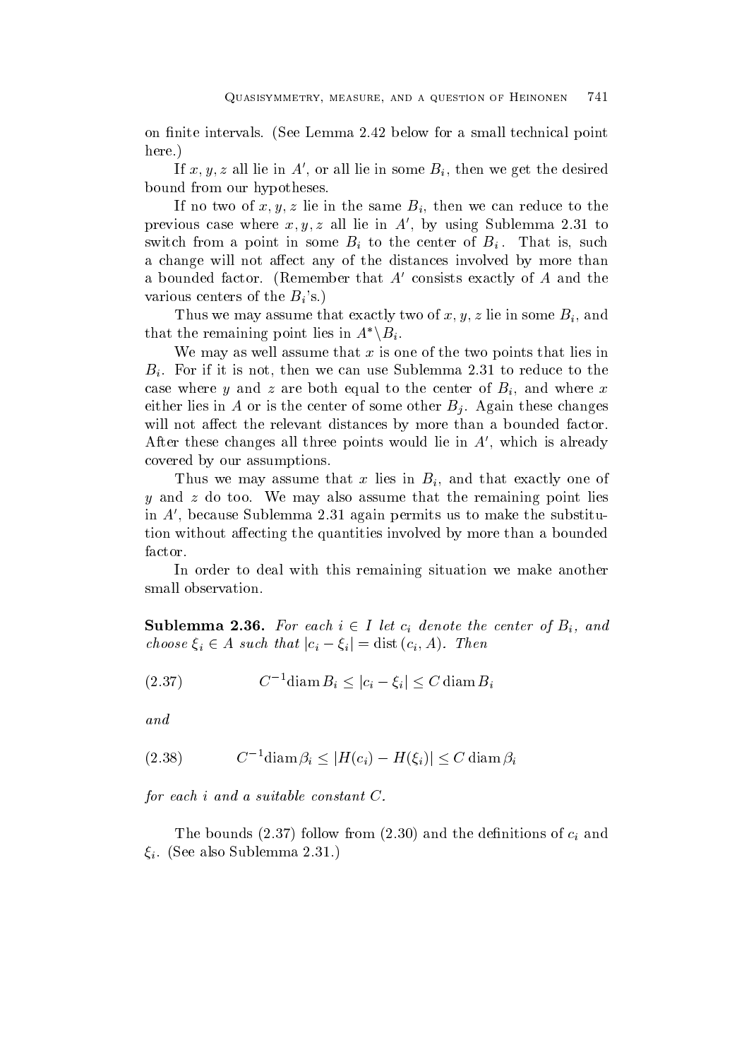on finite intervals. (See Lemma 2.42 below for a small technical point here.)

If $x, y, z$ all lie in $A'$, or all lie in some $B_i$, then we get the desired bound from our hypotheses.

If no two of $x, y, z$ lie in the same $B_i$, then we can reduce to the previous case where $x, y, z$ all lie in $A'$, by using Sublemma 2.31 to switch from a point in some $B_i$ to the center of $B_i$. That is, such a change will not affect any of the distances involved by more than a bounded factor. (Remember that $A'$ consists exactly of $A$ and the various centers of the $B_i$'s.)

Thus we may assume that exactly two of $x, y, z$ lie in some $B_i$, and that the remaining point lies in $A^* \backslash B_i$.

We may as well assume that $x$ is one of the two points that lies in $B_i$. For if it is not, then we can use Sublemma 2.31 to reduce to the case where $y$ and $z$ are both equal to the center of $B_i$, and where $x$ either lies in $A$ or is the center of some other $B_j$. Again these changes will not affect the relevant distances by more than a bounded factor. After these changes all three points would lie in $A'$, which is already covered by our assumptions.

Thus we may assume that $x$ lies in $B_i$, and that exactly one of $y$ and $z$ do too. We may also assume that the remaining point lies in $A'$, because Sublemma 2.31 again permits us to make the substitution without affecting the quantities involved by more than a bounded factor.

In order to deal with this remaining situation we make another small observation.

**Sublemma 2.36.** *For each $i \in I$ let $c_i$ denote the center of $B_i$, and choose $\xi_i \in A$ such that $|c_i - \xi_i| = \operatorname{dist}(c_i, A)$. Then*

$$C^{-1} \operatorname{diam} B_i \leq |c_i - \xi_i| \leq C \operatorname{diam} B_i \tag{2.37}$$

*and*

$$C^{-1} \operatorname{diam} \beta_i \leq |H(c_i) - H(\xi_i)| \leq C \operatorname{diam} \beta_i \tag{2.38}$$

*for each $i$ and a suitable constant $C$.*

The bounds (2.37) follow from (2.30) and the definitions of $c_i$ and $\xi_i$. (See also Sublemma 2.31.)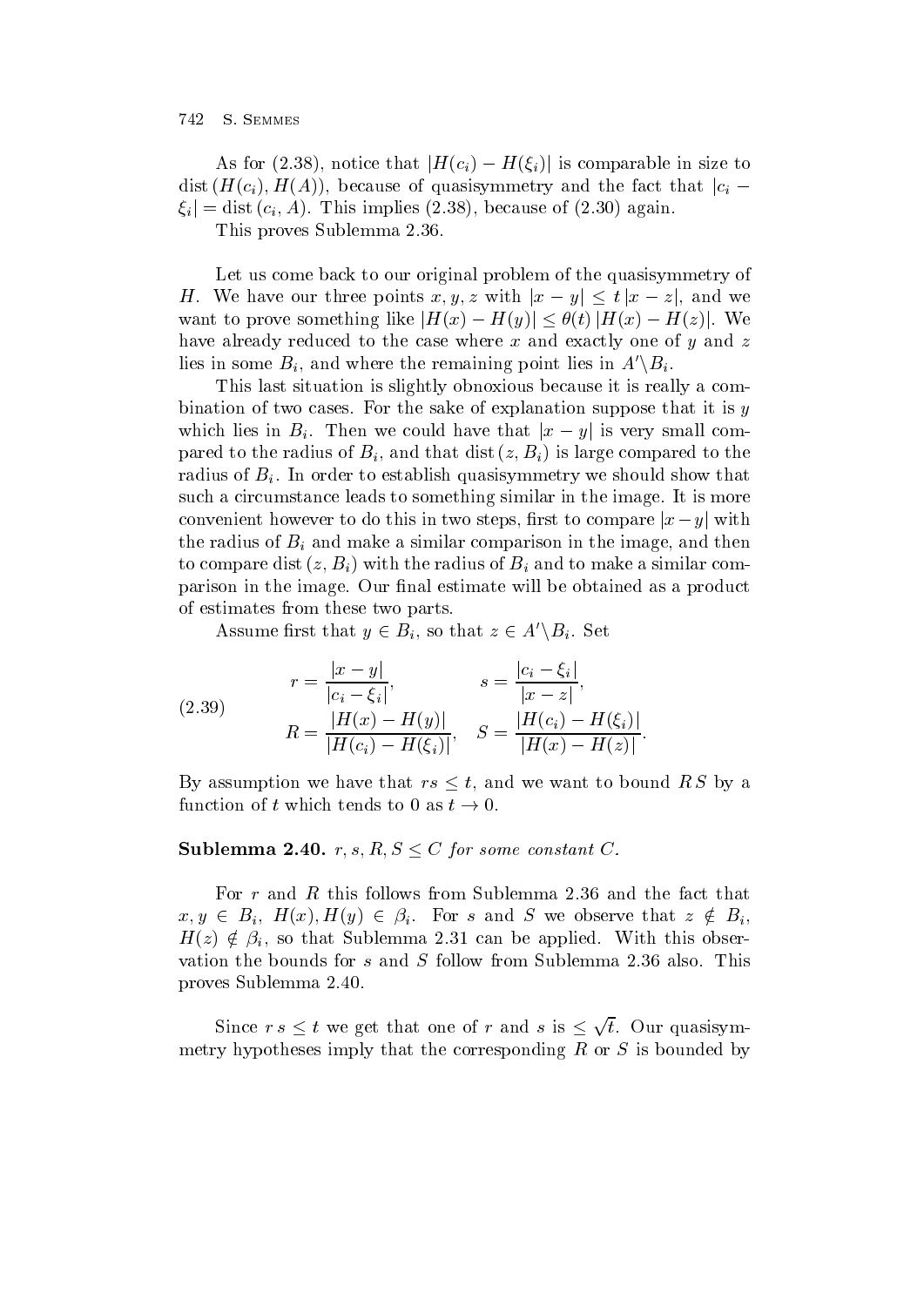As for (2.38), notice that $|H(c_i) - H(\xi_i)|$ is comparable in size to $\operatorname{dist}(H(c_i), H(A))$, because of quasisymmetry and the fact that $|c_i - \xi_i| = \operatorname{dist}(c_i, A)$. This implies (2.38), because of (2.30) again.

This proves Sublemma 2.36.

Let us come back to our original problem of the quasisymmetry of $H$. We have our three points $x, y, z$ with $|x - y| \leq t\,|x - z|$, and we want to prove something like $|H(x) - H(y)| \leq \theta(t)\,|H(x) - H(z)|$. We have already reduced to the case where $x$ and exactly one of $y$ and $z$ lies in some $B_i$, and where the remaining point lies in $A' \backslash B_i$.

This last situation is slightly obnoxious because it is really a combination of two cases. For the sake of explanation suppose that it is $y$ which lies in $B_i$. Then we could have that $|x - y|$ is very small compared to the radius of $B_i$, and that $\operatorname{dist}(z, B_i)$ is large compared to the radius of $B_i$. In order to establish quasisymmetry we should show that such a circumstance leads to something similar in the image. It is more convenient however to do this in two steps, first to compare $|x - y|$ with the radius of $B_i$ and make a similar comparison in the image, and then to compare $\operatorname{dist}(z, B_i)$ with the radius of $B_i$ and to make a similar comparison in the image. Our final estimate will be obtained as a product of estimates from these two parts.

Assume first that $y \in B_i$, so that $z \in A' \backslash B_i$. Set

$$
\begin{aligned}
r &= \frac{|x - y|}{|c_i - \xi_i|}, & s &= \frac{|c_i - \xi_i|}{|x - z|}, \\
R &= \frac{|H(x) - H(y)|}{|H(c_i) - H(\xi_i)|}, & S &= \frac{|H(c_i) - H(\xi_i)|}{|H(x) - H(z)|}.
\end{aligned}
\tag{2.39}
$$

By assumption we have that $rs \leq t$, and we want to bound $RS$ by a function of $t$ which tends to 0 as $t \to 0$.

**Sublemma 2.40.** *$r, s, R, S \leq C$ for some constant $C$.*

For $r$ and $R$ this follows from Sublemma 2.36 and the fact that $x, y \in B_i$, $H(x), H(y) \in \beta_i$. For $s$ and $S$ we observe that $z \notin B_i$, $H(z) \notin \beta_i$, so that Sublemma 2.31 can be applied. With this observation the bounds for $s$ and $S$ follow from Sublemma 2.36 also. This proves Sublemma 2.40.

Since $r\,s \leq t$ we get that one of $r$ and $s$ is $\leq \sqrt{t}$. Our quasisymmetry hypotheses imply that the corresponding $R$ or $S$ is bounded by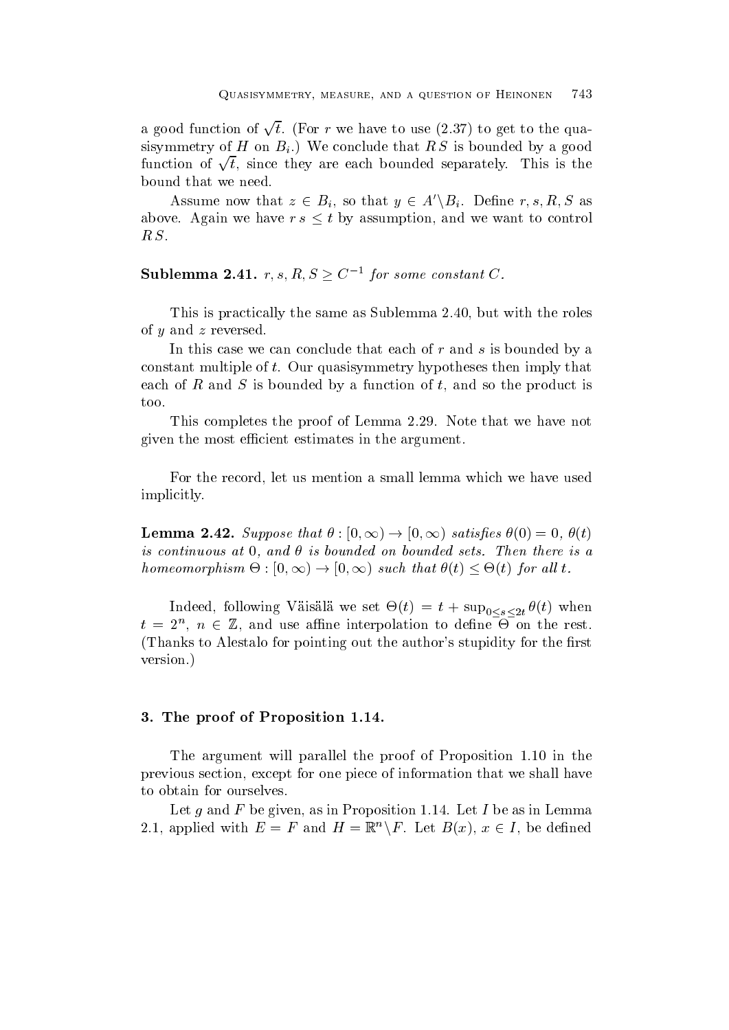a good function of $\sqrt{t}$. (For $r$ we have to use (2.37) to get to the quasisymmetry of $H$ on $B_i$.) We conclude that $R\,S$ is bounded by a good function of $\sqrt{t}$, since they are each bounded separately. This is the bound that we need.

Assume now that $z \in B_i$, so that $y \in A' \backslash B_i$. Define $r, s, R, S$ as above. Again we have $r\,s \leq t$ by assumption, and we want to control $R\,S$.

**Sublemma 2.41.** *$r, s, R, S \geq C^{-1}$ for some constant $C$.*

This is practically the same as Sublemma 2.40, but with the roles of $y$ and $z$ reversed.

In this case we can conclude that each of $r$ and $s$ is bounded by a constant multiple of $t$. Our quasisymmetry hypotheses then imply that each of $R$ and $S$ is bounded by a function of $t$, and so the product is too.

This completes the proof of Lemma 2.29. Note that we have not given the most efficient estimates in the argument.

For the record, let us mention a small lemma which we have used implicitly.

**Lemma 2.42.** *Suppose that $\theta : [0, \infty) \to [0, \infty)$ satisfies $\theta(0) = 0$, $\theta(t)$ is continuous at $0$, and $\theta$ is bounded on bounded sets. Then there is a homeomorphism $\Theta : [0, \infty) \to [0, \infty)$ such that $\theta(t) \leq \Theta(t)$ for all $t$.*

Indeed, following Väisälä we set $\Theta(t) = t + \sup_{0 \leq s \leq 2t} \theta(t)$ when $t = 2^n$, $n \in \mathbb{Z}$, and use affine interpolation to define $\Theta$ on the rest. (Thanks to Alestalo for pointing out the author's stupidity for the first version.)

## 3. The proof of Proposition 1.14.

The argument will parallel the proof of Proposition 1.10 in the previous section, except for one piece of information that we shall have to obtain for ourselves.

Let $g$ and $F$ be given, as in Proposition 1.14. Let $I$ be as in Lemma 2.1, applied with $E = F$ and $H = \mathbb{R}^n \backslash F$. Let $B(x)$, $x \in I$, be defined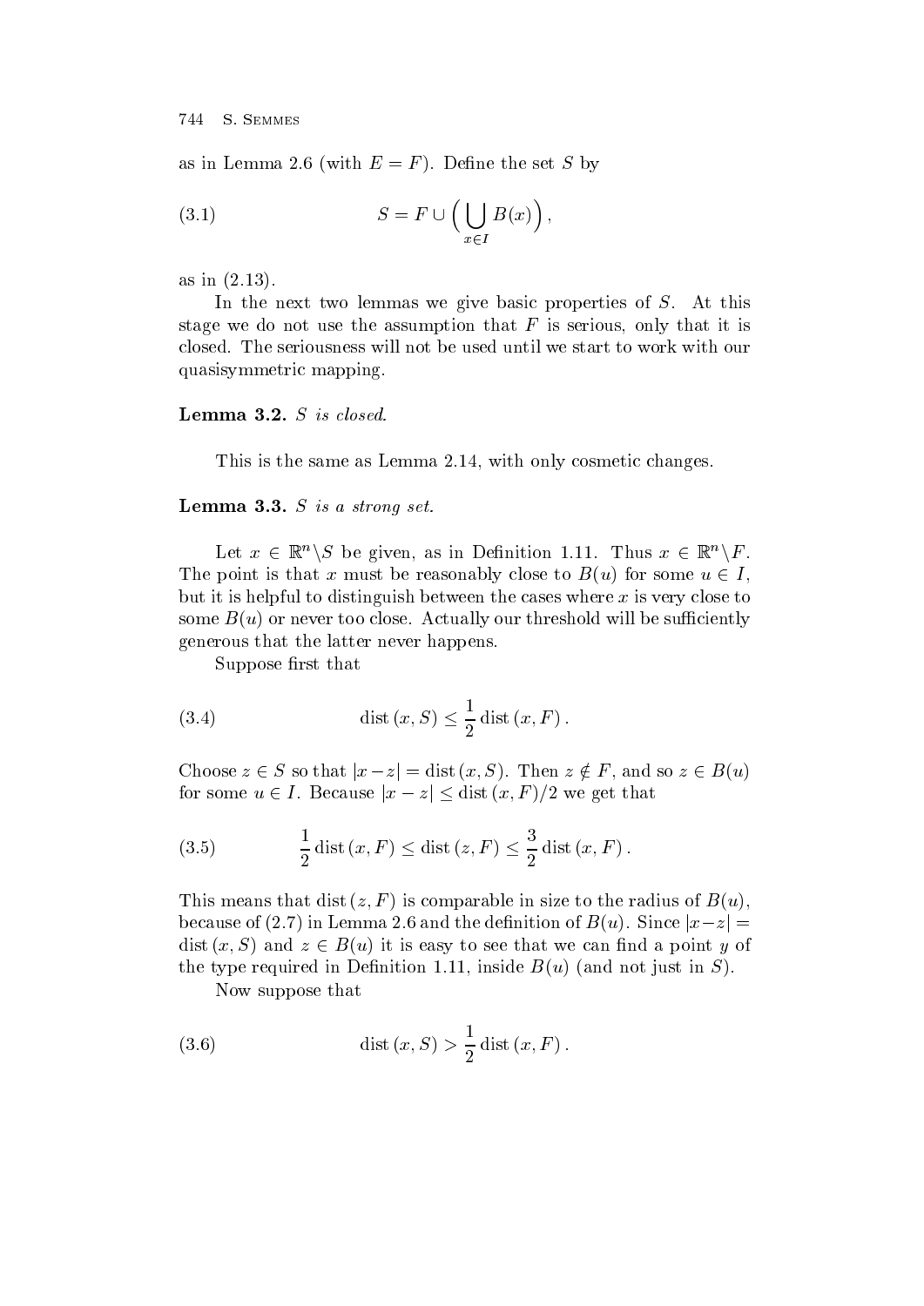as in Lemma 2.6 (with $E = F$). Define the set $S$ by

$$S = F \cup \Big( \bigcup_{x \in I} B(x) \Big) , \tag{3.1}$$

as in (2.13).

In the next two lemmas we give basic properties of $S$. At this stage we do not use the assumption that $F$ is serious, only that it is closed. The seriousness will not be used until we start to work with our quasisymmetric mapping.

**Lemma 3.2.** *$S$ is closed.*

This is the same as Lemma 2.14, with only cosmetic changes.

**Lemma 3.3.** *$S$ is a strong set.*

Let $x \in \mathbb{R}^n \backslash S$ be given, as in Definition 1.11. Thus $x \in \mathbb{R}^n \backslash F$. The point is that $x$ must be reasonably close to $B(u)$ for some $u \in I$, but it is helpful to distinguish between the cases where $x$ is very close to some $B(u)$ or never too close. Actually our threshold will be sufficiently generous that the latter never happens.

Suppose first that

$$\operatorname{dist}(x, S) \le \frac{1}{2} \operatorname{dist}(x, F) . \tag{3.4}$$

Choose $z \in S$ so that $|x - z| = \operatorname{dist}(x, S)$. Then $z \notin F$, and so $z \in B(u)$ for some $u \in I$. Because $|x - z| \le \operatorname{dist}(x, F)/2$ we get that

$$\frac{1}{2} \operatorname{dist}(x, F) \le \operatorname{dist}(z, F) \le \frac{3}{2} \operatorname{dist}(x, F) . \tag{3.5}$$

This means that $\operatorname{dist}(z, F)$ is comparable in size to the radius of $B(u)$, because of (2.7) in Lemma 2.6 and the definition of $B(u)$. Since $|x-z| = \operatorname{dist}(x, S)$ and $z \in B(u)$ it is easy to see that we can find a point $y$ of the type required in Definition 1.11, inside $B(u)$ (and not just in $S$).

Now suppose that

$$\operatorname{dist}(x, S) > \frac{1}{2} \operatorname{dist}(x, F) . \tag{3.6}$$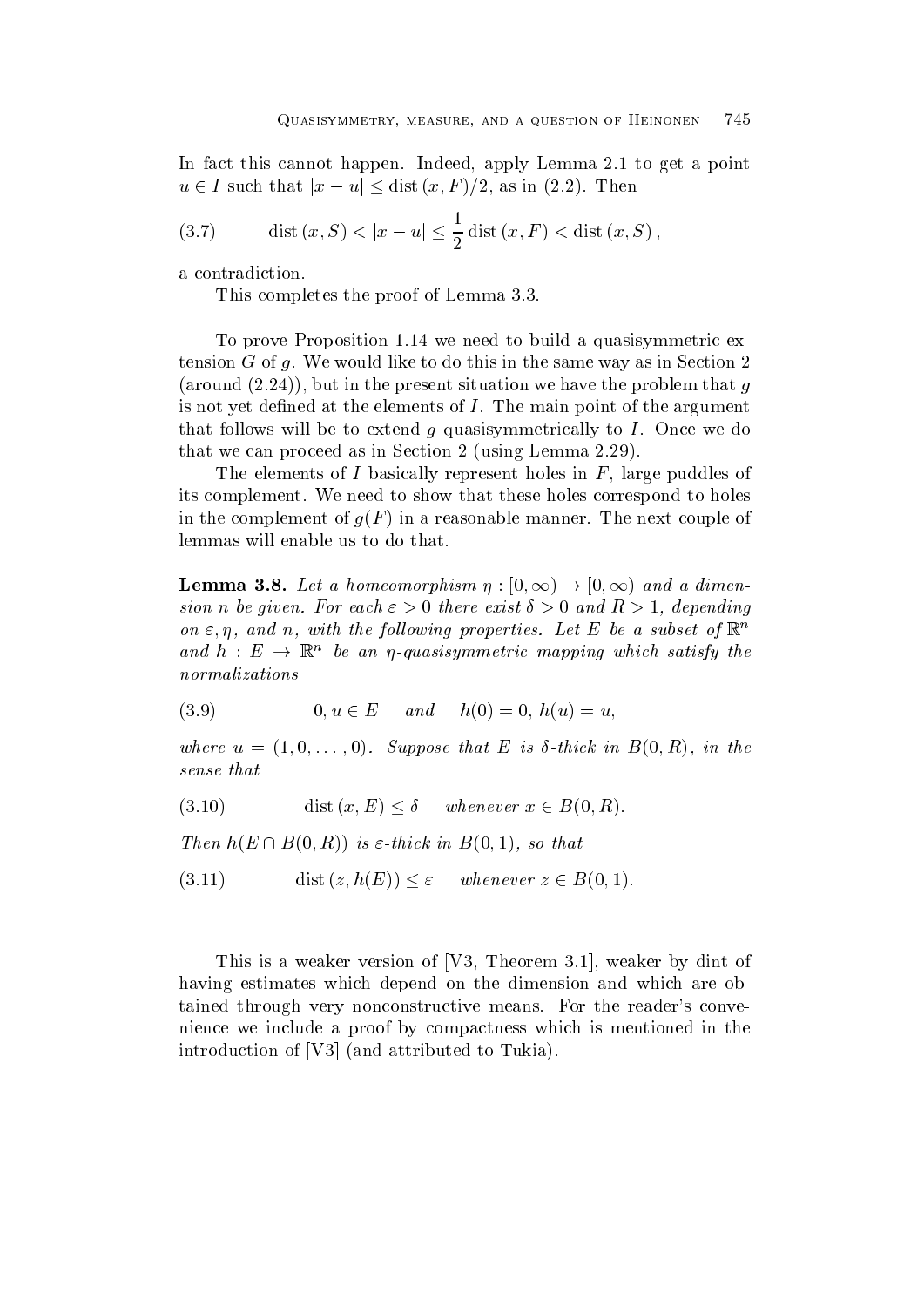In fact this cannot happen. Indeed, apply Lemma 2.1 to get a point $u \in I$ such that $|x - u| \leq \operatorname{dist}(x, F)/2$, as in (2.2). Then

$$\operatorname{dist}(x, S) < |x - u| \leq \frac{1}{2} \operatorname{dist}(x, F) < \operatorname{dist}(x, S)\,, \tag{3.7}$$

a contradiction.

This completes the proof of Lemma 3.3.

To prove Proposition 1.14 we need to build a quasisymmetric extension $G$ of $g$. We would like to do this in the same way as in Section 2 (around (2.24)), but in the present situation we have the problem that $g$ is not yet defined at the elements of $I$. The main point of the argument that follows will be to extend $g$ quasisymmetrically to $I$. Once we do that we can proceed as in Section 2 (using Lemma 2.29).

The elements of $I$ basically represent holes in $F$, large puddles of its complement. We need to show that these holes correspond to holes in the complement of $g(F)$ in a reasonable manner. The next couple of lemmas will enable us to do that.

**Lemma 3.8.** *Let a homeomorphism $\eta : [0, \infty) \to [0, \infty)$ and a dimension $n$ be given. For each $\varepsilon > 0$ there exist $\delta > 0$ and $R > 1$, depending on $\varepsilon, \eta$, and $n$, with the following properties. Let $E$ be a subset of $\mathbb{R}^n$ and $h : E \to \mathbb{R}^n$ be an $\eta$-quasisymmetric mapping which satisfy the normalizations*

$$0, u \in E \quad \text{and} \quad h(0) = 0,\, h(u) = u, \tag{3.9}$$

*where $u = (1, 0, \ldots, 0)$. Suppose that $E$ is $\delta$-thick in $B(0, R)$, in the sense that*

$$\operatorname{dist}(x, E) \leq \delta \quad \text{whenever } x \in B(0, R). \tag{3.10}$$

*Then $h(E \cap B(0, R))$ is $\varepsilon$-thick in $B(0, 1)$, so that*

$$\operatorname{dist}(z, h(E)) \leq \varepsilon \quad \text{whenever } z \in B(0, 1). \tag{3.11}$$

This is a weaker version of [V3, Theorem 3.1], weaker by dint of having estimates which depend on the dimension and which are obtained through very nonconstructive means. For the reader's convenience we include a proof by compactness which is mentioned in the introduction of [V3] (and attributed to Tukia).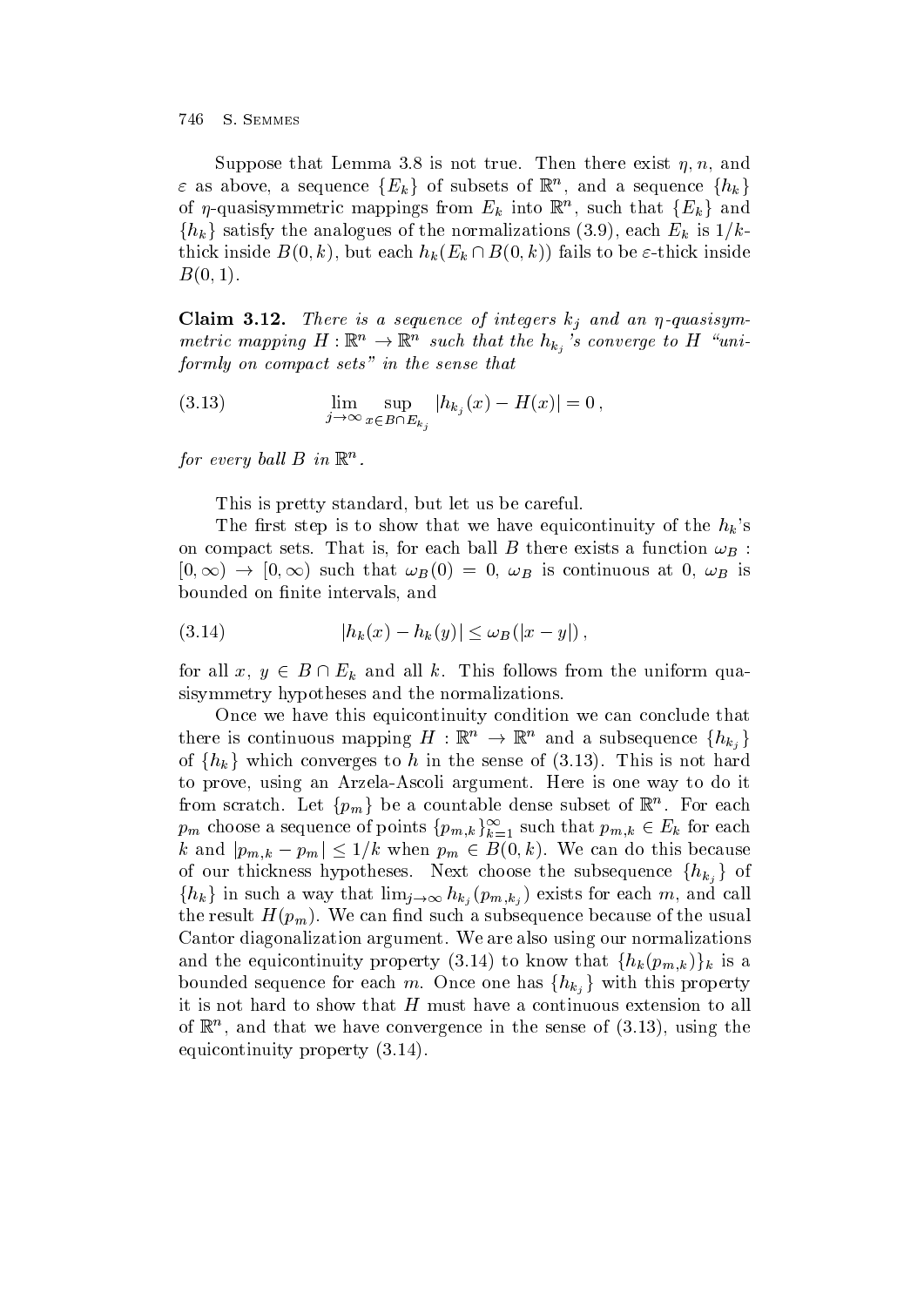Suppose that Lemma 3.8 is not true. Then there exist $\eta, n$, and $\varepsilon$ as above, a sequence $\{E_k\}$ of subsets of $\mathbb{R}^n$, and a sequence $\{h_k\}$ of $\eta$-quasisymmetric mappings from $E_k$ into $\mathbb{R}^n$, such that $\{E_k\}$ and $\{h_k\}$ satisfy the analogues of the normalizations (3.9), each $E_k$ is $1/k$-thick inside $B(0,k)$, but each $h_k(E_k \cap B(0,k))$ fails to be $\varepsilon$-thick inside $B(0,1)$.

**Claim 3.12.** *There is a sequence of integers $k_j$ and an $\eta$-quasisymmetric mapping $H : \mathbb{R}^n \to \mathbb{R}^n$ such that the $h_{k_j}$'s converge to $H$ "uniformly on compact sets" in the sense that*

$$\lim_{j \to \infty} \sup_{x \in B \cap E_{k_j}} |h_{k_j}(x) - H(x)| = 0\,, \tag{3.13}$$

*for every ball $B$ in $\mathbb{R}^n$.*

This is pretty standard, but let us be careful.

The first step is to show that we have equicontinuity of the $h_k$'s on compact sets. That is, for each ball $B$ there exists a function $\omega_B : [0,\infty) \to [0,\infty)$ such that $\omega_B(0) = 0$, $\omega_B$ is continuous at 0, $\omega_B$ is bounded on finite intervals, and

$$|h_k(x) - h_k(y)| \le \omega_B(|x-y|)\,, \tag{3.14}$$

for all $x, y \in B \cap E_k$ and all $k$. This follows from the uniform quasisymmetry hypotheses and the normalizations.

Once we have this equicontinuity condition we can conclude that there is continuous mapping $H : \mathbb{R}^n \to \mathbb{R}^n$ and a subsequence $\{h_{k_j}\}$ of $\{h_k\}$ which converges to $h$ in the sense of (3.13). This is not hard to prove, using an Arzela-Ascoli argument. Here is one way to do it from scratch. Let $\{p_m\}$ be a countable dense subset of $\mathbb{R}^n$. For each $p_m$ choose a sequence of points $\{p_{m,k}\}_{k=1}^{\infty}$ such that $p_{m,k} \in E_k$ for each $k$ and $|p_{m,k} - p_m| \le 1/k$ when $p_m \in B(0,k)$. We can do this because of our thickness hypotheses. Next choose the subsequence $\{h_{k_j}\}$ of $\{h_k\}$ in such a way that $\lim_{j\to\infty} h_{k_j}(p_{m,k_j})$ exists for each $m$, and call the result $H(p_m)$. We can find such a subsequence because of the usual Cantor diagonalization argument. We are also using our normalizations and the equicontinuity property (3.14) to know that $\{h_k(p_{m,k})\}_k$ is a bounded sequence for each $m$. Once one has $\{h_{k_j}\}$ with this property it is not hard to show that $H$ must have a continuous extension to all of $\mathbb{R}^n$, and that we have convergence in the sense of (3.13), using the equicontinuity property (3.14).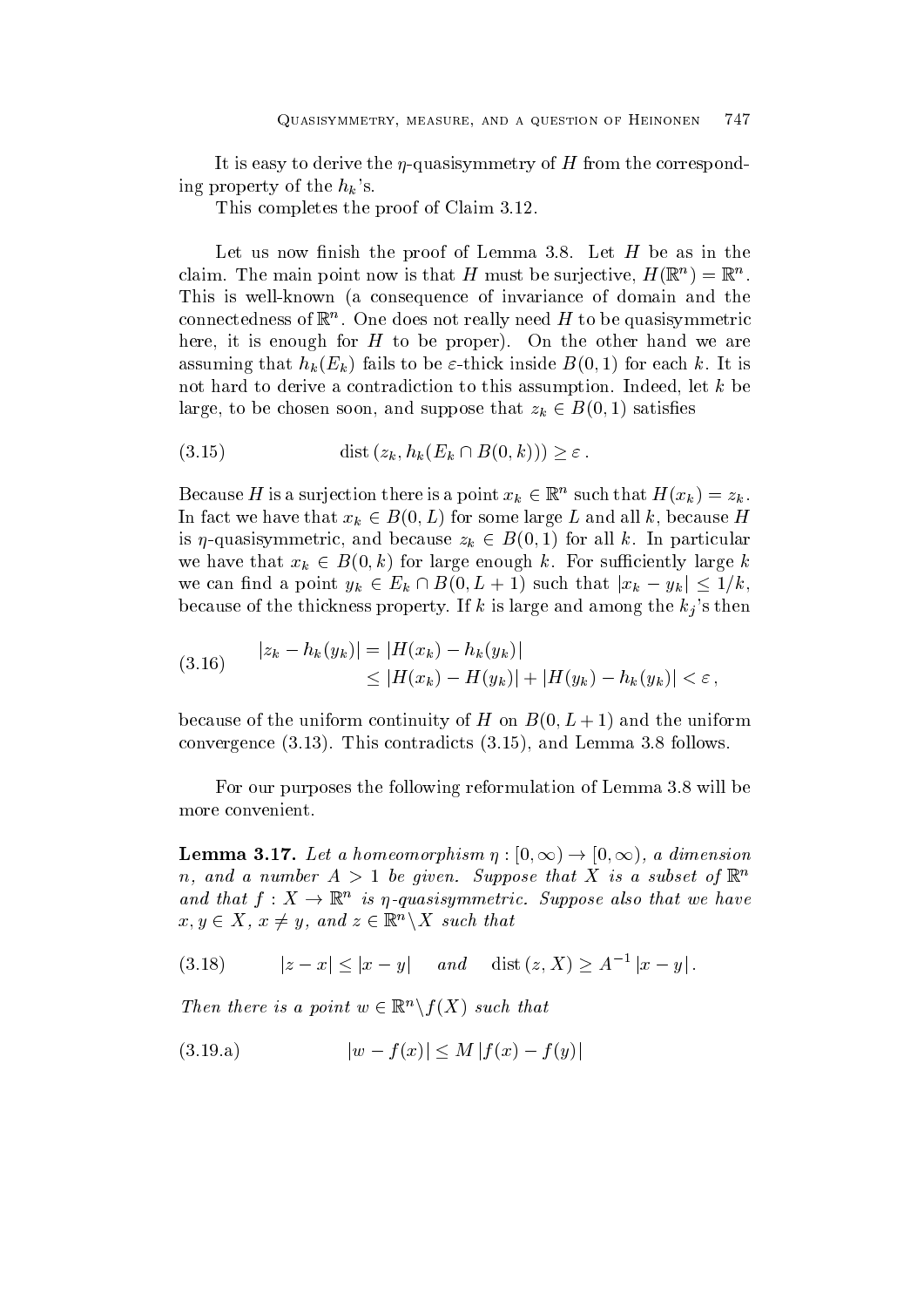It is easy to derive the $\eta$-quasisymmetry of $H$ from the corresponding property of the $h_k$'s.

This completes the proof of Claim 3.12.

Let us now finish the proof of Lemma 3.8. Let $H$ be as in the claim. The main point now is that $H$ must be surjective, $H(\mathbb{R}^n) = \mathbb{R}^n$. This is well-known (a consequence of invariance of domain and the connectedness of $\mathbb{R}^n$. One does not really need $H$ to be quasisymmetric here, it is enough for $H$ to be proper). On the other hand we are assuming that $h_k(E_k)$ fails to be $\varepsilon$-thick inside $B(0,1)$ for each $k$. It is not hard to derive a contradiction to this assumption. Indeed, let $k$ be large, to be chosen soon, and suppose that $z_k \in B(0,1)$ satisfies

$$\operatorname{dist}(z_k, h_k(E_k \cap B(0,k))) \geq \varepsilon\,. \tag{3.15}$$

Because $H$ is a surjection there is a point $x_k \in \mathbb{R}^n$ such that $H(x_k) = z_k$. In fact we have that $x_k \in B(0,L)$ for some large $L$ and all $k$, because $H$ is $\eta$-quasisymmetric, and because $z_k \in B(0,1)$ for all $k$. In particular we have that $x_k \in B(0,k)$ for large enough $k$. For sufficiently large $k$ we can find a point $y_k \in E_k \cap B(0, L+1)$ such that $|x_k - y_k| \leq 1/k$, because of the thickness property. If $k$ is large and among the $k_j$'s then

$$\begin{aligned} |z_k - h_k(y_k)| &= |H(x_k) - h_k(y_k)| \\ &\leq |H(x_k) - H(y_k)| + |H(y_k) - h_k(y_k)| < \varepsilon\,, \end{aligned} \tag{3.16}$$

because of the uniform continuity of $H$ on $B(0, L+1)$ and the uniform convergence (3.13). This contradicts (3.15), and Lemma 3.8 follows.

For our purposes the following reformulation of Lemma 3.8 will be more convenient.

**Lemma 3.17.** *Let a homeomorphism $\eta : [0,\infty) \to [0,\infty)$, a dimension $n$, and a number $A > 1$ be given. Suppose that $X$ is a subset of $\mathbb{R}^n$ and that $f : X \to \mathbb{R}^n$ is $\eta$-quasisymmetric. Suppose also that we have $x, y \in X$, $x \neq y$, and $z \in \mathbb{R}^n \backslash X$ such that*

$$|z - x| \leq |x - y| \quad \textit{and} \quad \operatorname{dist}(z, X) \geq A^{-1}\, |x - y|\,. \tag{3.18}$$

*Then there is a point $w \in \mathbb{R}^n \backslash f(X)$ such that*

$$|w - f(x)| \leq M\, |f(x) - f(y)| \tag{3.19.a}$$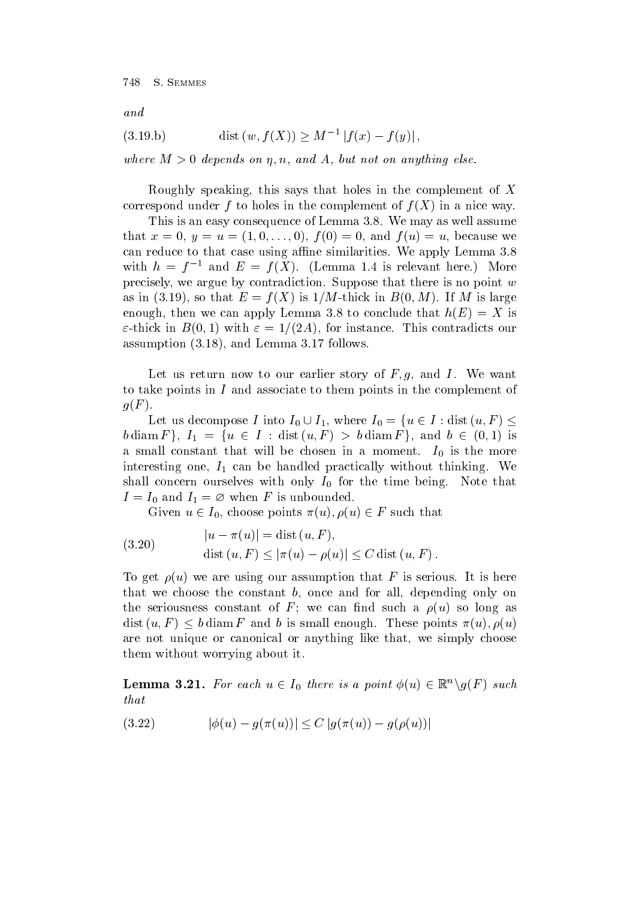*and*

$$\text{(3.19.b)} \qquad \operatorname{dist}(w, f(X)) \geq M^{-1} |f(x) - f(y)|,$$

*where $M > 0$ depends on $\eta, n$, and $A$, but not on anything else.*

Roughly speaking, this says that holes in the complement of $X$ correspond under $f$ to holes in the complement of $f(X)$ in a nice way.

This is an easy consequence of Lemma 3.8. We may as well assume that $x = 0$, $y = u = (1, 0, \ldots, 0)$, $f(0) = 0$, and $f(u) = u$, because we can reduce to that case using affine similarities. We apply Lemma 3.8 with $h = f^{-1}$ and $E = f(X)$. (Lemma 1.4 is relevant here.) More precisely, we argue by contradiction. Suppose that there is no point $w$ as in (3.19), so that $E = f(X)$ is $1/M$-thick in $B(0, M)$. If $M$ is large enough, then we can apply Lemma 3.8 to conclude that $h(E) = X$ is $\varepsilon$-thick in $B(0, 1)$ with $\varepsilon = 1/(2A)$, for instance. This contradicts our assumption (3.18), and Lemma 3.17 follows.

Let us return now to our earlier story of $F, g$, and $I$. We want to take points in $I$ and associate to them points in the complement of $g(F)$.

Let us decompose $I$ into $I_0 \cup I_1$, where $I_0 = \{u \in I : \operatorname{dist}(u, F) \leq b \operatorname{diam} F\}$, $I_1 = \{u \in I : \operatorname{dist}(u, F) > b \operatorname{diam} F\}$, and $b \in (0, 1)$ is a small constant that will be chosen in a moment. $I_0$ is the more interesting one, $I_1$ can be handled practically without thinking. We shall concern ourselves with only $I_0$ for the time being. Note that $I = I_0$ and $I_1 = \varnothing$ when $F$ is unbounded.

Given $u \in I_0$, choose points $\pi(u), \rho(u) \in F$ such that

$$\text{(3.20)} \qquad \begin{aligned} &|u - \pi(u)| = \operatorname{dist}(u, F), \\ &\operatorname{dist}(u, F) \leq |\pi(u) - \rho(u)| \leq C \operatorname{dist}(u, F). \end{aligned}$$

To get $\rho(u)$ we are using our assumption that $F$ is serious. It is here that we choose the constant $b$, once and for all, depending only on the seriousness constant of $F$; we can find such a $\rho(u)$ so long as $\operatorname{dist}(u, F) \leq b \operatorname{diam} F$ and $b$ is small enough. These points $\pi(u), \rho(u)$ are not unique or canonical or anything like that, we simply choose them without worrying about it.

**Lemma 3.21.** *For each $u \in I_0$ there is a point $\phi(u) \in \mathbb{R}^n \backslash g(F)$ such that*

$$\text{(3.22)} \qquad |\phi(u) - g(\pi(u))| \leq C\, |g(\pi(u)) - g(\rho(u))|$$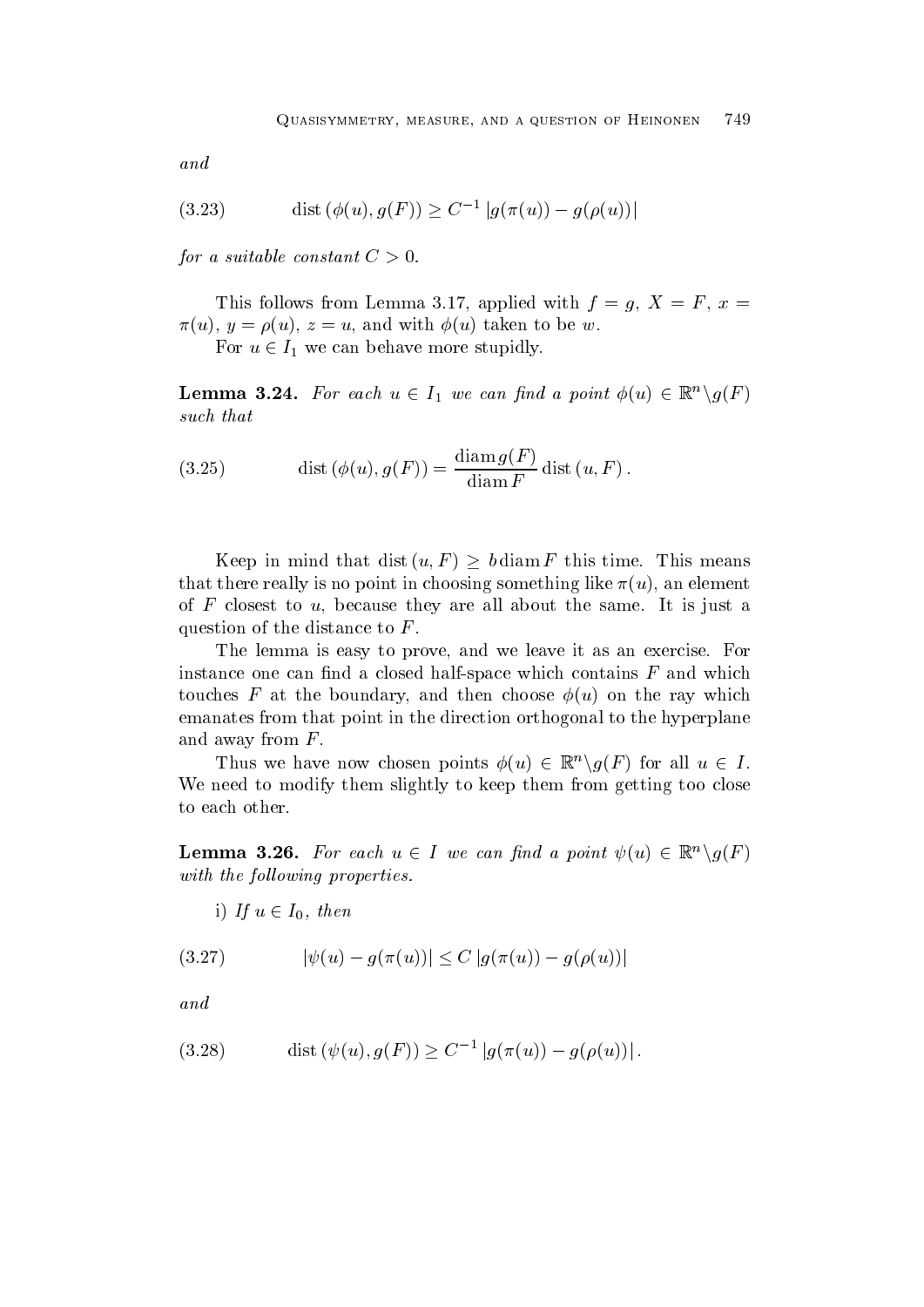*and*

$$\operatorname{dist}(\phi(u), g(F)) \geq C^{-1} |g(\pi(u)) - g(\rho(u))| \tag{3.23}$$

*for a suitable constant $C > 0$.*

This follows from Lemma 3.17, applied with $f = g$, $X = F$, $x = \pi(u)$, $y = \rho(u)$, $z = u$, and with $\phi(u)$ taken to be $w$.

For $u \in I_1$ we can behave more stupidly.

**Lemma 3.24.** *For each $u \in I_1$ we can find a point $\phi(u) \in \mathbb{R}^n \backslash g(F)$ such that*

$$\operatorname{dist}(\phi(u), g(F)) = \frac{\operatorname{diam} g(F)}{\operatorname{diam} F} \operatorname{dist}(u, F). \tag{3.25}$$

Keep in mind that $\operatorname{dist}(u, F) \geq b \operatorname{diam} F$ this time. This means that there really is no point in choosing something like $\pi(u)$, an element of $F$ closest to $u$, because they are all about the same. It is just a question of the distance to $F$.

The lemma is easy to prove, and we leave it as an exercise. For instance one can find a closed half-space which contains $F$ and which touches $F$ at the boundary, and then choose $\phi(u)$ on the ray which emanates from that point in the direction orthogonal to the hyperplane and away from $F$.

Thus we have now chosen points $\phi(u) \in \mathbb{R}^n \backslash g(F)$ for all $u \in I$. We need to modify them slightly to keep them from getting too close to each other.

**Lemma 3.26.** *For each $u \in I$ we can find a point $\psi(u) \in \mathbb{R}^n \backslash g(F)$ with the following properties.*

i) *If $u \in I_0$, then*

$$|\psi(u) - g(\pi(u))| \leq C |g(\pi(u)) - g(\rho(u))| \tag{3.27}$$

*and*

$$\operatorname{dist}(\psi(u), g(F)) \geq C^{-1} |g(\pi(u)) - g(\rho(u))|. \tag{3.28}$$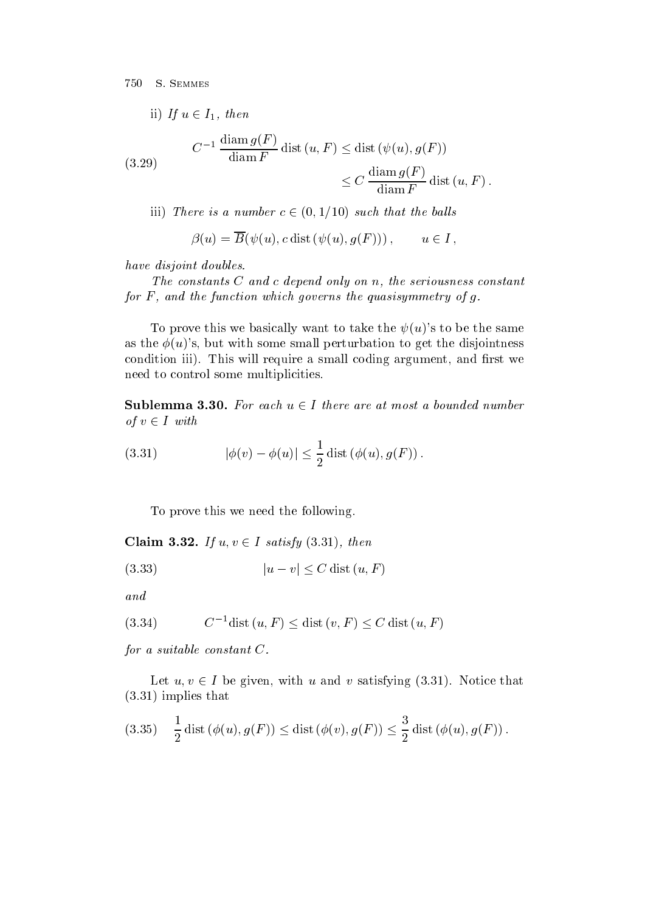ii) *If* $u \in I_1$, *then*

$$C^{-1} \frac{\operatorname{diam} g(F)}{\operatorname{diam} F} \operatorname{dist}(u, F) \le \operatorname{dist}(\psi(u), g(F)) \le C \frac{\operatorname{diam} g(F)}{\operatorname{diam} F} \operatorname{dist}(u, F). \tag{3.29}$$

iii) *There is a number* $c \in (0, 1/10)$ *such that the balls*

$$\beta(u) = \overline{B}(\psi(u), c \operatorname{dist}(\psi(u), g(F))), \qquad u \in I,$$

*have disjoint doubles.*

*The constants* $C$ *and* $c$ *depend only on* $n$, *the seriousness constant for* $F$, *and the function which governs the quasisymmetry of* $g$.

To prove this we basically want to take the $\psi(u)$'s to be the same as the $\phi(u)$'s, but with some small perturbation to get the disjointness condition iii). This will require a small coding argument, and first we need to control some multiplicities.

**Sublemma 3.30.** *For each* $u \in I$ *there are at most a bounded number of* $v \in I$ *with*

$$|\phi(v) - \phi(u)| \le \frac{1}{2} \operatorname{dist}(\phi(u), g(F)). \tag{3.31}$$

To prove this we need the following.

**Claim 3.32.** *If* $u, v \in I$ *satisfy* (3.31), *then*

$$|u - v| \le C \operatorname{dist}(u, F) \tag{3.33}$$

*and*

$$C^{-1} \operatorname{dist}(u, F) \le \operatorname{dist}(v, F) \le C \operatorname{dist}(u, F) \tag{3.34}$$

*for a suitable constant* $C$.

Let $u, v \in I$ be given, with $u$ and $v$ satisfying (3.31). Notice that (3.31) implies that

$$\frac{1}{2} \operatorname{dist}(\phi(u), g(F)) \le \operatorname{dist}(\phi(v), g(F)) \le \frac{3}{2} \operatorname{dist}(\phi(u), g(F)). \tag{3.35}$$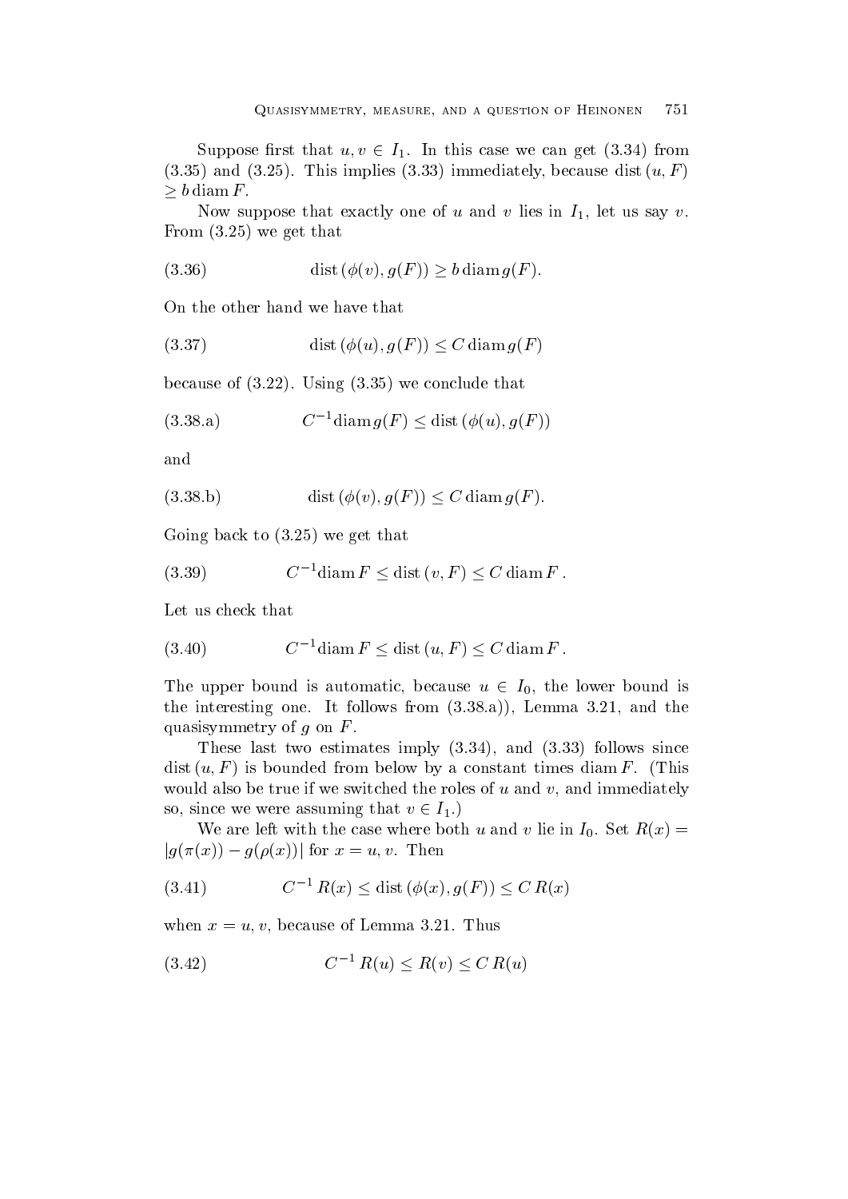Suppose first that $u, v \in I_1$. In this case we can get (3.34) from (3.35) and (3.25). This implies (3.33) immediately, because $\operatorname{dist}(u, F) \geq b \operatorname{diam} F$.

Now suppose that exactly one of $u$ and $v$ lies in $I_1$, let us say $v$. From (3.25) we get that

$$\operatorname{dist}(\phi(v), g(F)) \geq b \operatorname{diam} g(F). \tag{3.36}$$

On the other hand we have that

$$\operatorname{dist}(\phi(u), g(F)) \leq C \operatorname{diam} g(F) \tag{3.37}$$

because of (3.22). Using (3.35) we conclude that

$$C^{-1} \operatorname{diam} g(F) \leq \operatorname{dist}(\phi(u), g(F)) \tag{3.38.a}$$

and

$$\operatorname{dist}(\phi(v), g(F)) \leq C \operatorname{diam} g(F). \tag{3.38.b}$$

Going back to (3.25) we get that

$$C^{-1} \operatorname{diam} F \leq \operatorname{dist}(v, F) \leq C \operatorname{diam} F\,. \tag{3.39}$$

Let us check that

$$C^{-1} \operatorname{diam} F \leq \operatorname{dist}(u, F) \leq C \operatorname{diam} F\,. \tag{3.40}$$

The upper bound is automatic, because $u \in I_0$, the lower bound is the interesting one. It follows from (3.38.a)), Lemma 3.21, and the quasisymmetry of $g$ on $F$.

These last two estimates imply (3.34), and (3.33) follows since $\operatorname{dist}(u, F)$ is bounded from below by a constant times $\operatorname{diam} F$. (This would also be true if we switched the roles of $u$ and $v$, and immediately so, since we were assuming that $v \in I_1$.)

We are left with the case where both $u$ and $v$ lie in $I_0$. Set $R(x) = |g(\pi(x)) - g(\rho(x))|$ for $x = u, v$. Then

$$C^{-1} R(x) \leq \operatorname{dist}(\phi(x), g(F)) \leq C\, R(x) \tag{3.41}$$

when $x = u, v$, because of Lemma 3.21. Thus

$$C^{-1} R(u) \leq R(v) \leq C\, R(u) \tag{3.42}$$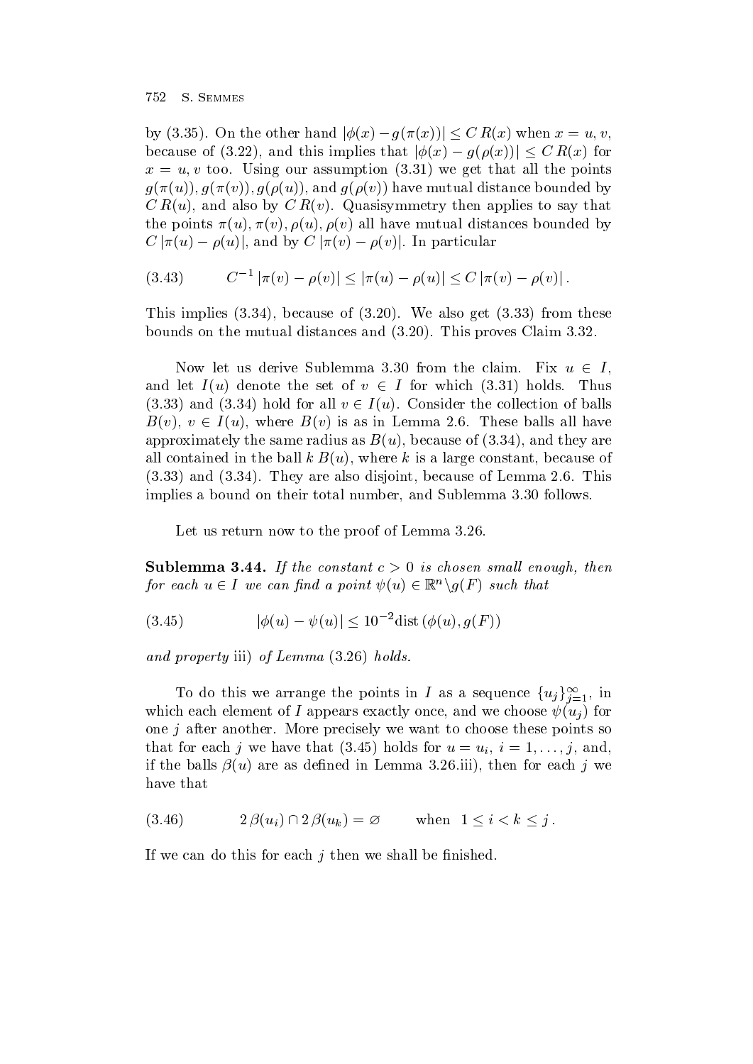by (3.35). On the other hand $|\phi(x) - g(\pi(x))| \le C\,R(x)$ when $x = u, v$, because of (3.22), and this implies that $|\phi(x) - g(\rho(x))| \le C\,R(x)$ for $x = u, v$ too. Using our assumption (3.31) we get that all the points $g(\pi(u)), g(\pi(v)), g(\rho(u))$, and $g(\rho(v))$ have mutual distance bounded by $C\,R(u)$, and also by $C\,R(v)$. Quasisymmetry then applies to say that the points $\pi(u)$, $\pi(v)$, $\rho(u)$, $\rho(v)$ all have mutual distances bounded by $C\,|\pi(u) - \rho(u)|$, and by $C\,|\pi(v) - \rho(v)|$. In particular

$$C^{-1}\,|\pi(v) - \rho(v)| \le |\pi(u) - \rho(u)| \le C\,|\pi(v) - \rho(v)|\,. \tag{3.43}$$

This implies (3.34), because of (3.20). We also get (3.33) from these bounds on the mutual distances and (3.20). This proves Claim 3.32.

Now let us derive Sublemma 3.30 from the claim. Fix $u \in I$, and let $I(u)$ denote the set of $v \in I$ for which (3.31) holds. Thus (3.33) and (3.34) hold for all $v \in I(u)$. Consider the collection of balls $B(v)$, $v \in I(u)$, where $B(v)$ is as in Lemma 2.6. These balls all have approximately the same radius as $B(u)$, because of (3.34), and they are all contained in the ball $k\,B(u)$, where $k$ is a large constant, because of (3.33) and (3.34). They are also disjoint, because of Lemma 2.6. This implies a bound on their total number, and Sublemma 3.30 follows.

Let us return now to the proof of Lemma 3.26.

**Sublemma 3.44.** *If the constant $c > 0$ is chosen small enough, then for each $u \in I$ we can find a point $\psi(u) \in \mathbb{R}^n \backslash g(F)$ such that*

$$|\phi(u) - \psi(u)| \le 10^{-2} \operatorname{dist}(\phi(u), g(F)) \tag{3.45}$$

*and property* iii) *of Lemma* (3.26) *holds.*

To do this we arrange the points in $I$ as a sequence $\{u_j\}_{j=1}^{\infty}$, in which each element of $I$ appears exactly once, and we choose $\psi(u_j)$ for one $j$ after another. More precisely we want to choose these points so that for each $j$ we have that (3.45) holds for $u = u_i$, $i = 1, \ldots, j$, and, if the balls $\beta(u)$ are as defined in Lemma 3.26.iii), then for each $j$ we have that

$$2\,\beta(u_i) \cap 2\,\beta(u_k) = \varnothing \qquad \text{when } \; 1 \le i < k \le j\,. \tag{3.46}$$

If we can do this for each $j$ then we shall be finished.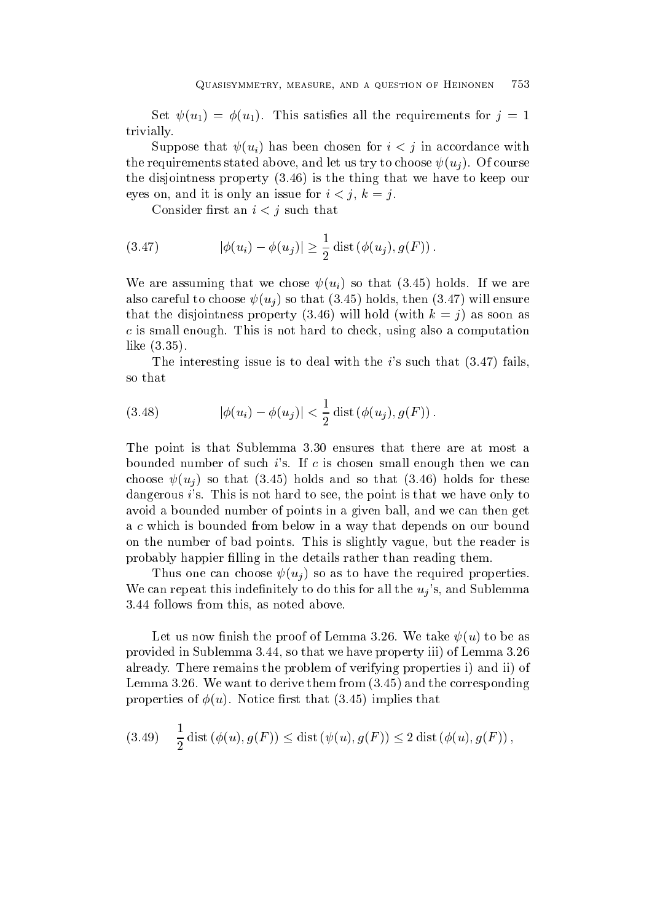Set $\psi(u_1) = \phi(u_1)$. This satisfies all the requirements for $j = 1$ trivially.

Suppose that $\psi(u_i)$ has been chosen for $i < j$ in accordance with the requirements stated above, and let us try to choose $\psi(u_j)$. Of course the disjointness property (3.46) is the thing that we have to keep our eyes on, and it is only an issue for $i < j$, $k = j$.

Consider first an $i < j$ such that

$$|\phi(u_i) - \phi(u_j)| \geq \frac{1}{2} \operatorname{dist}(\phi(u_j), g(F)). \tag{3.47}$$

We are assuming that we chose $\psi(u_i)$ so that (3.45) holds. If we are also careful to choose $\psi(u_j)$ so that (3.45) holds, then (3.47) will ensure that the disjointness property (3.46) will hold (with $k = j$) as soon as $c$ is small enough. This is not hard to check, using also a computation like (3.35).

The interesting issue is to deal with the $i$'s such that (3.47) fails, so that

$$|\phi(u_i) - \phi(u_j)| < \frac{1}{2} \operatorname{dist}(\phi(u_j), g(F)). \tag{3.48}$$

The point is that Sublemma 3.30 ensures that there are at most a bounded number of such $i$'s. If $c$ is chosen small enough then we can choose $\psi(u_j)$ so that (3.45) holds and so that (3.46) holds for these dangerous $i$'s. This is not hard to see, the point is that we have only to avoid a bounded number of points in a given ball, and we can then get a $c$ which is bounded from below in a way that depends on our bound on the number of bad points. This is slightly vague, but the reader is probably happier filling in the details rather than reading them.

Thus one can choose $\psi(u_j)$ so as to have the required properties. We can repeat this indefinitely to do this for all the $u_j$'s, and Sublemma 3.44 follows from this, as noted above.

Let us now finish the proof of Lemma 3.26. We take $\psi(u)$ to be as provided in Sublemma 3.44, so that we have property iii) of Lemma 3.26 already. There remains the problem of verifying properties i) and ii) of Lemma 3.26. We want to derive them from (3.45) and the corresponding properties of $\phi(u)$. Notice first that (3.45) implies that

$$\frac{1}{2} \operatorname{dist}(\phi(u), g(F)) \leq \operatorname{dist}(\psi(u), g(F)) \leq 2 \operatorname{dist}(\phi(u), g(F)), \tag{3.49}$$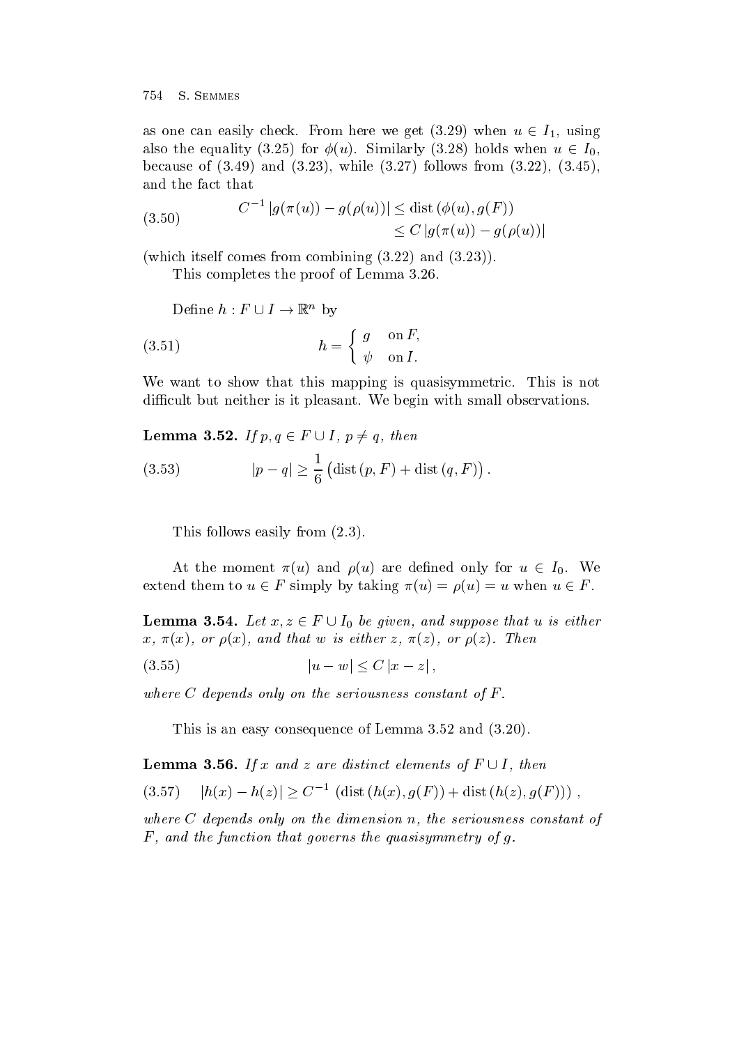as one can easily check. From here we get (3.29) when $u \in I_1$, using also the equality (3.25) for $\phi(u)$. Similarly (3.28) holds when $u \in I_0$, because of (3.49) and (3.23), while (3.27) follows from (3.22), (3.45), and the fact that

$$
\begin{aligned}
C^{-1} |g(\pi(u)) - g(\rho(u))| &\leq \operatorname{dist}(\phi(u), g(F)) \\
&\leq C\, |g(\pi(u)) - g(\rho(u))|
\end{aligned}
\tag{3.50}
$$

(which itself comes from combining (3.22) and (3.23)).

This completes the proof of Lemma 3.26.

Define $h : F \cup I \to \mathbb{R}^n$ by

$$
h = \begin{cases} g & \text{on } F, \\ \psi & \text{on } I. \end{cases}
\tag{3.51}
$$

We want to show that this mapping is quasisymmetric. This is not difficult but neither is it pleasant. We begin with small observations.

**Lemma 3.52.** *If $p, q \in F \cup I$, $p \neq q$, then*

$$
|p - q| \geq \frac{1}{6} \big(\operatorname{dist}(p, F) + \operatorname{dist}(q, F)\big) .
\tag{3.53}
$$

This follows easily from (2.3).

At the moment $\pi(u)$ and $\rho(u)$ are defined only for $u \in I_0$. We extend them to $u \in F$ simply by taking $\pi(u) = \rho(u) = u$ when $u \in F$.

**Lemma 3.54.** *Let $x, z \in F \cup I_0$ be given, and suppose that $u$ is either $x$, $\pi(x)$, or $\rho(x)$, and that $w$ is either $z$, $\pi(z)$, or $\rho(z)$. Then*

$$
|u - w| \leq C\, |x - z| ,
\tag{3.55}
$$

*where $C$ depends only on the seriousness constant of $F$.*

This is an easy consequence of Lemma 3.52 and (3.20).

**Lemma 3.56.** *If $x$ and $z$ are distinct elements of $F \cup I$, then*

$$
|h(x) - h(z)| \geq C^{-1} \left(\operatorname{dist}(h(x), g(F)) + \operatorname{dist}(h(z), g(F))\right) ,
\tag{3.57}
$$

*where $C$ depends only on the dimension $n$, the seriousness constant of $F$, and the function that governs the quasisymmetry of $g$.*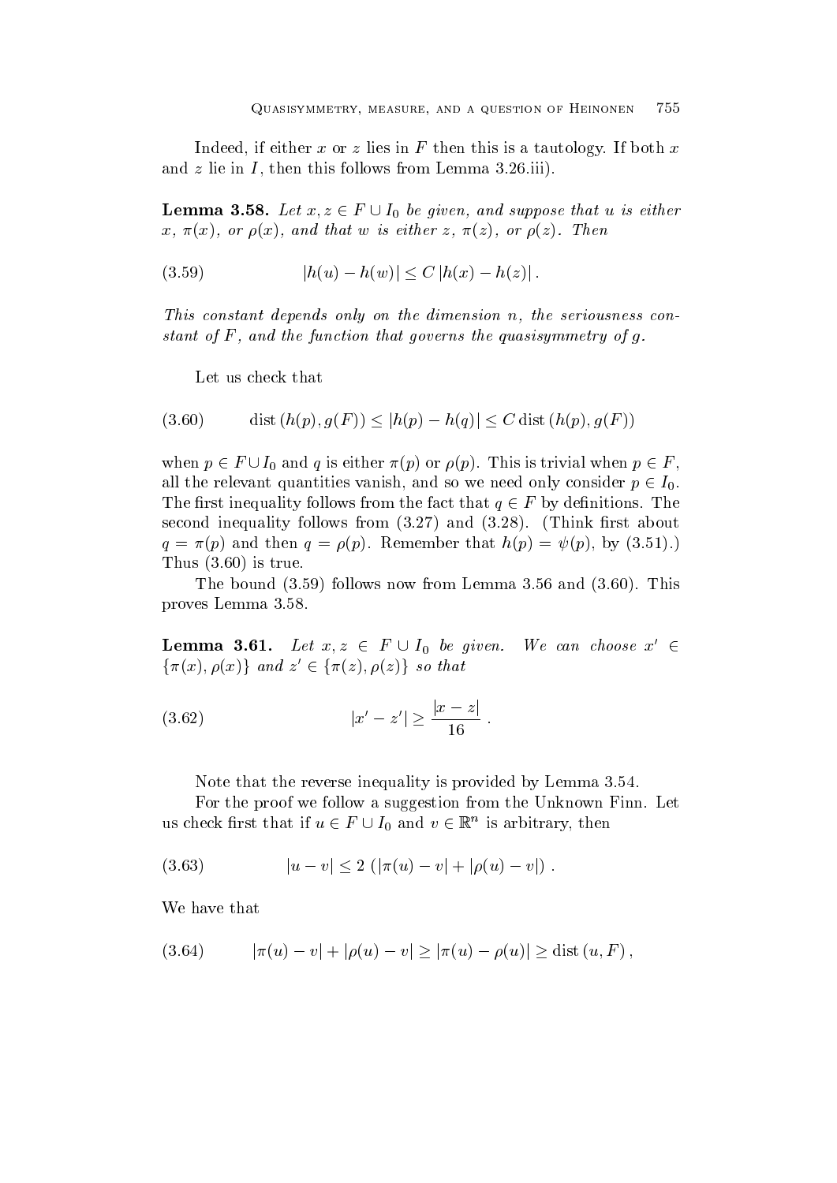Indeed, if either $x$ or $z$ lies in $F$ then this is a tautology. If both $x$ and $z$ lie in $I$, then this follows from Lemma 3.26.iii).

**Lemma 3.58.** *Let $x, z \in F \cup I_0$ be given, and suppose that $u$ is either $x$, $\pi(x)$, or $\rho(x)$, and that $w$ is either $z$, $\pi(z)$, or $\rho(z)$. Then*

$$|h(u) - h(w)| \le C\,|h(x) - h(z)|\,. \tag{3.59}$$

*This constant depends only on the dimension $n$, the seriousness constant of $F$, and the function that governs the quasisymmetry of $g$.*

Let us check that

$$\operatorname{dist}(h(p), g(F)) \le |h(p) - h(q)| \le C \operatorname{dist}(h(p), g(F)) \tag{3.60}$$

when $p \in F \cup I_0$ and $q$ is either $\pi(p)$ or $\rho(p)$. This is trivial when $p \in F$, all the relevant quantities vanish, and so we need only consider $p \in I_0$. The first inequality follows from the fact that $q \in F$ by definitions. The second inequality follows from (3.27) and (3.28). (Think first about $q = \pi(p)$ and then $q = \rho(p)$. Remember that $h(p) = \psi(p)$, by (3.51).) Thus (3.60) is true.

The bound (3.59) follows now from Lemma 3.56 and (3.60). This proves Lemma 3.58.

**Lemma 3.61.** *Let $x, z \in F \cup I_0$ be given. We can choose $x' \in \{\pi(x), \rho(x)\}$ and $z' \in \{\pi(z), \rho(z)\}$ so that*

$$|x' - z'| \ge \frac{|x - z|}{16}\,. \tag{3.62}$$

Note that the reverse inequality is provided by Lemma 3.54.

For the proof we follow a suggestion from the Unknown Finn. Let us check first that if $u \in F \cup I_0$ and $v \in \mathbb{R}^n$ is arbitrary, then

$$|u - v| \le 2\,(|\pi(u) - v| + |\rho(u) - v|)\,. \tag{3.63}$$

We have that

$$|\pi(u) - v| + |\rho(u) - v| \ge |\pi(u) - \rho(u)| \ge \operatorname{dist}(u, F)\,, \tag{3.64}$$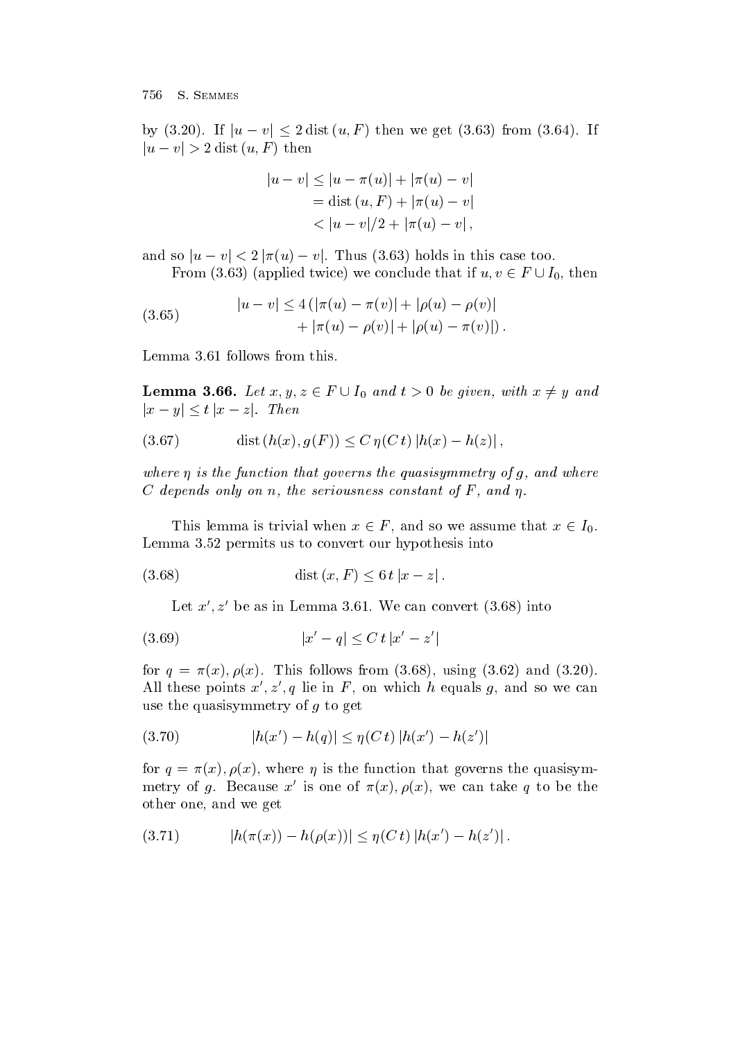by (3.20). If $|u - v| \le 2\,\mathrm{dist}\,(u, F)$ then we get (3.63) from (3.64). If $|u - v| > 2\,\mathrm{dist}\,(u, F)$ then

$$\begin{aligned}
|u - v| &\le |u - \pi(u)| + |\pi(u) - v| \\
&= \mathrm{dist}\,(u, F) + |\pi(u) - v| \\
&< |u - v|/2 + |\pi(u) - v|\,,
\end{aligned}$$

and so $|u - v| < 2\,|\pi(u) - v|$. Thus (3.63) holds in this case too.

From (3.63) (applied twice) we conclude that if $u, v \in F \cup I_0$, then

$$\begin{aligned}
|u - v| \le 4\,(&|\pi(u) - \pi(v)| + |\rho(u) - \rho(v)| \\
&+ |\pi(u) - \rho(v)| + |\rho(u) - \pi(v)|)\,.
\end{aligned} \tag{3.65}$$

Lemma 3.61 follows from this.

**Lemma 3.66.** *Let $x, y, z \in F \cup I_0$ and $t > 0$ be given, with $x \ne y$ and $|x - y| \le t\,|x - z|$. Then*

$$\mathrm{dist}\,(h(x), g(F)) \le C\,\eta(C\,t)\,|h(x) - h(z)|\,, \tag{3.67}$$

*where $\eta$ is the function that governs the quasisymmetry of $g$, and where $C$ depends only on $n$, the seriousness constant of $F$, and $\eta$.*

This lemma is trivial when $x \in F$, and so we assume that $x \in I_0$. Lemma 3.52 permits us to convert our hypothesis into

$$\mathrm{dist}\,(x, F) \le 6\,t\,|x - z|\,. \tag{3.68}$$

Let $x', z'$ be as in Lemma 3.61. We can convert (3.68) into

$$|x' - q| \le C\,t\,|x' - z'| \tag{3.69}$$

for $q = \pi(x), \rho(x)$. This follows from (3.68), using (3.62) and (3.20). All these points $x', z', q$ lie in $F$, on which $h$ equals $g$, and so we can use the quasisymmetry of $g$ to get

$$|h(x') - h(q)| \le \eta(C\,t)\,|h(x') - h(z')| \tag{3.70}$$

for $q = \pi(x), \rho(x)$, where $\eta$ is the function that governs the quasisymmetry of $g$. Because $x'$ is one of $\pi(x), \rho(x)$, we can take $q$ to be the other one, and we get

$$|h(\pi(x)) - h(\rho(x))| \le \eta(C\,t)\,|h(x') - h(z')|\,. \tag{3.71}$$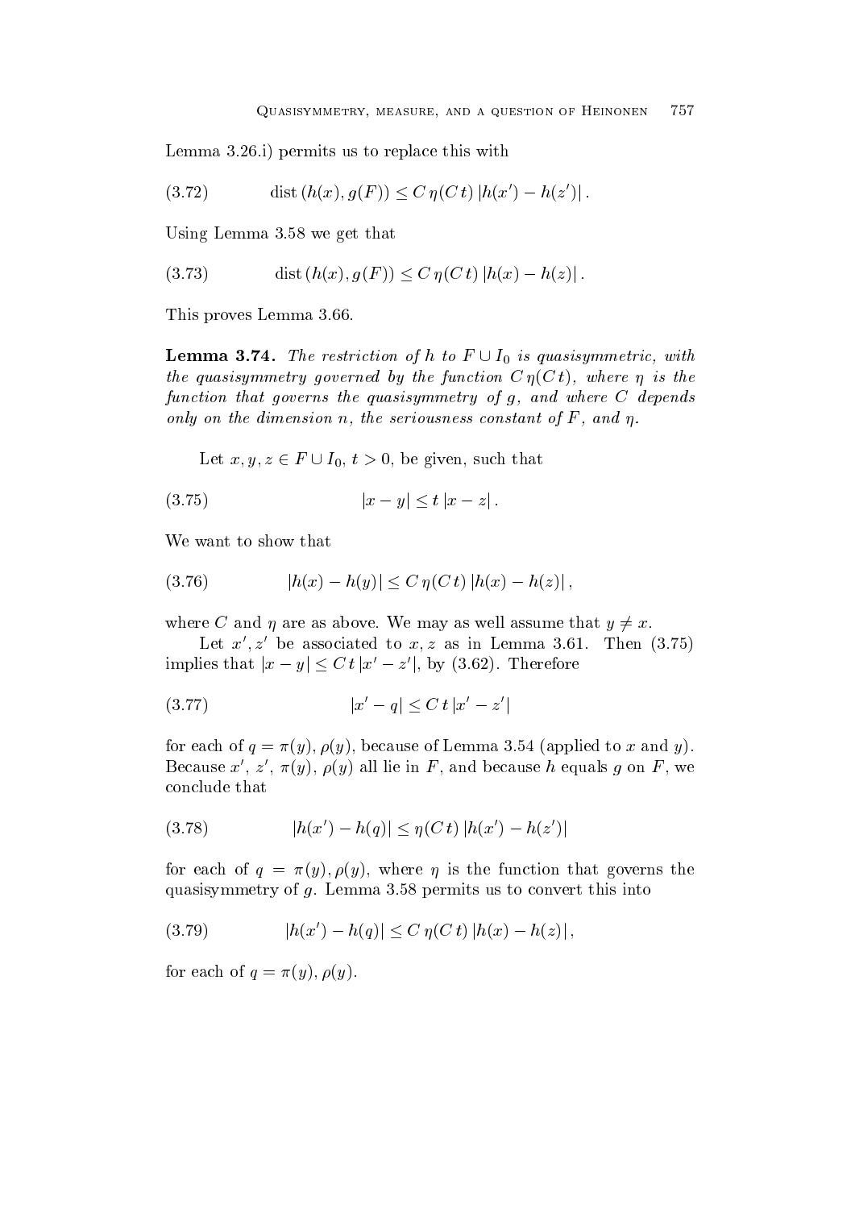Lemma 3.26.i) permits us to replace this with

$$\operatorname{dist}(h(x), g(F)) \leq C\,\eta(C\,t)\,|h(x') - h(z')|\,. \tag{3.72}$$

Using Lemma 3.58 we get that

$$\operatorname{dist}(h(x), g(F)) \leq C\,\eta(C\,t)\,|h(x) - h(z)|\,. \tag{3.73}$$

This proves Lemma 3.66.

**Lemma 3.74.** *The restriction of $h$ to $F \cup I_0$ is quasisymmetric, with the quasisymmetry governed by the function $C\,\eta(C\,t)$, where $\eta$ is the function that governs the quasisymmetry of $g$, and where $C$ depends only on the dimension $n$, the seriousness constant of $F$, and $\eta$.*

Let $x, y, z \in F \cup I_0$, $t > 0$, be given, such that

$$|x - y| \leq t\,|x - z|\,. \tag{3.75}$$

We want to show that

$$|h(x) - h(y)| \leq C\,\eta(C\,t)\,|h(x) - h(z)|\,, \tag{3.76}$$

where $C$ and $\eta$ are as above. We may as well assume that $y \neq x$.

Let $x', z'$ be associated to $x, z$ as in Lemma 3.61. Then (3.75) implies that $|x - y| \leq C\,t\,|x' - z'|$, by (3.62). Therefore

$$|x' - q| \leq C\,t\,|x' - z'| \tag{3.77}$$

for each of $q = \pi(y), \rho(y)$, because of Lemma 3.54 (applied to $x$ and $y$). Because $x'$, $z'$, $\pi(y)$, $\rho(y)$ all lie in $F$, and because $h$ equals $g$ on $F$, we conclude that

$$|h(x') - h(q)| \leq \eta(C\,t)\,|h(x') - h(z')| \tag{3.78}$$

for each of $q = \pi(y), \rho(y)$, where $\eta$ is the function that governs the quasisymmetry of $g$. Lemma 3.58 permits us to convert this into

$$|h(x') - h(q)| \leq C\,\eta(C\,t)\,|h(x) - h(z)|\,, \tag{3.79}$$

for each of $q = \pi(y), \rho(y)$.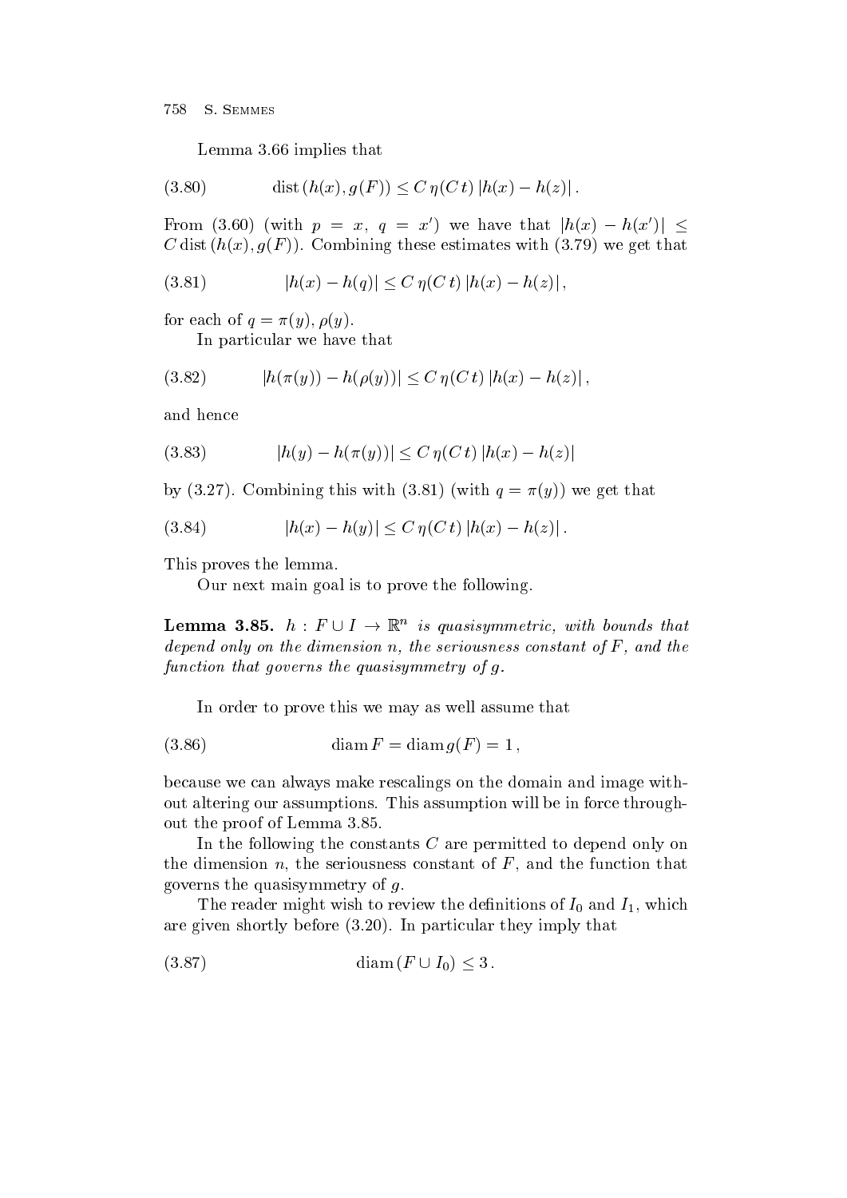Lemma 3.66 implies that

$$\operatorname{dist}(h(x), g(F)) \leq C\, \eta(C\, t)\, |h(x) - h(z)| \,. \tag{3.80}$$

From (3.60) (with $p = x$, $q = x'$) we have that $|h(x) - h(x')| \leq C \operatorname{dist}(h(x), g(F))$. Combining these estimates with (3.79) we get that

$$|h(x) - h(q)| \leq C\, \eta(C\, t)\, |h(x) - h(z)| \,, \tag{3.81}$$

for each of $q = \pi(y), \rho(y)$.

In particular we have that

$$|h(\pi(y)) - h(\rho(y))| \leq C\, \eta(C\, t)\, |h(x) - h(z)| \,, \tag{3.82}$$

and hence

$$|h(y) - h(\pi(y))| \leq C\, \eta(C\, t)\, |h(x) - h(z)| \tag{3.83}$$

by (3.27). Combining this with (3.81) (with $q = \pi(y)$) we get that

$$|h(x) - h(y)| \leq C\, \eta(C\, t)\, |h(x) - h(z)| \,. \tag{3.84}$$

This proves the lemma.

Our next main goal is to prove the following.

**Lemma 3.85.** *$h : F \cup I \to \mathbb{R}^n$ is quasisymmetric, with bounds that depend only on the dimension $n$, the seriousness constant of $F$, and the function that governs the quasisymmetry of $g$.*

In order to prove this we may as well assume that

$$\operatorname{diam} F = \operatorname{diam} g(F) = 1 \,, \tag{3.86}$$

because we can always make rescalings on the domain and image without altering our assumptions. This assumption will be in force throughout the proof of Lemma 3.85.

In the following the constants $C$ are permitted to depend only on the dimension $n$, the seriousness constant of $F$, and the function that governs the quasisymmetry of $g$.

The reader might wish to review the definitions of $I_0$ and $I_1$, which are given shortly before (3.20). In particular they imply that

$$\operatorname{diam}(F \cup I_0) \leq 3 \,. \tag{3.87}$$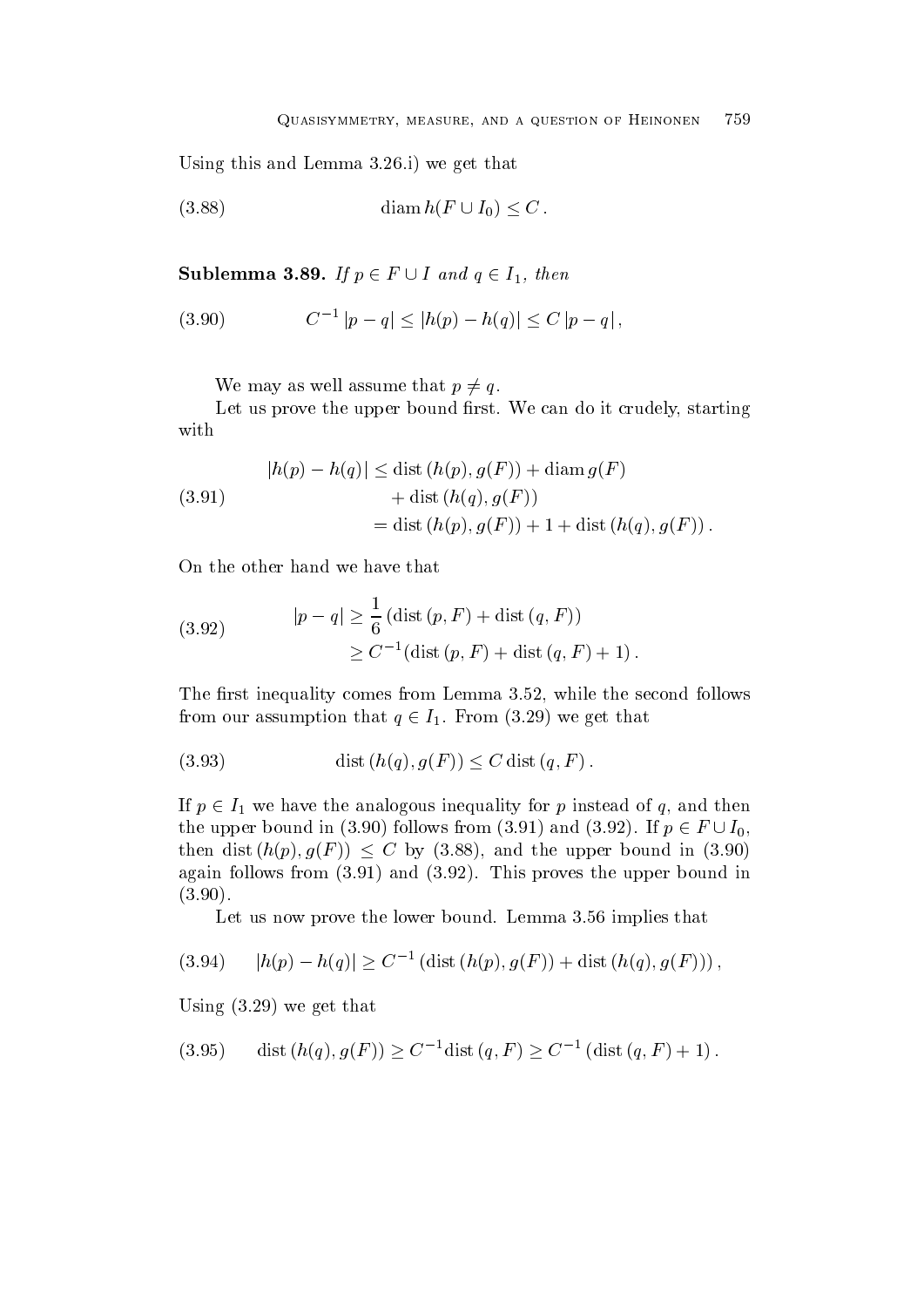Using this and Lemma 3.26.i) we get that

$$\operatorname{diam} h(F \cup I_0) \leq C. \tag{3.88}$$

**Sublemma 3.89.** *If $p \in F \cup I$ and $q \in I_1$, then*

$$C^{-1}|p - q| \leq |h(p) - h(q)| \leq C\,|p - q|, \tag{3.90}$$

We may as well assume that $p \neq q$.

Let us prove the upper bound first. We can do it crudely, starting with

$$\begin{aligned} |h(p) - h(q)| &\leq \operatorname{dist}(h(p), g(F)) + \operatorname{diam} g(F) \\ &\quad + \operatorname{dist}(h(q), g(F)) \\ &= \operatorname{dist}(h(p), g(F)) + 1 + \operatorname{dist}(h(q), g(F)). \end{aligned} \tag{3.91}$$

On the other hand we have that

$$\begin{aligned} |p - q| &\geq \frac{1}{6}\left(\operatorname{dist}(p, F) + \operatorname{dist}(q, F)\right) \\ &\geq C^{-1}(\operatorname{dist}(p, F) + \operatorname{dist}(q, F) + 1). \end{aligned} \tag{3.92}$$

The first inequality comes from Lemma 3.52, while the second follows from our assumption that $q \in I_1$. From (3.29) we get that

$$\operatorname{dist}(h(q), g(F)) \leq C \operatorname{dist}(q, F). \tag{3.93}$$

If $p \in I_1$ we have the analogous inequality for $p$ instead of $q$, and then the upper bound in (3.90) follows from (3.91) and (3.92). If $p \in F \cup I_0$, then $\operatorname{dist}(h(p), g(F)) \leq C$ by (3.88), and the upper bound in (3.90) again follows from (3.91) and (3.92). This proves the upper bound in (3.90).

Let us now prove the lower bound. Lemma 3.56 implies that

$$|h(p) - h(q)| \geq C^{-1}\left(\operatorname{dist}(h(p), g(F)) + \operatorname{dist}(h(q), g(F))\right), \tag{3.94}$$

Using (3.29) we get that

$$\operatorname{dist}(h(q), g(F)) \geq C^{-1}\operatorname{dist}(q, F) \geq C^{-1}\left(\operatorname{dist}(q, F) + 1\right). \tag{3.95}$$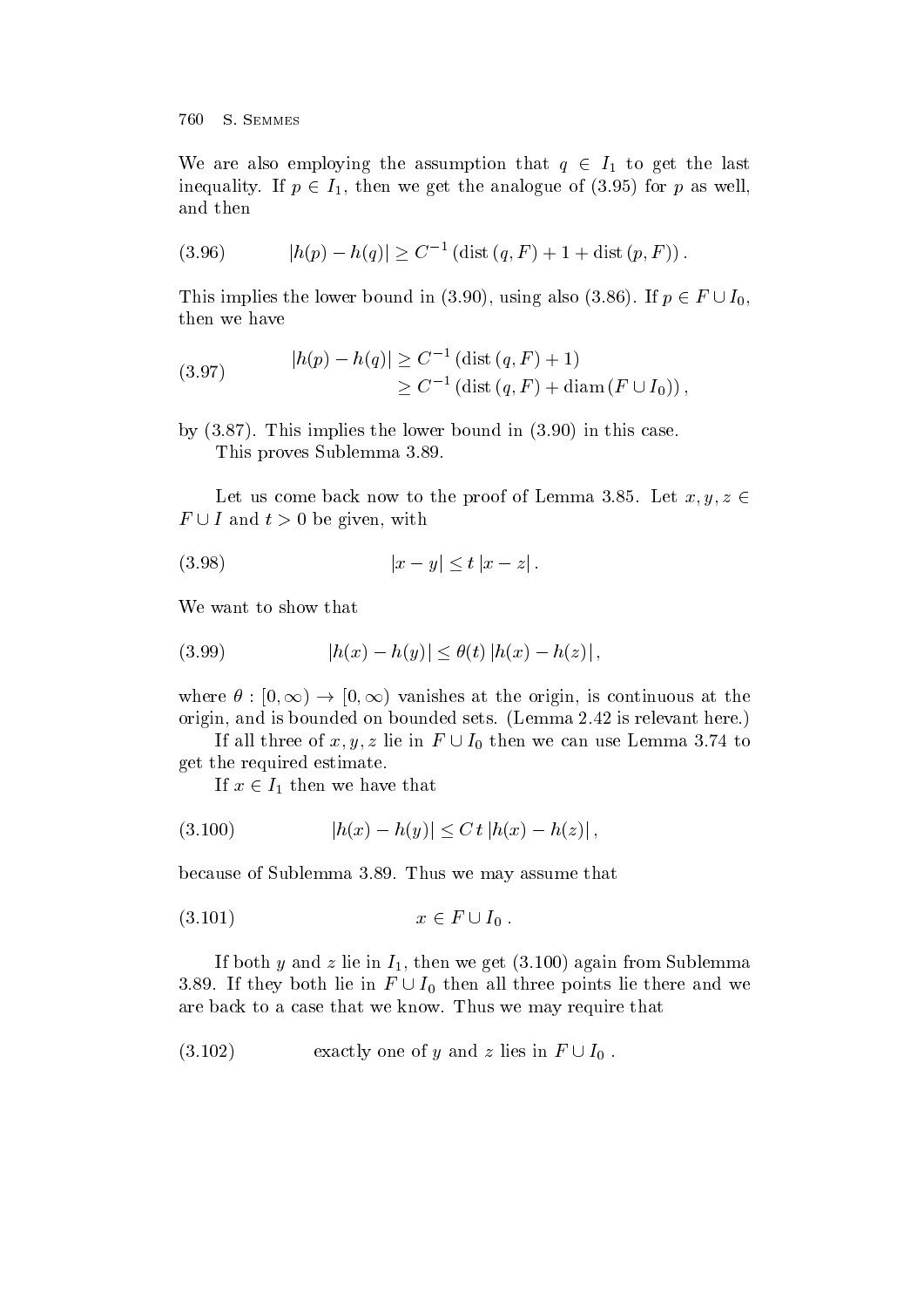We are also employing the assumption that $q \in I_1$ to get the last inequality. If $p \in I_1$, then we get the analogue of (3.95) for $p$ as well, and then

$$|h(p) - h(q)| \geq C^{-1} (\operatorname{dist}(q, F) + 1 + \operatorname{dist}(p, F)) . \tag{3.96}$$

This implies the lower bound in (3.90), using also (3.86). If $p \in F \cup I_0$, then we have

$$\begin{aligned} |h(p) - h(q)| &\geq C^{-1} (\operatorname{dist}(q, F) + 1) \\ &\geq C^{-1} (\operatorname{dist}(q, F) + \operatorname{diam}(F \cup I_0)) , \end{aligned} \tag{3.97}$$

by (3.87). This implies the lower bound in (3.90) in this case.

This proves Sublemma 3.89.

Let us come back now to the proof of Lemma 3.85. Let $x, y, z \in F \cup I$ and $t > 0$ be given, with

$$|x - y| \leq t\, |x - z| . \tag{3.98}$$

We want to show that

$$|h(x) - h(y)| \leq \theta(t)\, |h(x) - h(z)| , \tag{3.99}$$

where $\theta : [0, \infty) \to [0, \infty)$ vanishes at the origin, is continuous at the origin, and is bounded on bounded sets. (Lemma 2.42 is relevant here.)

If all three of $x, y, z$ lie in $F \cup I_0$ then we can use Lemma 3.74 to get the required estimate.

If $x \in I_1$ then we have that

$$|h(x) - h(y)| \leq C\, t\, |h(x) - h(z)| , \tag{3.100}$$

because of Sublemma 3.89. Thus we may assume that

$$x \in F \cup I_0 . \tag{3.101}$$

If both $y$ and $z$ lie in $I_1$, then we get (3.100) again from Sublemma 3.89. If they both lie in $F \cup I_0$ then all three points lie there and we are back to a case that we know. Thus we may require that

$$\text{exactly one of } y \text{ and } z \text{ lies in } F \cup I_0 . \tag{3.102}$$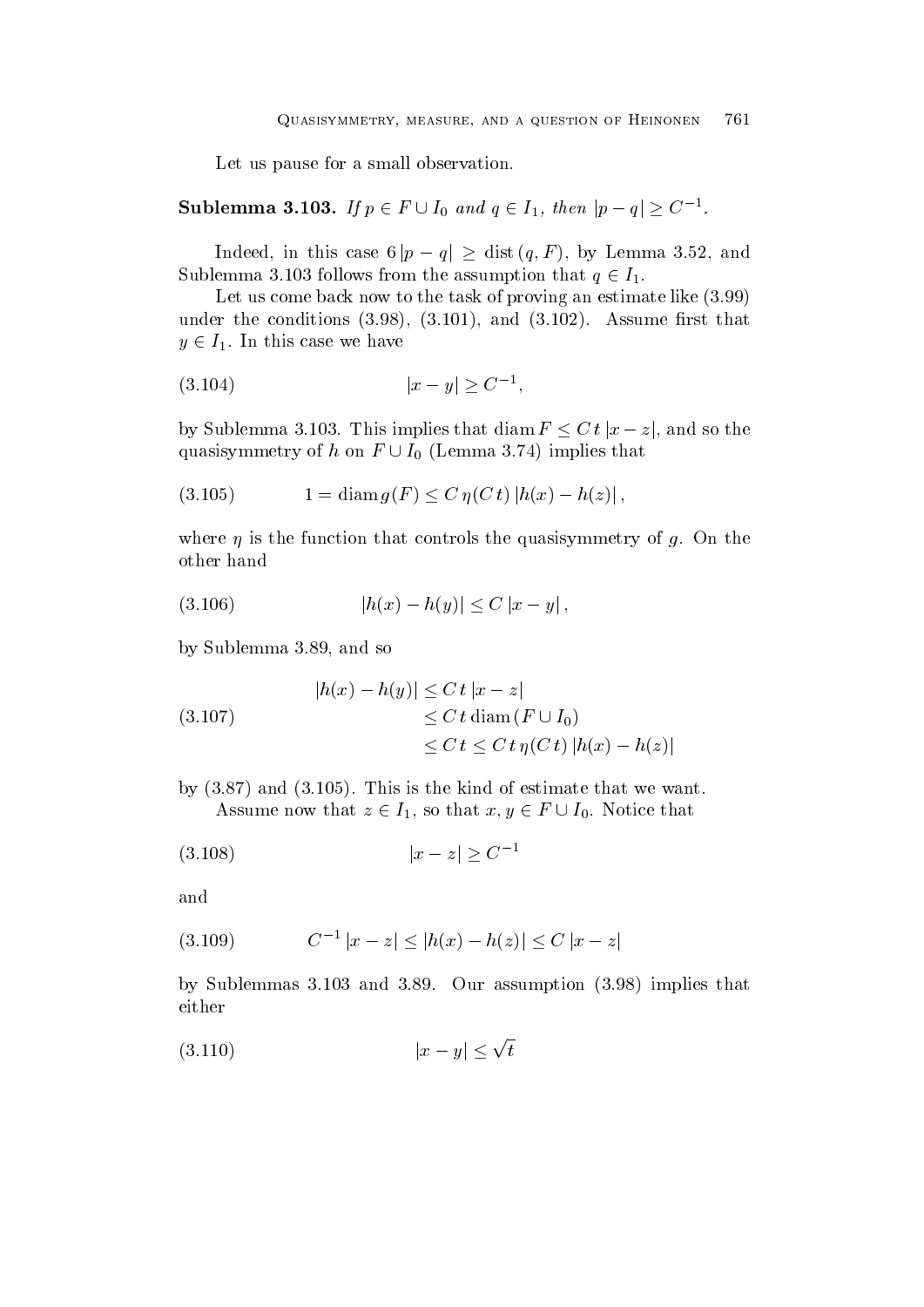Let us pause for a small observation.

**Sublemma 3.103.** *If $p \in F \cup I_0$ and $q \in I_1$, then $|p - q| \geq C^{-1}$.*

Indeed, in this case $6\,|p - q| \geq \operatorname{dist}(q, F)$, by Lemma 3.52, and Sublemma 3.103 follows from the assumption that $q \in I_1$.

Let us come back now to the task of proving an estimate like (3.99) under the conditions (3.98), (3.101), and (3.102). Assume first that $y \in I_1$. In this case we have

$$|x - y| \geq C^{-1}, \tag{3.104}$$

by Sublemma 3.103. This implies that $\operatorname{diam} F \leq C\,t\,|x - z|$, and so the quasisymmetry of $h$ on $F \cup I_0$ (Lemma 3.74) implies that

$$1 = \operatorname{diam} g(F) \leq C\,\eta(C\,t)\,|h(x) - h(z)|\,, \tag{3.105}$$

where $\eta$ is the function that controls the quasisymmetry of $g$. On the other hand

$$|h(x) - h(y)| \leq C\,|x - y|\,, \tag{3.106}$$

by Sublemma 3.89, and so

$$\begin{aligned} |h(x) - h(y)| &\leq C\,t\,|x - z| \\ &\leq C\,t\,\operatorname{diam}(F \cup I_0) \\ &\leq C\,t \leq C\,t\,\eta(C\,t)\,|h(x) - h(z)| \end{aligned} \tag{3.107}$$

by (3.87) and (3.105). This is the kind of estimate that we want.

Assume now that $z \in I_1$, so that $x, y \in F \cup I_0$. Notice that

$$|x - z| \geq C^{-1} \tag{3.108}$$

and

$$C^{-1}\,|x - z| \leq |h(x) - h(z)| \leq C\,|x - z| \tag{3.109}$$

by Sublemmas 3.103 and 3.89. Our assumption (3.98) implies that either

$$|x - y| \leq \sqrt{t} \tag{3.110}$$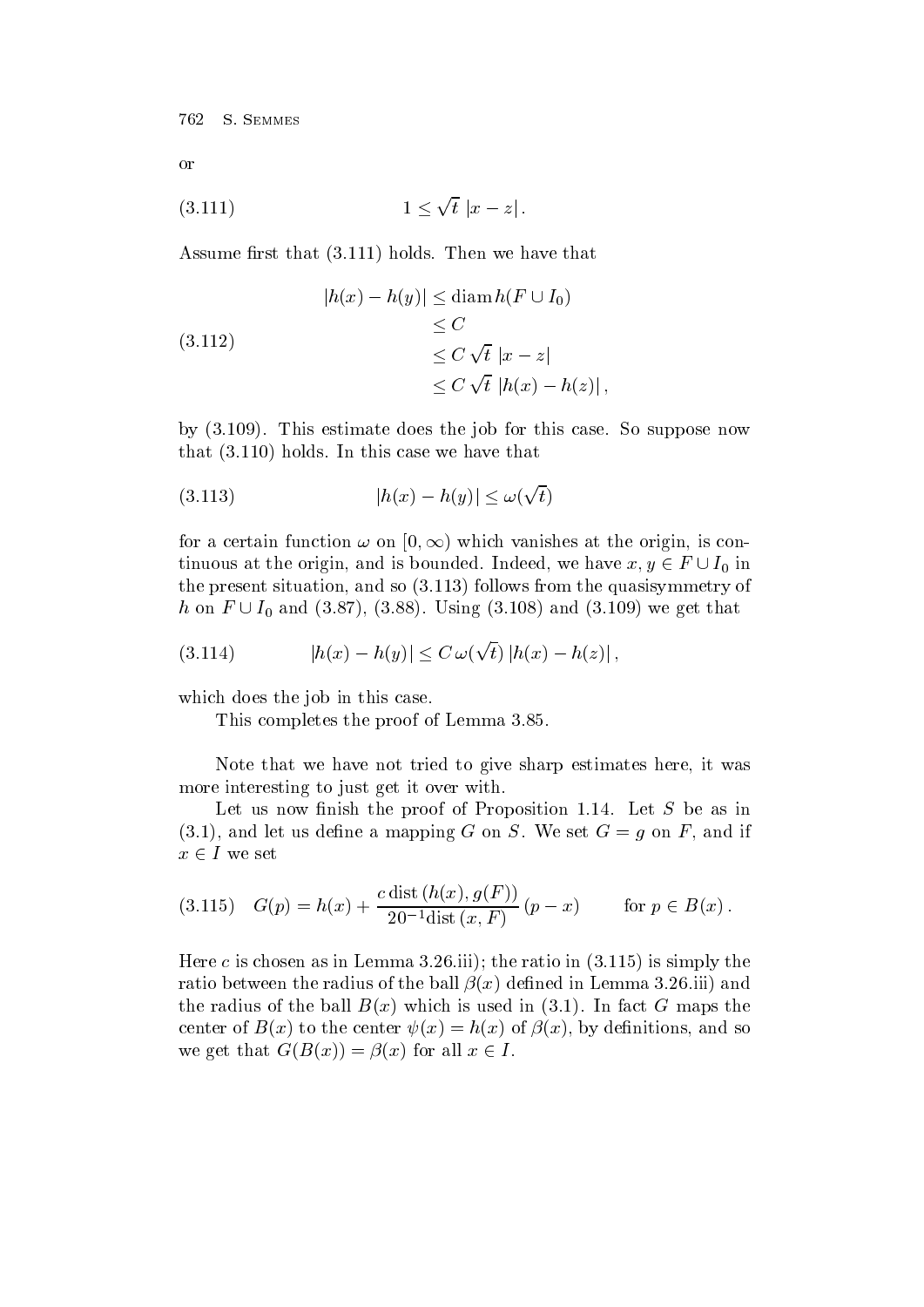or

$$1 \leq \sqrt{t}\ |x - z|. \tag{3.111}$$

Assume first that (3.111) holds. Then we have that

$$\begin{aligned} |h(x) - h(y)| &\leq \operatorname{diam} h(F \cup I_0) \\ &\leq C \\ &\leq C\,\sqrt{t}\ |x - z| \\ &\leq C\,\sqrt{t}\ |h(x) - h(z)|, \end{aligned} \tag{3.112}$$

by (3.109). This estimate does the job for this case. So suppose now that (3.110) holds. In this case we have that

$$|h(x) - h(y)| \leq \omega(\sqrt{t}) \tag{3.113}$$

for a certain function $\omega$ on $[0, \infty)$ which vanishes at the origin, is continuous at the origin, and is bounded. Indeed, we have $x, y \in F \cup I_0$ in the present situation, and so (3.113) follows from the quasisymmetry of $h$ on $F \cup I_0$ and (3.87), (3.88). Using (3.108) and (3.109) we get that

$$|h(x) - h(y)| \leq C\,\omega(\sqrt{t})\,|h(x) - h(z)|, \tag{3.114}$$

which does the job in this case.

This completes the proof of Lemma 3.85.

Note that we have not tried to give sharp estimates here, it was more interesting to just get it over with.

Let us now finish the proof of Proposition 1.14. Let $S$ be as in (3.1), and let us define a mapping $G$ on $S$. We set $G = g$ on $F$, and if $x \in I$ we set

$$G(p) = h(x) + \frac{c\operatorname{dist}(h(x), g(F))}{20^{-1}\operatorname{dist}(x, F)}\,(p - x) \qquad \text{for } p \in B(x). \tag{3.115}$$

Here $c$ is chosen as in Lemma 3.26.iii); the ratio in (3.115) is simply the ratio between the radius of the ball $\beta(x)$ defined in Lemma 3.26.iii) and the radius of the ball $B(x)$ which is used in (3.1). In fact $G$ maps the center of $B(x)$ to the center $\psi(x) = h(x)$ of $\beta(x)$, by definitions, and so we get that $G(B(x)) = \beta(x)$ for all $x \in I$.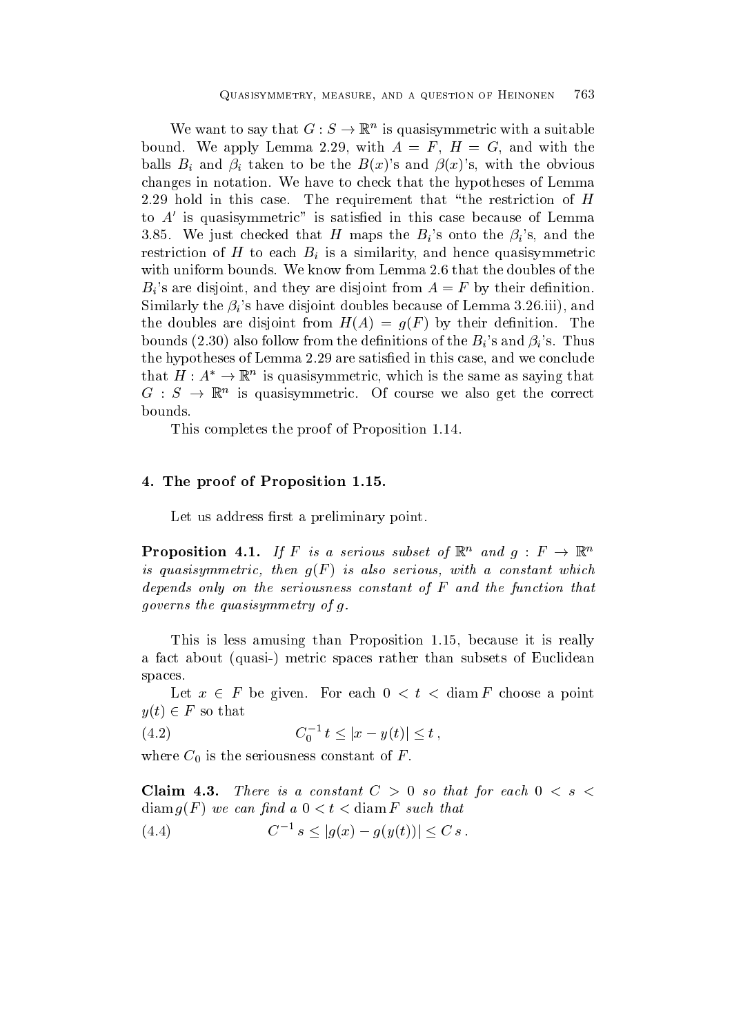We want to say that $G : S \to \mathbb{R}^n$ is quasisymmetric with a suitable bound. We apply Lemma 2.29, with $A = F$, $H = G$, and with the balls $B_i$ and $\beta_i$ taken to be the $B(x)$'s and $\beta(x)$'s, with the obvious changes in notation. We have to check that the hypotheses of Lemma 2.29 hold in this case. The requirement that "the restriction of $H$ to $A'$ is quasisymmetric" is satisfied in this case because of Lemma 3.85. We just checked that $H$ maps the $B_i$'s onto the $\beta_i$'s, and the restriction of $H$ to each $B_i$ is a similarity, and hence quasisymmetric with uniform bounds. We know from Lemma 2.6 that the doubles of the $B_i$'s are disjoint, and they are disjoint from $A = F$ by their definition. Similarly the $\beta_i$'s have disjoint doubles because of Lemma 3.26.iii), and the doubles are disjoint from $H(A) = g(F)$ by their definition. The bounds (2.30) also follow from the definitions of the $B_i$'s and $\beta_i$'s. Thus the hypotheses of Lemma 2.29 are satisfied in this case, and we conclude that $H : A^* \to \mathbb{R}^n$ is quasisymmetric, which is the same as saying that $G : S \to \mathbb{R}^n$ is quasisymmetric. Of course we also get the correct bounds.

This completes the proof of Proposition 1.14.

## 4. The proof of Proposition 1.15.

Let us address first a preliminary point.

**Proposition 4.1.** *If $F$ is a serious subset of $\mathbb{R}^n$ and $g : F \to \mathbb{R}^n$ is quasisymmetric, then $g(F)$ is also serious, with a constant which depends only on the seriousness constant of $F$ and the function that governs the quasisymmetry of $g$.*

This is less amusing than Proposition 1.15, because it is really a fact about (quasi-) metric spaces rather than subsets of Euclidean spaces.

Let $x \in F$ be given. For each $0 < t < \operatorname{diam} F$ choose a point $y(t) \in F$ so that

$$C_0^{-1}\, t \leq |x - y(t)| \leq t\,, \tag{4.2}$$

where $C_0$ is the seriousness constant of $F$.

**Claim 4.3.** *There is a constant $C > 0$ so that for each $0 < s < \operatorname{diam} g(F)$ we can find a $0 < t < \operatorname{diam} F$ such that*

$$C^{-1}\, s \leq |g(x) - g(y(t))| \leq C\, s\,. \tag{4.4}$$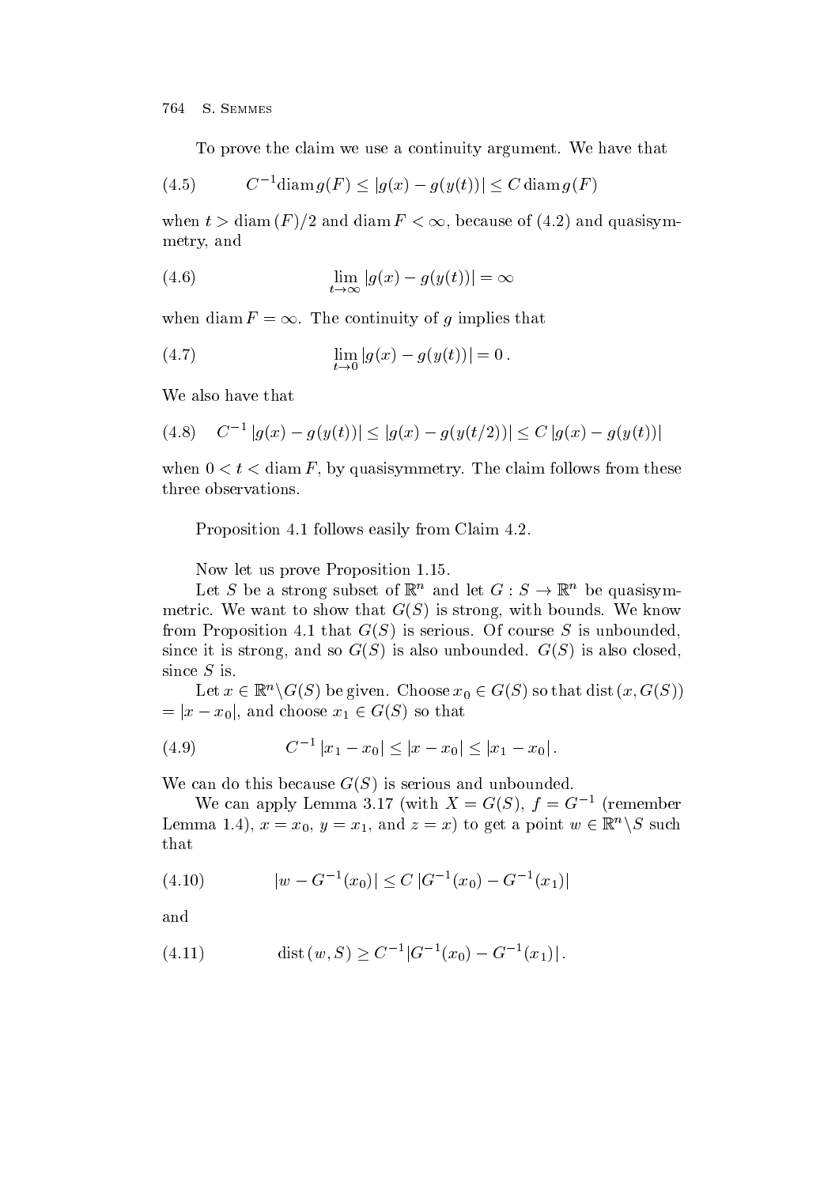To prove the claim we use a continuity argument. We have that

$$C^{-1}\operatorname{diam} g(F) \leq |g(x) - g(y(t))| \leq C \operatorname{diam} g(F) \tag{4.5}$$

when $t > \operatorname{diam}(F)/2$ and $\operatorname{diam} F < \infty$, because of (4.2) and quasisymmetry, and

$$\lim_{t \to \infty} |g(x) - g(y(t))| = \infty \tag{4.6}$$

when $\operatorname{diam} F = \infty$. The continuity of $g$ implies that

$$\lim_{t \to 0} |g(x) - g(y(t))| = 0\,. \tag{4.7}$$

We also have that

$$C^{-1}\,|g(x) - g(y(t))| \leq |g(x) - g(y(t/2))| \leq C\,|g(x) - g(y(t))| \tag{4.8}$$

when $0 < t < \operatorname{diam} F$, by quasisymmetry. The claim follows from these three observations.

Proposition 4.1 follows easily from Claim 4.2.

Now let us prove Proposition 1.15.

Let $S$ be a strong subset of $\mathbb{R}^n$ and let $G : S \to \mathbb{R}^n$ be quasisymmetric. We want to show that $G(S)$ is strong, with bounds. We know from Proposition 4.1 that $G(S)$ is serious. Of course $S$ is unbounded, since it is strong, and so $G(S)$ is also unbounded. $G(S)$ is also closed, since $S$ is.

Let $x \in \mathbb{R}^n \backslash G(S)$ be given. Choose $x_0 \in G(S)$ so that $\operatorname{dist}(x, G(S)) = |x - x_0|$, and choose $x_1 \in G(S)$ so that

$$C^{-1}\,|x_1 - x_0| \leq |x - x_0| \leq |x_1 - x_0|\,. \tag{4.9}$$

We can do this because $G(S)$ is serious and unbounded.

We can apply Lemma 3.17 (with $X = G(S)$, $f = G^{-1}$ (remember Lemma 1.4), $x = x_0$, $y = x_1$, and $z = x$) to get a point $w \in \mathbb{R}^n \backslash S$ such that

$$|w - G^{-1}(x_0)| \leq C\,|G^{-1}(x_0) - G^{-1}(x_1)| \tag{4.10}$$

and

$$\operatorname{dist}(w, S) \geq C^{-1}|G^{-1}(x_0) - G^{-1}(x_1)|\,. \tag{4.11}$$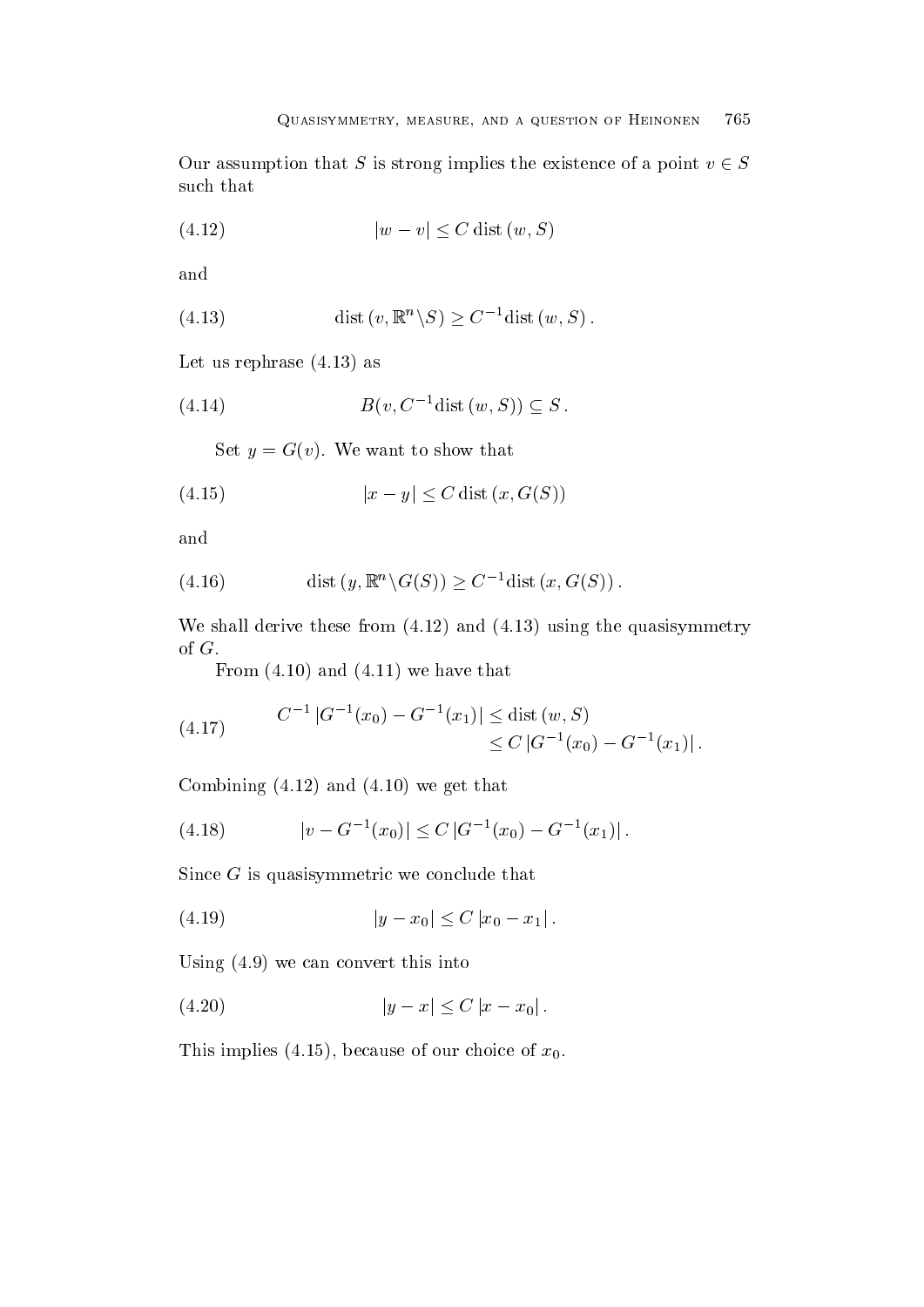Our assumption that $S$ is strong implies the existence of a point $v \in S$ such that

$$|w - v| \leq C \operatorname{dist}(w, S) \tag{4.12}$$

and

$$\operatorname{dist}(v, \mathbb{R}^n \backslash S) \geq C^{-1} \operatorname{dist}(w, S)\,. \tag{4.13}$$

Let us rephrase (4.13) as

$$B(v, C^{-1} \operatorname{dist}(w, S)) \subseteq S\,. \tag{4.14}$$

Set $y = G(v)$. We want to show that

$$|x - y| \leq C \operatorname{dist}(x, G(S)) \tag{4.15}$$

and

$$\operatorname{dist}(y, \mathbb{R}^n \backslash G(S)) \geq C^{-1} \operatorname{dist}(x, G(S))\,. \tag{4.16}$$

We shall derive these from (4.12) and (4.13) using the quasisymmetry of $G$.

From (4.10) and (4.11) we have that

$$\begin{aligned} C^{-1} \, |G^{-1}(x_0) - G^{-1}(x_1)| &\leq \operatorname{dist}(w, S) \\ &\leq C \, |G^{-1}(x_0) - G^{-1}(x_1)|\,. \end{aligned} \tag{4.17}$$

Combining (4.12) and (4.10) we get that

$$|v - G^{-1}(x_0)| \leq C \, |G^{-1}(x_0) - G^{-1}(x_1)|\,. \tag{4.18}$$

Since $G$ is quasisymmetric we conclude that

$$|y - x_0| \leq C \, |x_0 - x_1|\,. \tag{4.19}$$

Using (4.9) we can convert this into

$$|y - x| \leq C \, |x - x_0|\,. \tag{4.20}$$

This implies (4.15), because of our choice of $x_0$.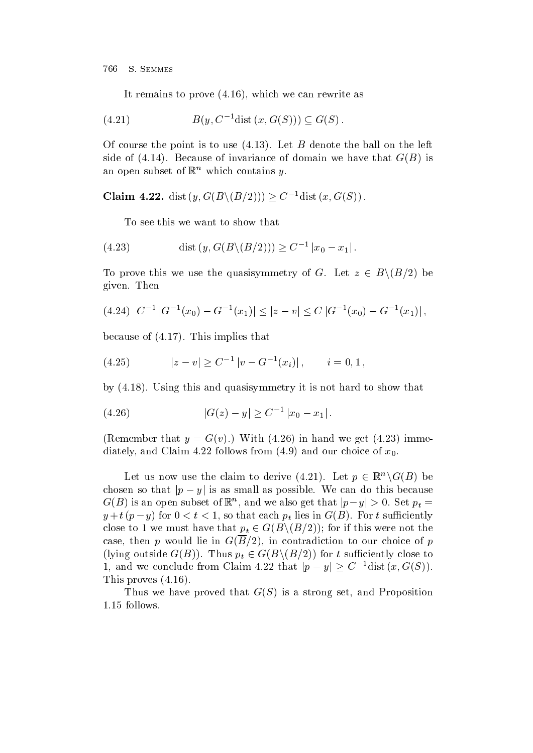It remains to prove (4.16), which we can rewrite as

$$B(y, C^{-1}\text{dist}\,(x, G(S))) \subseteq G(S)\,. \tag{4.21}$$

Of course the point is to use (4.13). Let $B$ denote the ball on the left side of (4.14). Because of invariance of domain we have that $G(B)$ is an open subset of $\mathbb{R}^n$ which contains $y$.

**Claim 4.22.** $\text{dist}\,(y, G(B\backslash(B/2))) \geq C^{-1}\text{dist}\,(x, G(S))\,.$

To see this we want to show that

$$\text{dist}\,(y, G(B\backslash(B/2))) \geq C^{-1}\,|x_0 - x_1|\,. \tag{4.23}$$

To prove this we use the quasisymmetry of $G$. Let $z \in B\backslash(B/2)$ be given. Then

$$C^{-1}\,|G^{-1}(x_0) - G^{-1}(x_1)| \leq |z - v| \leq C\,|G^{-1}(x_0) - G^{-1}(x_1)|\,, \tag{4.24}$$

because of (4.17). This implies that

$$|z - v| \geq C^{-1}\,|v - G^{-1}(x_i)|\,, \qquad i = 0, 1\,, \tag{4.25}$$

by (4.18). Using this and quasisymmetry it is not hard to show that

$$|G(z) - y| \geq C^{-1}\,|x_0 - x_1|\,. \tag{4.26}$$

(Remember that $y = G(v)$.) With (4.26) in hand we get (4.23) immediately, and Claim 4.22 follows from (4.9) and our choice of $x_0$.

Let us now use the claim to derive (4.21). Let $p \in \mathbb{R}^n\backslash G(B)$ be chosen so that $|p - y|$ is as small as possible. We can do this because $G(B)$ is an open subset of $\mathbb{R}^n$, and we also get that $|p-y| > 0$. Set $p_t = y + t\,(p - y)$ for $0 < t < 1$, so that each $p_t$ lies in $G(B)$. For $t$ sufficiently close to 1 we must have that $p_t \in G(B\backslash(B/2))$; for if this were not the case, then $p$ would lie in $G(\overline{B}/2)$, in contradiction to our choice of $p$ (lying outside $G(B)$). Thus $p_t \in G(B\backslash(B/2))$ for $t$ sufficiently close to 1, and we conclude from Claim 4.22 that $|p - y| \geq C^{-1}\text{dist}\,(x, G(S))$. This proves (4.16).

Thus we have proved that $G(S)$ is a strong set, and Proposition 1.15 follows.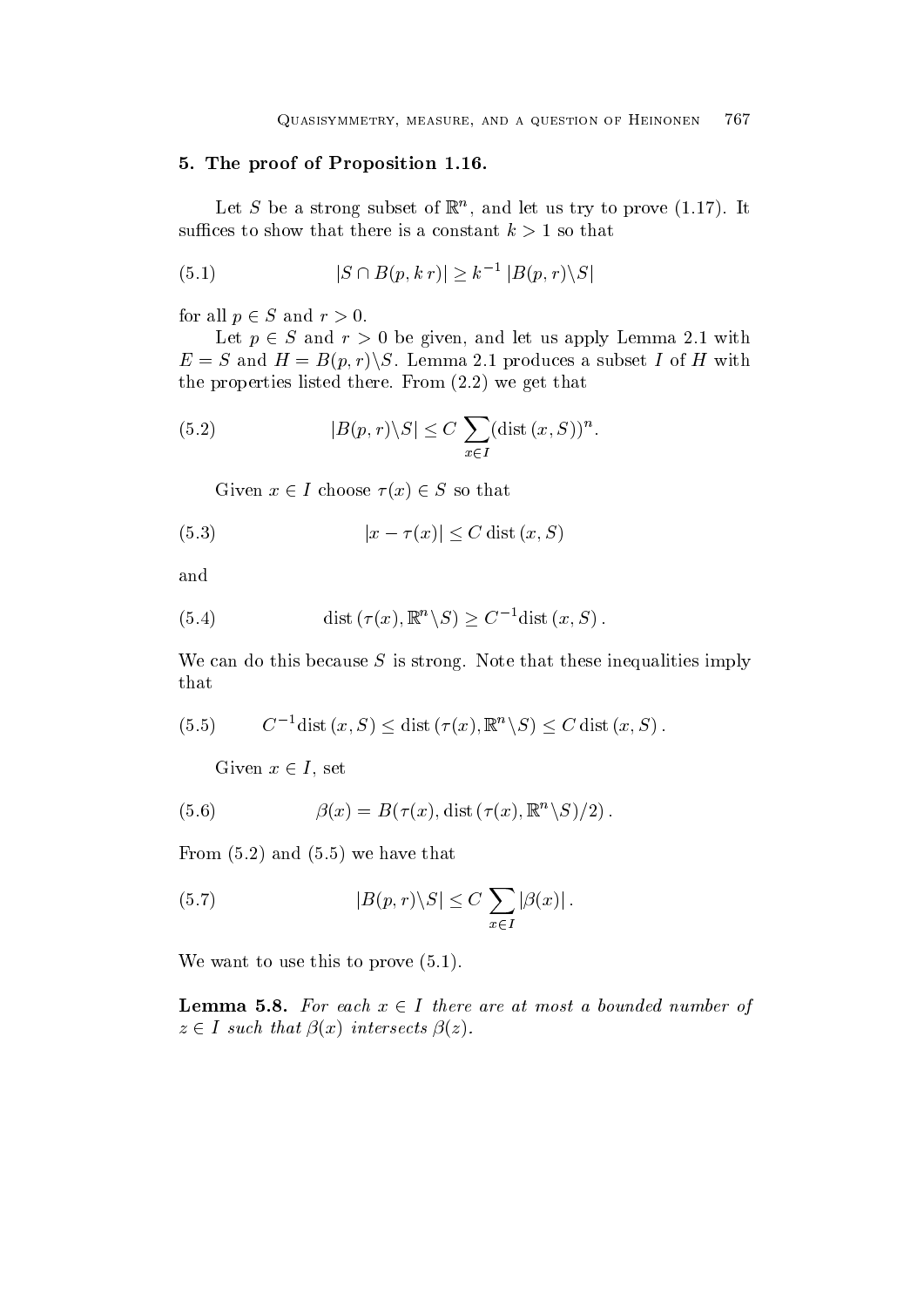## 5. The proof of Proposition 1.16.

Let $S$ be a strong subset of $\mathbb{R}^n$, and let us try to prove (1.17). It suffices to show that there is a constant $k > 1$ so that

$$|S \cap B(p, k\, r)| \geq k^{-1}\, |B(p, r) \backslash S| \tag{5.1}$$

for all $p \in S$ and $r > 0$.

Let $p \in S$ and $r > 0$ be given, and let us apply Lemma 2.1 with $E = S$ and $H = B(p, r) \backslash S$. Lemma 2.1 produces a subset $I$ of $H$ with the properties listed there. From (2.2) we get that

$$|B(p, r) \backslash S| \leq C \sum_{x \in I} (\operatorname{dist}(x, S))^n. \tag{5.2}$$

Given $x \in I$ choose $\tau(x) \in S$ so that

$$|x - \tau(x)| \leq C \operatorname{dist}(x, S) \tag{5.3}$$

and

$$\operatorname{dist}(\tau(x), \mathbb{R}^n \backslash S) \geq C^{-1} \operatorname{dist}(x, S). \tag{5.4}$$

We can do this because $S$ is strong. Note that these inequalities imply that

$$C^{-1} \operatorname{dist}(x, S) \leq \operatorname{dist}(\tau(x), \mathbb{R}^n \backslash S) \leq C \operatorname{dist}(x, S). \tag{5.5}$$

Given $x \in I$, set

$$\beta(x) = B(\tau(x), \operatorname{dist}(\tau(x), \mathbb{R}^n \backslash S)/2). \tag{5.6}$$

From (5.2) and (5.5) we have that

$$|B(p, r) \backslash S| \leq C \sum_{x \in I} |\beta(x)|. \tag{5.7}$$

We want to use this to prove (5.1).

**Lemma 5.8.** *For each $x \in I$ there are at most a bounded number of $z \in I$ such that $\beta(x)$ intersects $\beta(z)$.*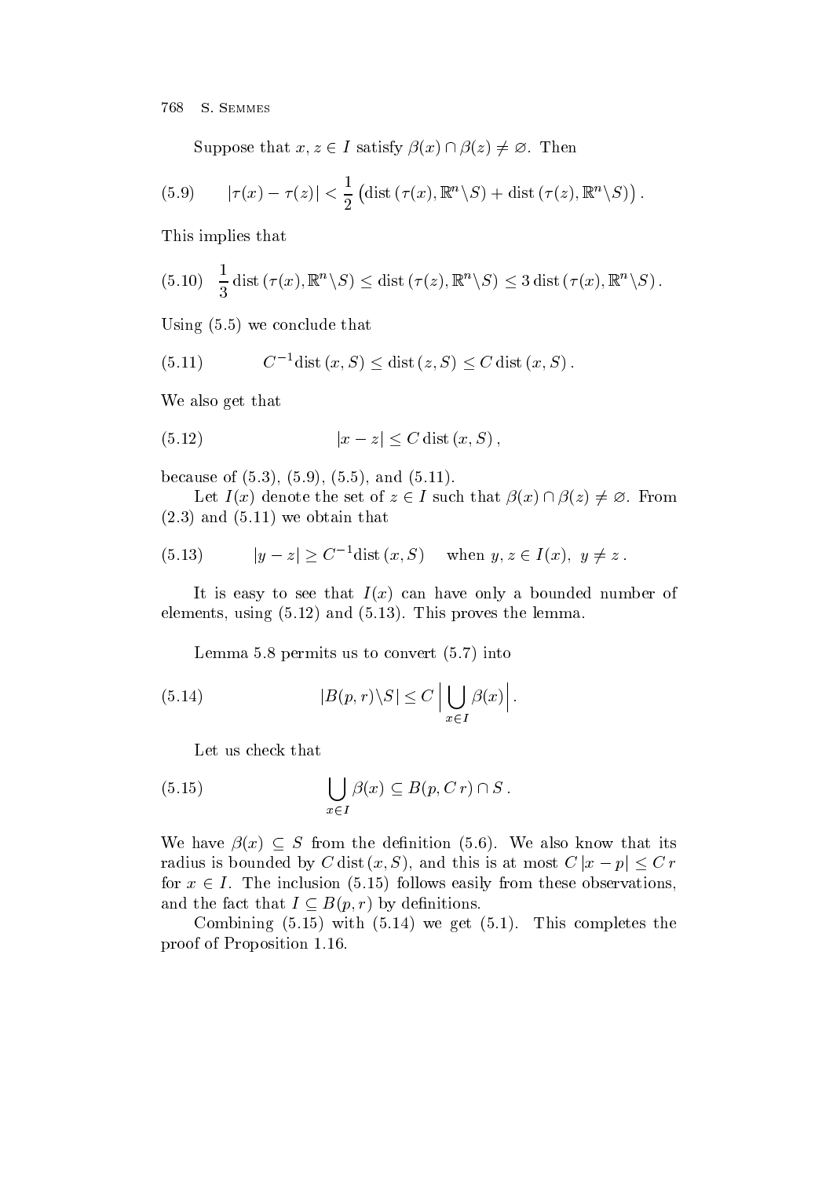Suppose that $x, z \in I$ satisfy $\beta(x) \cap \beta(z) \neq \varnothing$. Then

$$|\tau(x) - \tau(z)| < \frac{1}{2}\left(\operatorname{dist}(\tau(x), \mathbb{R}^n \backslash S) + \operatorname{dist}(\tau(z), \mathbb{R}^n \backslash S)\right). \tag{5.9}$$

This implies that

$$\frac{1}{3}\operatorname{dist}(\tau(x), \mathbb{R}^n \backslash S) \leq \operatorname{dist}(\tau(z), \mathbb{R}^n \backslash S) \leq 3\operatorname{dist}(\tau(x), \mathbb{R}^n \backslash S). \tag{5.10}$$

Using (5.5) we conclude that

$$C^{-1}\operatorname{dist}(x, S) \leq \operatorname{dist}(z, S) \leq C\operatorname{dist}(x, S). \tag{5.11}$$

We also get that

$$|x - z| \leq C\operatorname{dist}(x, S), \tag{5.12}$$

because of (5.3), (5.9), (5.5), and (5.11).

Let $I(x)$ denote the set of $z \in I$ such that $\beta(x) \cap \beta(z) \neq \varnothing$. From (2.3) and (5.11) we obtain that

$$|y - z| \geq C^{-1}\operatorname{dist}(x, S) \quad \text{when } y, z \in I(x),\ y \neq z. \tag{5.13}$$

It is easy to see that $I(x)$ can have only a bounded number of elements, using (5.12) and (5.13). This proves the lemma.

Lemma 5.8 permits us to convert (5.7) into

$$|B(p, r) \backslash S| \leq C\,\Big|\bigcup_{x \in I} \beta(x)\Big|. \tag{5.14}$$

Let us check that

$$\bigcup_{x \in I} \beta(x) \subseteq B(p, C\,r) \cap S. \tag{5.15}$$

We have $\beta(x) \subseteq S$ from the definition (5.6). We also know that its radius is bounded by $C\operatorname{dist}(x, S)$, and this is at most $C\,|x - p| \leq C\,r$ for $x \in I$. The inclusion (5.15) follows easily from these observations, and the fact that $I \subseteq B(p, r)$ by definitions.

Combining (5.15) with (5.14) we get (5.1). This completes the proof of Proposition 1.16.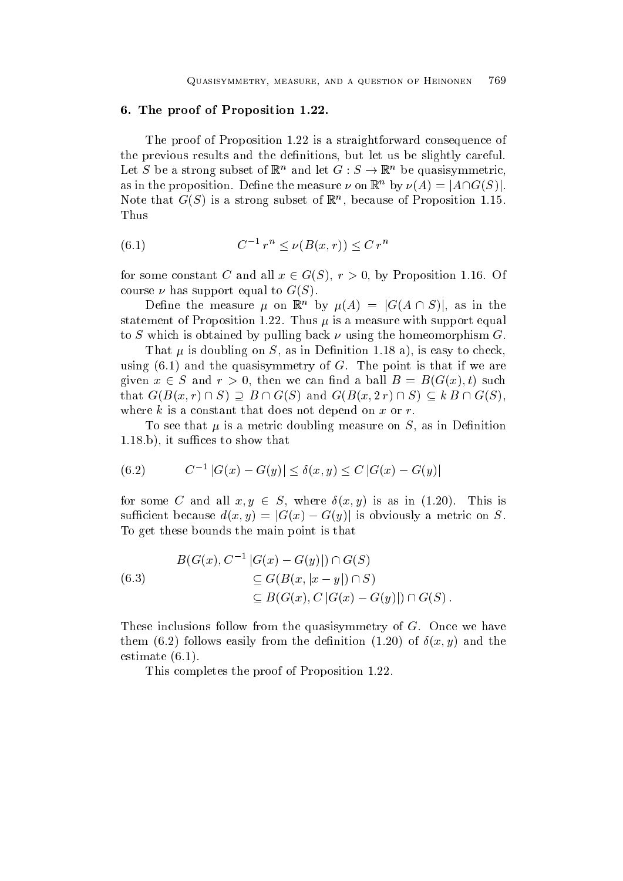## 6. The proof of Proposition 1.22.

The proof of Proposition 1.22 is a straightforward consequence of the previous results and the definitions, but let us be slightly careful. Let $S$ be a strong subset of $\mathbb{R}^n$ and let $G : S \to \mathbb{R}^n$ be quasisymmetric, as in the proposition. Define the measure $\nu$ on $\mathbb{R}^n$ by $\nu(A) = |A \cap G(S)|$. Note that $G(S)$ is a strong subset of $\mathbb{R}^n$, because of Proposition 1.15. Thus

$$C^{-1}\, r^n \le \nu(B(x,r)) \le C\, r^n \tag{6.1}$$

for some constant $C$ and all $x \in G(S)$, $r > 0$, by Proposition 1.16. Of course $\nu$ has support equal to $G(S)$.

Define the measure $\mu$ on $\mathbb{R}^n$ by $\mu(A) = |G(A \cap S)|$, as in the statement of Proposition 1.22. Thus $\mu$ is a measure with support equal to $S$ which is obtained by pulling back $\nu$ using the homeomorphism $G$.

That $\mu$ is doubling on $S$, as in Definition 1.18 a), is easy to check, using (6.1) and the quasisymmetry of $G$. The point is that if we are given $x \in S$ and $r > 0$, then we can find a ball $B = B(G(x), t)$ such that $G(B(x,r) \cap S) \supseteq B \cap G(S)$ and $G(B(x, 2\, r) \cap S) \subseteq k\, B \cap G(S)$, where $k$ is a constant that does not depend on $x$ or $r$.

To see that $\mu$ is a metric doubling measure on $S$, as in Definition 1.18.b), it suffices to show that

$$C^{-1}\, |G(x) - G(y)| \le \delta(x,y) \le C\, |G(x) - G(y)| \tag{6.2}$$

for some $C$ and all $x, y \in S$, where $\delta(x,y)$ is as in (1.20). This is sufficient because $d(x,y) = |G(x) - G(y)|$ is obviously a metric on $S$. To get these bounds the main point is that

$$\begin{aligned} &B(G(x), C^{-1}\, |G(x) - G(y)|) \cap G(S) \\ &\qquad \subseteq G(B(x, |x-y|) \cap S) \\ &\qquad \subseteq B(G(x), C\, |G(x) - G(y)|) \cap G(S)\, . \end{aligned} \tag{6.3}$$

These inclusions follow from the quasisymmetry of $G$. Once we have them (6.2) follows easily from the definition (1.20) of $\delta(x,y)$ and the estimate (6.1).

This completes the proof of Proposition 1.22.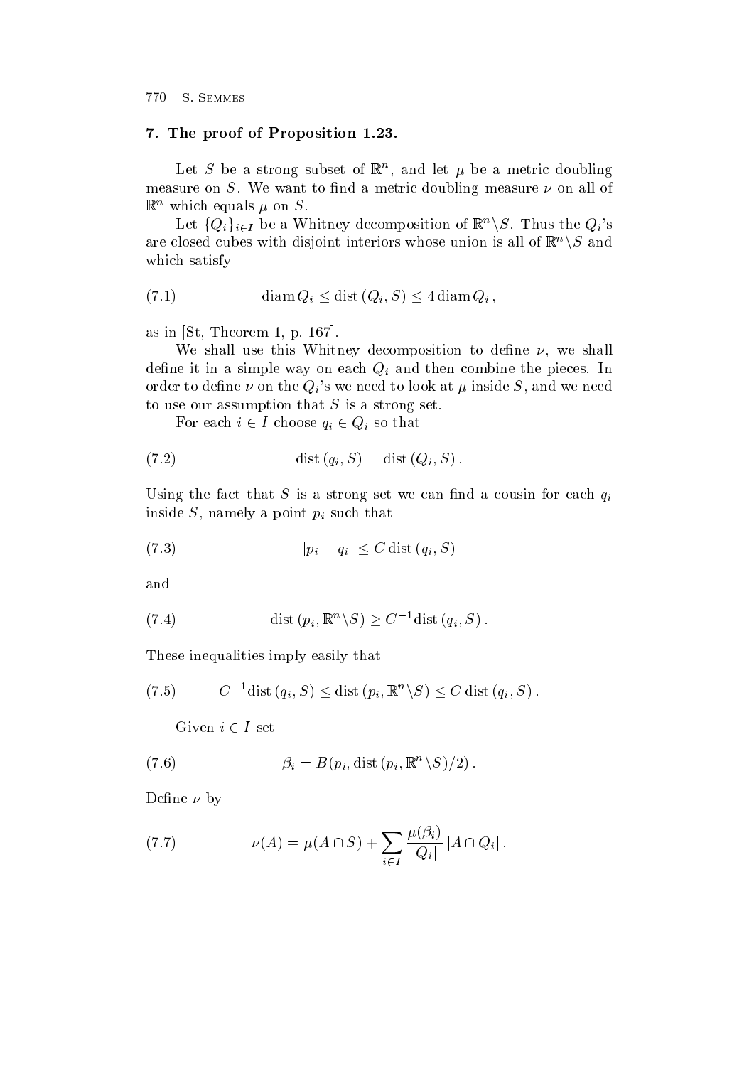## 7. The proof of Proposition 1.23.

Let $S$ be a strong subset of $\mathbb{R}^n$, and let $\mu$ be a metric doubling measure on $S$. We want to find a metric doubling measure $\nu$ on all of $\mathbb{R}^n$ which equals $\mu$ on $S$.

Let $\{Q_i\}_{i \in I}$ be a Whitney decomposition of $\mathbb{R}^n \backslash S$. Thus the $Q_i$'s are closed cubes with disjoint interiors whose union is all of $\mathbb{R}^n \backslash S$ and which satisfy

$$\operatorname{diam} Q_i \leq \operatorname{dist}(Q_i, S) \leq 4 \operatorname{diam} Q_i \,, \tag{7.1}$$

as in [St, Theorem 1, p. 167].

We shall use this Whitney decomposition to define $\nu$, we shall define it in a simple way on each $Q_i$ and then combine the pieces. In order to define $\nu$ on the $Q_i$'s we need to look at $\mu$ inside $S$, and we need to use our assumption that $S$ is a strong set.

For each $i \in I$ choose $q_i \in Q_i$ so that

$$\operatorname{dist}(q_i, S) = \operatorname{dist}(Q_i, S) \,. \tag{7.2}$$

Using the fact that $S$ is a strong set we can find a cousin for each $q_i$ inside $S$, namely a point $p_i$ such that

$$|p_i - q_i| \leq C \operatorname{dist}(q_i, S) \tag{7.3}$$

and

$$\operatorname{dist}(p_i, \mathbb{R}^n \backslash S) \geq C^{-1} \operatorname{dist}(q_i, S) \,. \tag{7.4}$$

These inequalities imply easily that

$$C^{-1} \operatorname{dist}(q_i, S) \leq \operatorname{dist}(p_i, \mathbb{R}^n \backslash S) \leq C \operatorname{dist}(q_i, S) \,. \tag{7.5}$$

Given $i \in I$ set

$$\beta_i = B(p_i, \operatorname{dist}(p_i, \mathbb{R}^n \backslash S)/2) \,. \tag{7.6}$$

Define $\nu$ by

$$\nu(A) = \mu(A \cap S) + \sum_{i \in I} \frac{\mu(\beta_i)}{|Q_i|} \, |A \cap Q_i| \,. \tag{7.7}$$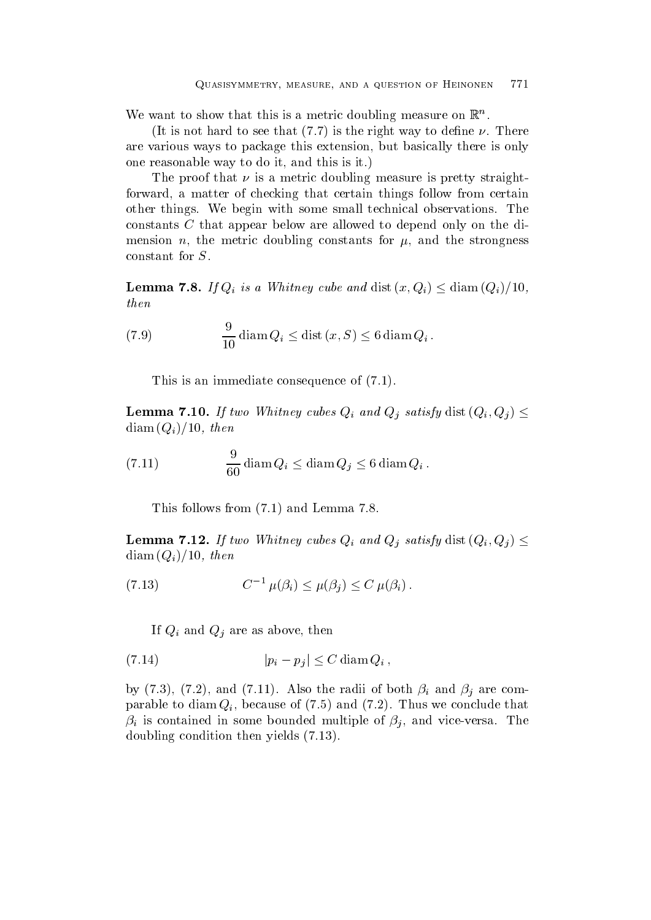We want to show that this is a metric doubling measure on $\mathbb{R}^n$.

(It is not hard to see that (7.7) is the right way to define $\nu$. There are various ways to package this extension, but basically there is only one reasonable way to do it, and this is it.)

The proof that $\nu$ is a metric doubling measure is pretty straightforward, a matter of checking that certain things follow from certain other things. We begin with some small technical observations. The constants $C$ that appear below are allowed to depend only on the dimension $n$, the metric doubling constants for $\mu$, and the strongness constant for $S$.

**Lemma 7.8.** *If $Q_i$ is a Whitney cube and* $\operatorname{dist}(x, Q_i) \leq \operatorname{diam}(Q_i)/10$, *then*

$$\frac{9}{10} \operatorname{diam} Q_i \leq \operatorname{dist}(x, S) \leq 6 \operatorname{diam} Q_i \,. \tag{7.9}$$

This is an immediate consequence of (7.1).

**Lemma 7.10.** *If two Whitney cubes $Q_i$ and $Q_j$ satisfy* $\operatorname{dist}(Q_i, Q_j) \leq \operatorname{diam}(Q_i)/10$, *then*

$$\frac{9}{60} \operatorname{diam} Q_i \leq \operatorname{diam} Q_j \leq 6 \operatorname{diam} Q_i \,. \tag{7.11}$$

This follows from (7.1) and Lemma 7.8.

**Lemma 7.12.** *If two Whitney cubes $Q_i$ and $Q_j$ satisfy* $\operatorname{dist}(Q_i, Q_j) \leq \operatorname{diam}(Q_i)/10$, *then*

$$C^{-1} \mu(\beta_i) \leq \mu(\beta_j) \leq C \, \mu(\beta_i) \,. \tag{7.13}$$

If $Q_i$ and $Q_j$ are as above, then

$$|p_i - p_j| \leq C \operatorname{diam} Q_i \,, \tag{7.14}$$

by (7.3), (7.2), and (7.11). Also the radii of both $\beta_i$ and $\beta_j$ are comparable to $\operatorname{diam} Q_i$, because of (7.5) and (7.2). Thus we conclude that $\beta_i$ is contained in some bounded multiple of $\beta_j$, and vice-versa. The doubling condition then yields (7.13).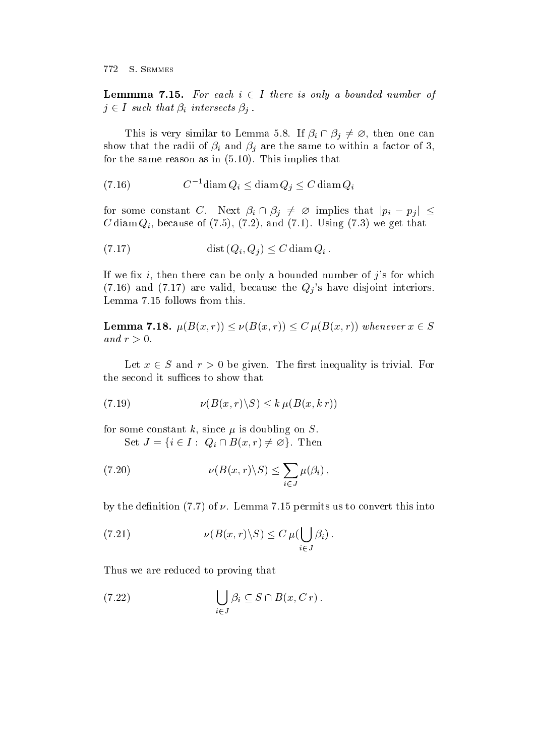**Lemmma 7.15.** *For each $i \in I$ there is only a bounded number of $j \in I$ such that $\beta_i$ intersects $\beta_j$.*

This is very similar to Lemma 5.8. If $\beta_i \cap \beta_j \neq \varnothing$, then one can show that the radii of $\beta_i$ and $\beta_j$ are the same to within a factor of 3, for the same reason as in (5.10). This implies that

$$C^{-1} \operatorname{diam} Q_i \leq \operatorname{diam} Q_j \leq C \operatorname{diam} Q_i \tag{7.16}$$

for some constant $C$. Next $\beta_i \cap \beta_j \neq \varnothing$ implies that $|p_i - p_j| \leq C \operatorname{diam} Q_i$, because of (7.5), (7.2), and (7.1). Using (7.3) we get that

$$\operatorname{dist}(Q_i, Q_j) \leq C \operatorname{diam} Q_i\,. \tag{7.17}$$

If we fix $i$, then there can be only a bounded number of $j$'s for which (7.16) and (7.17) are valid, because the $Q_j$'s have disjoint interiors. Lemma 7.15 follows from this.

**Lemma 7.18.** *$\mu(B(x,r)) \leq \nu(B(x,r)) \leq C\, \mu(B(x,r))$ whenever $x \in S$ and $r > 0$.*

Let $x \in S$ and $r > 0$ be given. The first inequality is trivial. For the second it suffices to show that

$$\nu(B(x,r) \backslash S) \leq k\, \mu(B(x, k\, r)) \tag{7.19}$$

for some constant $k$, since $\mu$ is doubling on $S$.

Set $J = \{i \in I : \ Q_i \cap B(x,r) \neq \varnothing\}$. Then

$$\nu(B(x,r) \backslash S) \leq \sum_{i \in J} \mu(\beta_i)\,, \tag{7.20}$$

by the definition (7.7) of $\nu$. Lemma 7.15 permits us to convert this into

$$\nu(B(x,r) \backslash S) \leq C\, \mu\Big(\bigcup_{i \in J} \beta_i\Big)\,. \tag{7.21}$$

Thus we are reduced to proving that

$$\bigcup_{i \in J} \beta_i \subseteq S \cap B(x, C\, r)\,. \tag{7.22}$$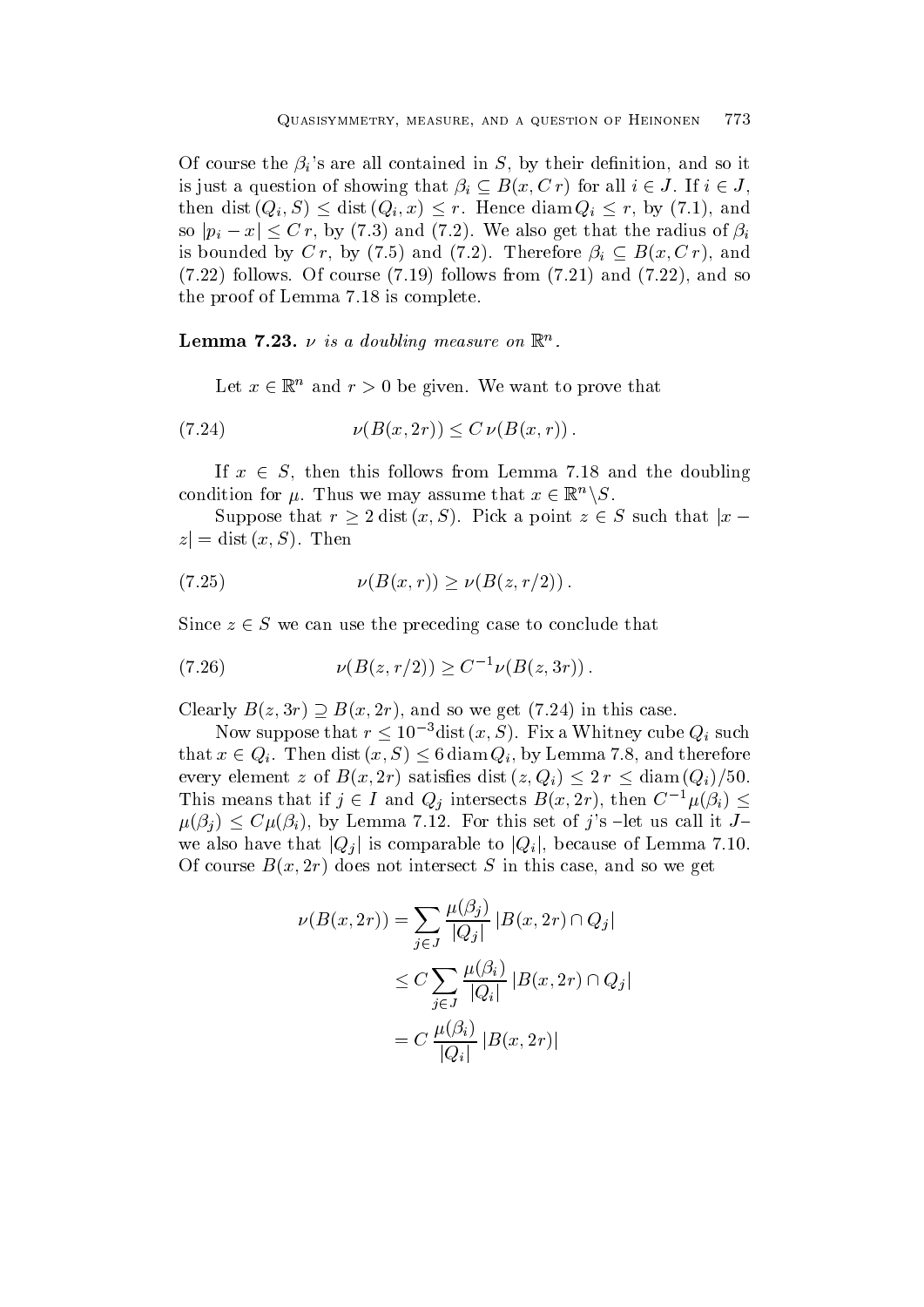Of course the $\beta_i$'s are all contained in $S$, by their definition, and so it is just a question of showing that $\beta_i \subseteq B(x, C\,r)$ for all $i \in J$. If $i \in J$, then $\operatorname{dist}(Q_i, S) \le \operatorname{dist}(Q_i, x) \le r$. Hence $\operatorname{diam} Q_i \le r$, by (7.1), and so $|p_i - x| \le C\,r$, by (7.3) and (7.2). We also get that the radius of $\beta_i$ is bounded by $C\,r$, by (7.5) and (7.2). Therefore $\beta_i \subseteq B(x, C\,r)$, and (7.22) follows. Of course (7.19) follows from (7.21) and (7.22), and so the proof of Lemma 7.18 is complete.

**Lemma 7.23.** *$\nu$ is a doubling measure on $\mathbb{R}^n$.*

Let $x \in \mathbb{R}^n$ and $r > 0$ be given. We want to prove that

$$\nu(B(x, 2r)) \le C\,\nu(B(x, r)) . \tag{7.24}$$

If $x \in S$, then this follows from Lemma 7.18 and the doubling condition for $\mu$. Thus we may assume that $x \in \mathbb{R}^n \backslash S$.

Suppose that $r \ge 2 \operatorname{dist}(x, S)$. Pick a point $z \in S$ such that $|x - z| = \operatorname{dist}(x, S)$. Then

$$\nu(B(x, r)) \ge \nu(B(z, r/2)) . \tag{7.25}$$

Since $z \in S$ we can use the preceding case to conclude that

$$\nu(B(z, r/2)) \ge C^{-1} \nu(B(z, 3r)) . \tag{7.26}$$

Clearly $B(z, 3r) \supseteq B(x, 2r)$, and so we get (7.24) in this case.

Now suppose that $r \le 10^{-3} \operatorname{dist}(x, S)$. Fix a Whitney cube $Q_i$ such that $x \in Q_i$. Then $\operatorname{dist}(x, S) \le 6 \operatorname{diam} Q_i$, by Lemma 7.8, and therefore every element $z$ of $B(x, 2r)$ satisfies $\operatorname{dist}(z, Q_i) \le 2\,r \le \operatorname{diam}(Q_i)/50$. This means that if $j \in I$ and $Q_j$ intersects $B(x, 2r)$, then $C^{-1} \mu(\beta_i) \le \mu(\beta_j) \le C \mu(\beta_i)$, by Lemma 7.12. For this set of $j$'s –let us call it $J$– we also have that $|Q_j|$ is comparable to $|Q_i|$, because of Lemma 7.10. Of course $B(x, 2r)$ does not intersect $S$ in this case, and so we get

$$\begin{aligned} \nu(B(x, 2r)) &= \sum_{j \in J} \frac{\mu(\beta_j)}{|Q_j|} \, |B(x, 2r) \cap Q_j| \\ &\le C \sum_{j \in J} \frac{\mu(\beta_i)}{|Q_i|} \, |B(x, 2r) \cap Q_j| \\ &= C \, \frac{\mu(\beta_i)}{|Q_i|} \, |B(x, 2r)| \end{aligned}$$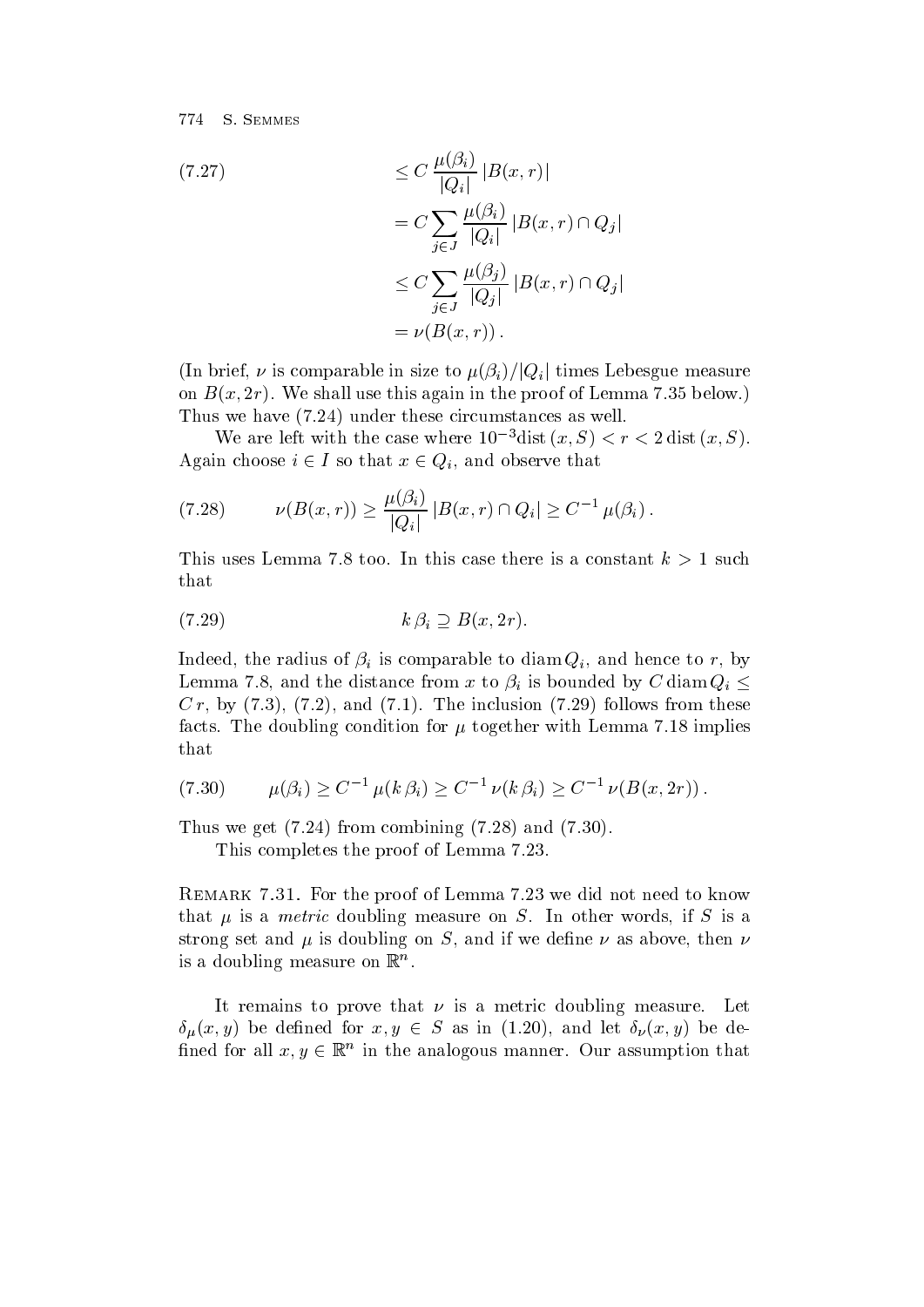$$
\begin{aligned}
(7.27) \qquad\qquad & \le C \, \frac{\mu(\beta_i)}{|Q_i|} \, |B(x,r)| \\
&= C \sum_{j \in J} \frac{\mu(\beta_i)}{|Q_i|} \, |B(x,r) \cap Q_j| \\
&\le C \sum_{j \in J} \frac{\mu(\beta_j)}{|Q_j|} \, |B(x,r) \cap Q_j| \\
&= \nu(B(x,r)) \, .
\end{aligned}
$$

(In brief, $\nu$ is comparable in size to $\mu(\beta_i)/|Q_i|$ times Lebesgue measure on $B(x, 2r)$. We shall use this again in the proof of Lemma 7.35 below.) Thus we have (7.24) under these circumstances as well.

We are left with the case where $10^{-3} \operatorname{dist}(x,S) < r < 2 \operatorname{dist}(x,S)$. Again choose $i \in I$ so that $x \in Q_i$, and observe that

$$
(7.28) \qquad \nu(B(x,r)) \ge \frac{\mu(\beta_i)}{|Q_i|} \, |B(x,r) \cap Q_i| \ge C^{-1} \, \mu(\beta_i) \, .
$$

This uses Lemma 7.8 too. In this case there is a constant $k > 1$ such that

$$
(7.29) \qquad k \, \beta_i \supseteq B(x, 2r).
$$

Indeed, the radius of $\beta_i$ is comparable to $\operatorname{diam} Q_i$, and hence to $r$, by Lemma 7.8, and the distance from $x$ to $\beta_i$ is bounded by $C \operatorname{diam} Q_i \le C \, r$, by (7.3), (7.2), and (7.1). The inclusion (7.29) follows from these facts. The doubling condition for $\mu$ together with Lemma 7.18 implies that

$$
(7.30) \qquad \mu(\beta_i) \ge C^{-1} \, \mu(k \, \beta_i) \ge C^{-1} \, \nu(k \, \beta_i) \ge C^{-1} \, \nu(B(x, 2r)) \, .
$$

Thus we get (7.24) from combining (7.28) and (7.30).

This completes the proof of Lemma 7.23.

Remark 7.31. For the proof of Lemma 7.23 we did not need to know that $\mu$ is a *metric* doubling measure on $S$. In other words, if $S$ is a strong set and $\mu$ is doubling on $S$, and if we define $\nu$ as above, then $\nu$ is a doubling measure on $\mathbb{R}^n$.

It remains to prove that $\nu$ is a metric doubling measure. Let $\delta_\mu(x,y)$ be defined for $x, y \in S$ as in (1.20), and let $\delta_\nu(x,y)$ be defined for all $x, y \in \mathbb{R}^n$ in the analogous manner. Our assumption that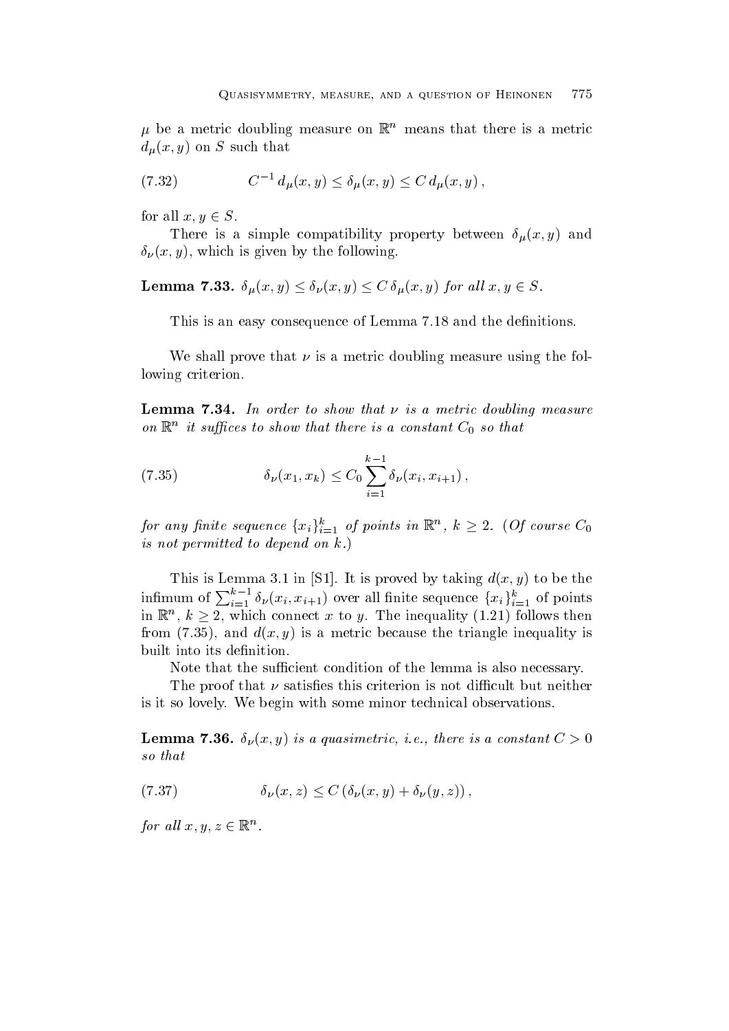$\mu$ be a metric doubling measure on $\mathbb{R}^n$ means that there is a metric $d_\mu(x, y)$ on $S$ such that

$$C^{-1}\, d_\mu(x, y) \le \delta_\mu(x, y) \le C\, d_\mu(x, y)\,, \tag{7.32}$$

for all $x, y \in S$.

There is a simple compatibility property between $\delta_\mu(x, y)$ and $\delta_\nu(x, y)$, which is given by the following.

**Lemma 7.33.** *$\delta_\mu(x, y) \le \delta_\nu(x, y) \le C\, \delta_\mu(x, y)$ for all $x, y \in S$.*

This is an easy consequence of Lemma 7.18 and the definitions.

We shall prove that $\nu$ is a metric doubling measure using the following criterion.

**Lemma 7.34.** *In order to show that $\nu$ is a metric doubling measure on $\mathbb{R}^n$ it suffices to show that there is a constant $C_0$ so that*

$$\delta_\nu(x_1, x_k) \le C_0 \sum_{i=1}^{k-1} \delta_\nu(x_i, x_{i+1})\,, \tag{7.35}$$

*for any finite sequence $\{x_i\}_{i=1}^k$ of points in $\mathbb{R}^n$, $k \ge 2$. (Of course $C_0$ is not permitted to depend on $k$.)*

This is Lemma 3.1 in [S1]. It is proved by taking $d(x, y)$ to be the infimum of $\sum_{i=1}^{k-1} \delta_\nu(x_i, x_{i+1})$ over all finite sequence $\{x_i\}_{i=1}^k$ of points in $\mathbb{R}^n$, $k \ge 2$, which connect $x$ to $y$. The inequality (1.21) follows then from (7.35), and $d(x, y)$ is a metric because the triangle inequality is built into its definition.

Note that the sufficient condition of the lemma is also necessary.

The proof that $\nu$ satisfies this criterion is not difficult but neither is it so lovely. We begin with some minor technical observations.

**Lemma 7.36.** *$\delta_\nu(x, y)$ is a quasimetric, i.e., there is a constant $C > 0$ so that*

$$\delta_\nu(x, z) \le C\, (\delta_\nu(x, y) + \delta_\nu(y, z))\,, \tag{7.37}$$

*for all $x, y, z \in \mathbb{R}^n$.*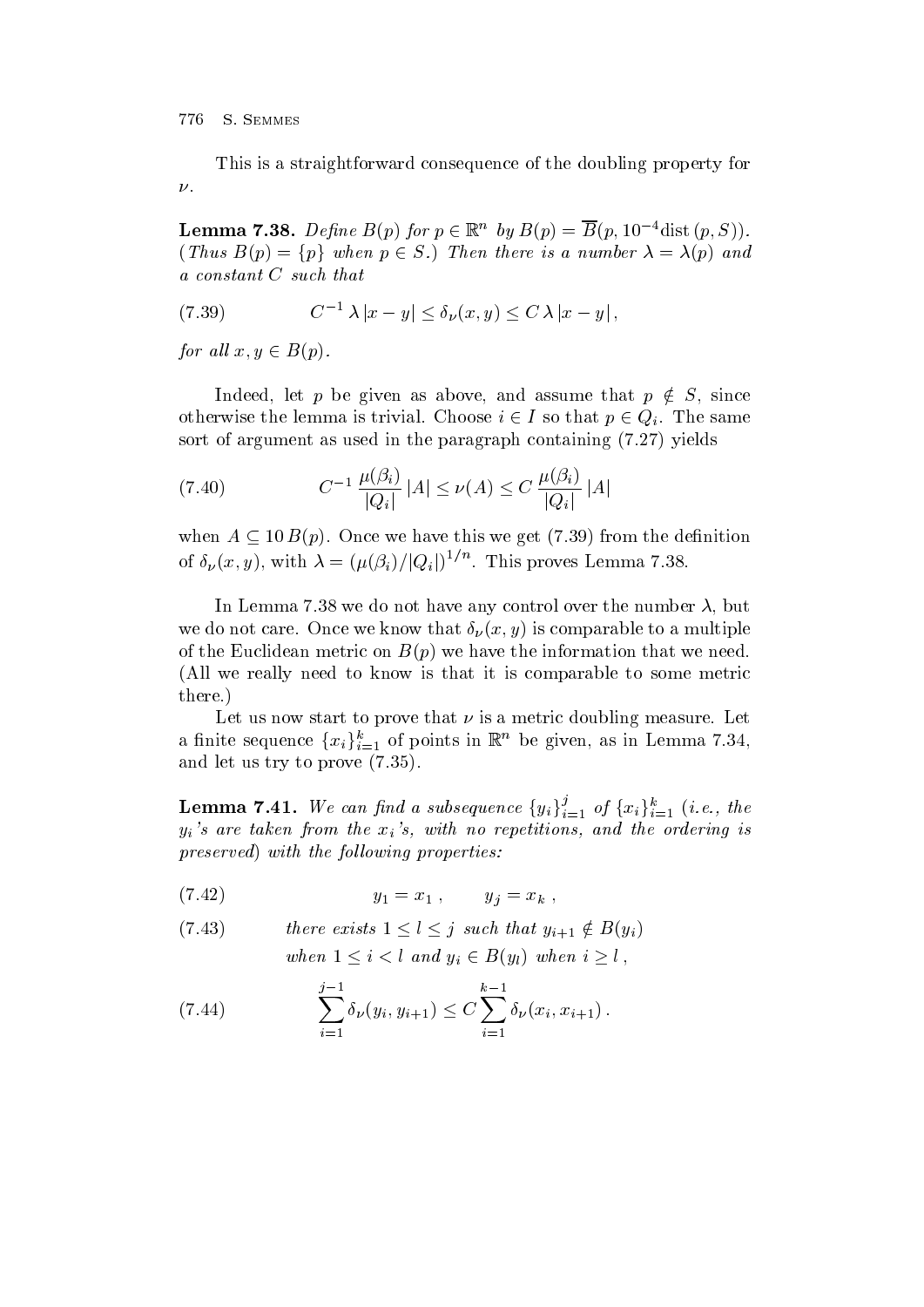This is a straightforward consequence of the doubling property for $\nu$.

**Lemma 7.38.** *Define $B(p)$ for $p \in \mathbb{R}^n$ by $B(p) = \overline{B}(p, 10^{-4}\text{dist}\,(p, S))$. (Thus $B(p) = \{p\}$ when $p \in S$.) Then there is a number $\lambda = \lambda(p)$ and a constant $C$ such that*

$$C^{-1}\,\lambda\,|x-y| \le \delta_\nu(x,y) \le C\,\lambda\,|x-y|\,, \tag{7.39}$$

*for all $x, y \in B(p)$.*

Indeed, let $p$ be given as above, and assume that $p \notin S$, since otherwise the lemma is trivial. Choose $i \in I$ so that $p \in Q_i$. The same sort of argument as used in the paragraph containing (7.27) yields

$$C^{-1}\,\frac{\mu(\beta_i)}{|Q_i|}\,|A| \le \nu(A) \le C\,\frac{\mu(\beta_i)}{|Q_i|}\,|A| \tag{7.40}$$

when $A \subseteq 10\,B(p)$. Once we have this we get (7.39) from the definition of $\delta_\nu(x,y)$, with $\lambda = (\mu(\beta_i)/|Q_i|)^{1/n}$. This proves Lemma 7.38.

In Lemma 7.38 we do not have any control over the number $\lambda$, but we do not care. Once we know that $\delta_\nu(x,y)$ is comparable to a multiple of the Euclidean metric on $B(p)$ we have the information that we need. (All we really need to know is that it is comparable to some metric there.)

Let us now start to prove that $\nu$ is a metric doubling measure. Let a finite sequence $\{x_i\}_{i=1}^k$ of points in $\mathbb{R}^n$ be given, as in Lemma 7.34, and let us try to prove (7.35).

**Lemma 7.41.** *We can find a subsequence $\{y_i\}_{i=1}^j$ of $\{x_i\}_{i=1}^k$ (i.e., the $y_i$'s are taken from the $x_i$'s, with no repetitions, and the ordering is preserved) with the following properties:*

$$y_1 = x_1\,, \qquad y_j = x_k\,, \tag{7.42}$$

$$\text{there exists } 1 \le l \le j \text{ such that } y_{i+1} \notin B(y_i) \text{ when } 1 \le i < l \text{ and } y_i \in B(y_l) \text{ when } i \ge l\,, \tag{7.43}$$

$$\sum_{i=1}^{j-1} \delta_\nu(y_i, y_{i+1}) \le C \sum_{i=1}^{k-1} \delta_\nu(x_i, x_{i+1})\,. \tag{7.44}$$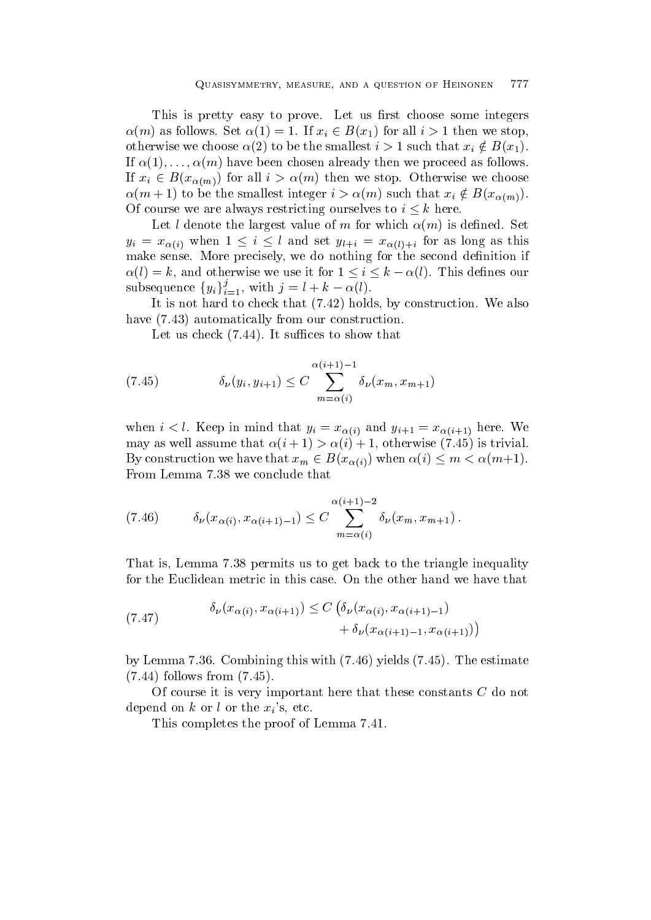This is pretty easy to prove. Let us first choose some integers $\alpha(m)$ as follows. Set $\alpha(1) = 1$. If $x_i \in B(x_1)$ for all $i > 1$ then we stop, otherwise we choose $\alpha(2)$ to be the smallest $i > 1$ such that $x_i \notin B(x_1)$. If $\alpha(1), \ldots, \alpha(m)$ have been chosen already then we proceed as follows. If $x_i \in B(x_{\alpha(m)})$ for all $i > \alpha(m)$ then we stop. Otherwise we choose $\alpha(m+1)$ to be the smallest integer $i > \alpha(m)$ such that $x_i \notin B(x_{\alpha(m)})$. Of course we are always restricting ourselves to $i \leq k$ here.

Let $l$ denote the largest value of $m$ for which $\alpha(m)$ is defined. Set $y_i = x_{\alpha(i)}$ when $1 \leq i \leq l$ and set $y_{l+i} = x_{\alpha(l)+i}$ for as long as this make sense. More precisely, we do nothing for the second definition if $\alpha(l) = k$, and otherwise we use it for $1 \leq i \leq k - \alpha(l)$. This defines our subsequence $\{y_i\}_{i=1}^{j}$, with $j = l + k - \alpha(l)$.

It is not hard to check that (7.42) holds, by construction. We also have (7.43) automatically from our construction.

Let us check (7.44). It suffices to show that

$$\delta_\nu(y_i, y_{i+1}) \leq C \sum_{m=\alpha(i)}^{\alpha(i+1)-1} \delta_\nu(x_m, x_{m+1}) \tag{7.45}$$

when $i < l$. Keep in mind that $y_i = x_{\alpha(i)}$ and $y_{i+1} = x_{\alpha(i+1)}$ here. We may as well assume that $\alpha(i+1) > \alpha(i) + 1$, otherwise (7.45) is trivial. By construction we have that $x_m \in B(x_{\alpha(i)})$ when $\alpha(i) \leq m < \alpha(m+1)$. From Lemma 7.38 we conclude that

$$\delta_\nu(x_{\alpha(i)}, x_{\alpha(i+1)-1}) \leq C \sum_{m=\alpha(i)}^{\alpha(i+1)-2} \delta_\nu(x_m, x_{m+1}) \,. \tag{7.46}$$

That is, Lemma 7.38 permits us to get back to the triangle inequality for the Euclidean metric in this case. On the other hand we have that

$$\begin{aligned} \delta_\nu(x_{\alpha(i)}, x_{\alpha(i+1)}) \leq C \big(&\delta_\nu(x_{\alpha(i)}, x_{\alpha(i+1)-1}) \\ &+ \delta_\nu(x_{\alpha(i+1)-1}, x_{\alpha(i+1)})\big) \end{aligned} \tag{7.47}$$

by Lemma 7.36. Combining this with (7.46) yields (7.45). The estimate (7.44) follows from (7.45).

Of course it is very important here that these constants $C$ do not depend on $k$ or $l$ or the $x_i$'s, etc.

This completes the proof of Lemma 7.41.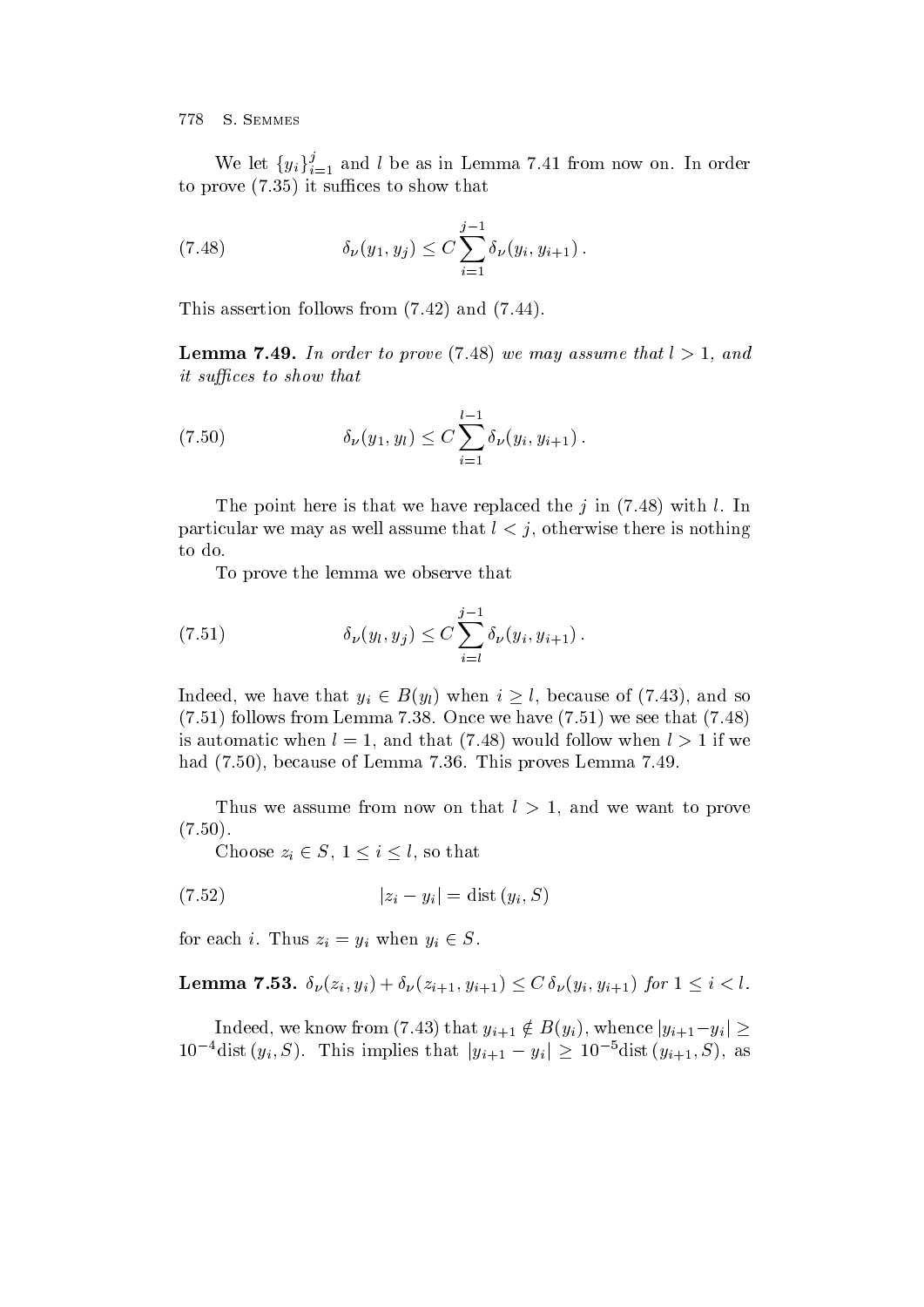We let $\{y_i\}_{i=1}^j$ and $l$ be as in Lemma 7.41 from now on. In order to prove (7.35) it suffices to show that

$$\delta_\nu(y_1, y_j) \le C \sum_{i=1}^{j-1} \delta_\nu(y_i, y_{i+1}) . \tag{7.48}$$

This assertion follows from (7.42) and (7.44).

**Lemma 7.49.** *In order to prove* (7.48) *we may assume that* $l > 1$, *and it suffices to show that*

$$\delta_\nu(y_1, y_l) \le C \sum_{i=1}^{l-1} \delta_\nu(y_i, y_{i+1}) . \tag{7.50}$$

The point here is that we have replaced the $j$ in (7.48) with $l$. In particular we may as well assume that $l < j$, otherwise there is nothing to do.

To prove the lemma we observe that

$$\delta_\nu(y_l, y_j) \le C \sum_{i=l}^{j-1} \delta_\nu(y_i, y_{i+1}) . \tag{7.51}$$

Indeed, we have that $y_i \in B(y_l)$ when $i \ge l$, because of (7.43), and so (7.51) follows from Lemma 7.38. Once we have (7.51) we see that (7.48) is automatic when $l = 1$, and that (7.48) would follow when $l > 1$ if we had (7.50), because of Lemma 7.36. This proves Lemma 7.49.

Thus we assume from now on that $l > 1$, and we want to prove (7.50).

Choose $z_i \in S$, $1 \le i \le l$, so that

$$|z_i - y_i| = \operatorname{dist}(y_i, S) \tag{7.52}$$

for each $i$. Thus $z_i = y_i$ when $y_i \in S$.

**Lemma 7.53.** $\delta_\nu(z_i, y_i) + \delta_\nu(z_{i+1}, y_{i+1}) \le C\, \delta_\nu(y_i, y_{i+1})$ *for* $1 \le i < l$.

Indeed, we know from (7.43) that $y_{i+1} \notin B(y_i)$, whence $|y_{i+1} - y_i| \ge 10^{-4} \operatorname{dist}(y_i, S)$. This implies that $|y_{i+1} - y_i| \ge 10^{-5} \operatorname{dist}(y_{i+1}, S)$, as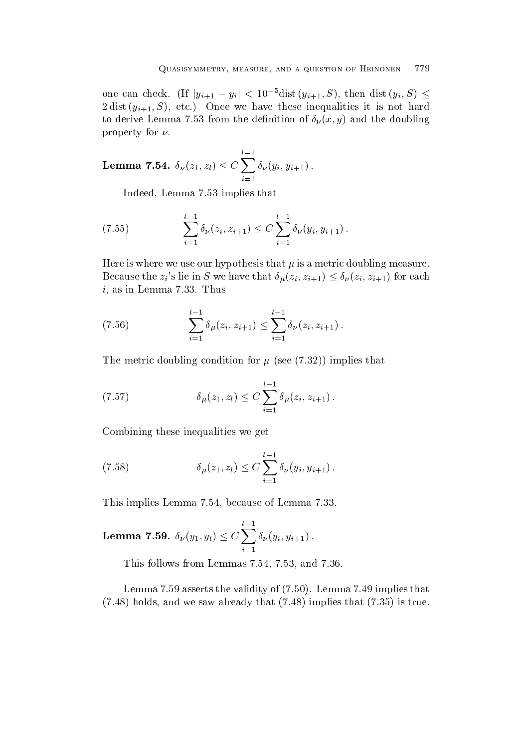one can check. (If $|y_{i+1} - y_i| < 10^{-5}\text{dist}\,(y_{i+1}, S)$, then $\text{dist}\,(y_i, S) \leq 2\,\text{dist}\,(y_{i+1}, S)$, etc.) Once we have these inequalities it is not hard to derive Lemma 7.53 from the definition of $\delta_\nu(x, y)$ and the doubling property for $\nu$.

**Lemma 7.54.** $\delta_\nu(z_1, z_l) \leq C \sum_{i=1}^{l-1} \delta_\nu(y_i, y_{i+1})$.

Indeed, Lemma 7.53 implies that

$$\sum_{i=1}^{l-1} \delta_\nu(z_i, z_{i+1}) \leq C \sum_{i=1}^{l-1} \delta_\nu(y_i, y_{i+1}). \tag{7.55}$$

Here is where we use our hypothesis that $\mu$ is a metric doubling measure. Because the $z_i$'s lie in $S$ we have that $\delta_\mu(z_i, z_{i+1}) \leq \delta_\nu(z_i, z_{i+1})$ for each $i$, as in Lemma 7.33. Thus

$$\sum_{i=1}^{l-1} \delta_\mu(z_i, z_{i+1}) \leq \sum_{i=1}^{l-1} \delta_\nu(z_i, z_{i+1}). \tag{7.56}$$

The metric doubling condition for $\mu$ (see (7.32)) implies that

$$\delta_\mu(z_1, z_l) \leq C \sum_{i=1}^{l-1} \delta_\mu(z_i, z_{i+1}). \tag{7.57}$$

Combining these inequalities we get

$$\delta_\mu(z_1, z_l) \leq C \sum_{i=1}^{l-1} \delta_\nu(y_i, y_{i+1}). \tag{7.58}$$

This implies Lemma 7.54, because of Lemma 7.33.

**Lemma 7.59.** $\delta_\nu(y_1, y_l) \leq C \sum_{i=1}^{l-1} \delta_\nu(y_i, y_{i+1})$.

This follows from Lemmas 7.54, 7.53, and 7.36.

Lemma 7.59 asserts the validity of (7.50). Lemma 7.49 implies that (7.48) holds, and we saw already that (7.48) implies that (7.35) is true.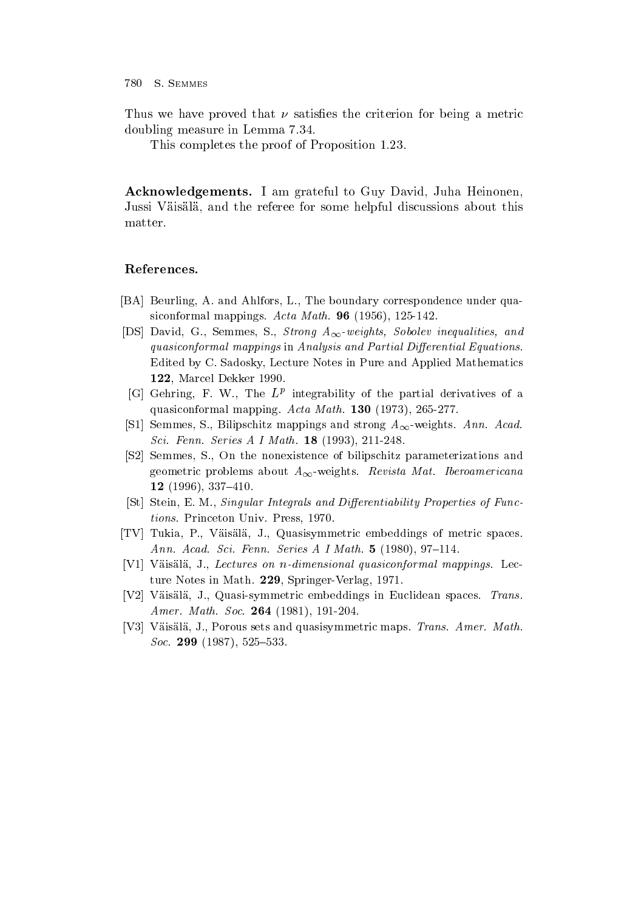Thus we have proved that $\nu$ satisfies the criterion for being a metric doubling measure in Lemma 7.34.

This completes the proof of Proposition 1.23.

**Acknowledgements.** I am grateful to Guy David, Juha Heinonen, Jussi Väisälä, and the referee for some helpful discussions about this matter.

## References.

[BA] Beurling, A. and Ahlfors, L., The boundary correspondence under quasiconformal mappings. *Acta Math.* **96** (1956), 125-142.

[DS] David, G., Semmes, S., *Strong $A_\infty$-weights, Sobolev inequalities, and quasiconformal mappings* in *Analysis and Partial Differential Equations.* Edited by C. Sadosky, Lecture Notes in Pure and Applied Mathematics **122**, Marcel Dekker 1990.

[G] Gehring, F. W., The $L^p$ integrability of the partial derivatives of a quasiconformal mapping. *Acta Math.* **130** (1973), 265-277.

[S1] Semmes, S., Bilipschitz mappings and strong $A_\infty$-weights. *Ann. Acad. Sci. Fenn. Series A I Math.* **18** (1993), 211-248.

[S2] Semmes, S., On the nonexistence of bilipschitz parameterizations and geometric problems about $A_\infty$-weights. *Revista Mat. Iberoamericana* **12** (1996), 337–410.

[St] Stein, E. M., *Singular Integrals and Differentiability Properties of Functions.* Princeton Univ. Press, 1970.

[TV] Tukia, P., Väisälä, J., Quasisymmetric embeddings of metric spaces. *Ann. Acad. Sci. Fenn. Series A I Math.* **5** (1980), 97–114.

[V1] Väisälä, J., *Lectures on n-dimensional quasiconformal mappings.* Lecture Notes in Math. **229**, Springer-Verlag, 1971.

[V2] Väisälä, J., Quasi-symmetric embeddings in Euclidean spaces. *Trans. Amer. Math. Soc.* **264** (1981), 191-204.

[V3] Väisälä, J., Porous sets and quasisymmetric maps. *Trans. Amer. Math. Soc.* **299** (1987), 525–533.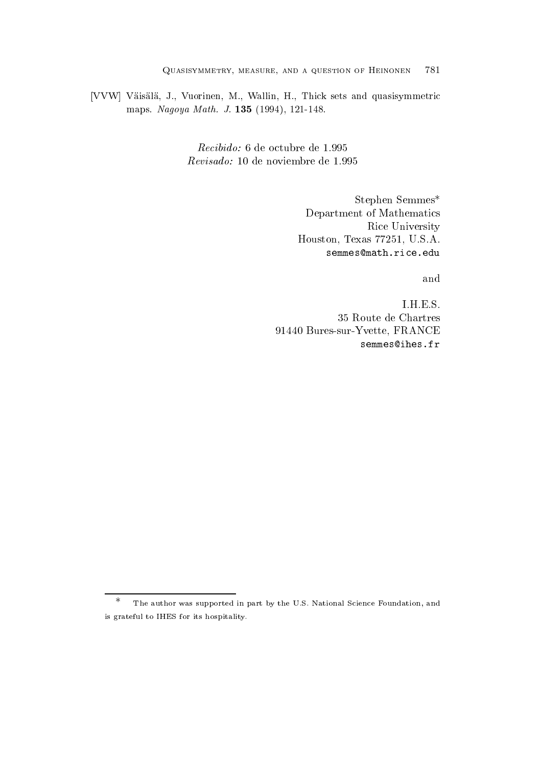[VVW] Väisälä, J., Vuorinen, M., Wallin, H., Thick sets and quasisymmetric maps. *Nagoya Math. J.* **135** (1994), 121-148.

*Recibido:* 6 de octubre de 1.995
*Revisado:* 10 de noviembre de 1.995

Stephen Semmes*
Department of Mathematics
Rice University
Houston, Texas 77251, U.S.A.
semmes@math.rice.edu

and

I.H.E.S.
35 Route de Chartres
91440 Bures-sur-Yvette, FRANCE
semmes@ihes.fr

---

\* The author was supported in part by the U.S. National Science Foundation, and is grateful to IHES for its hospitality.